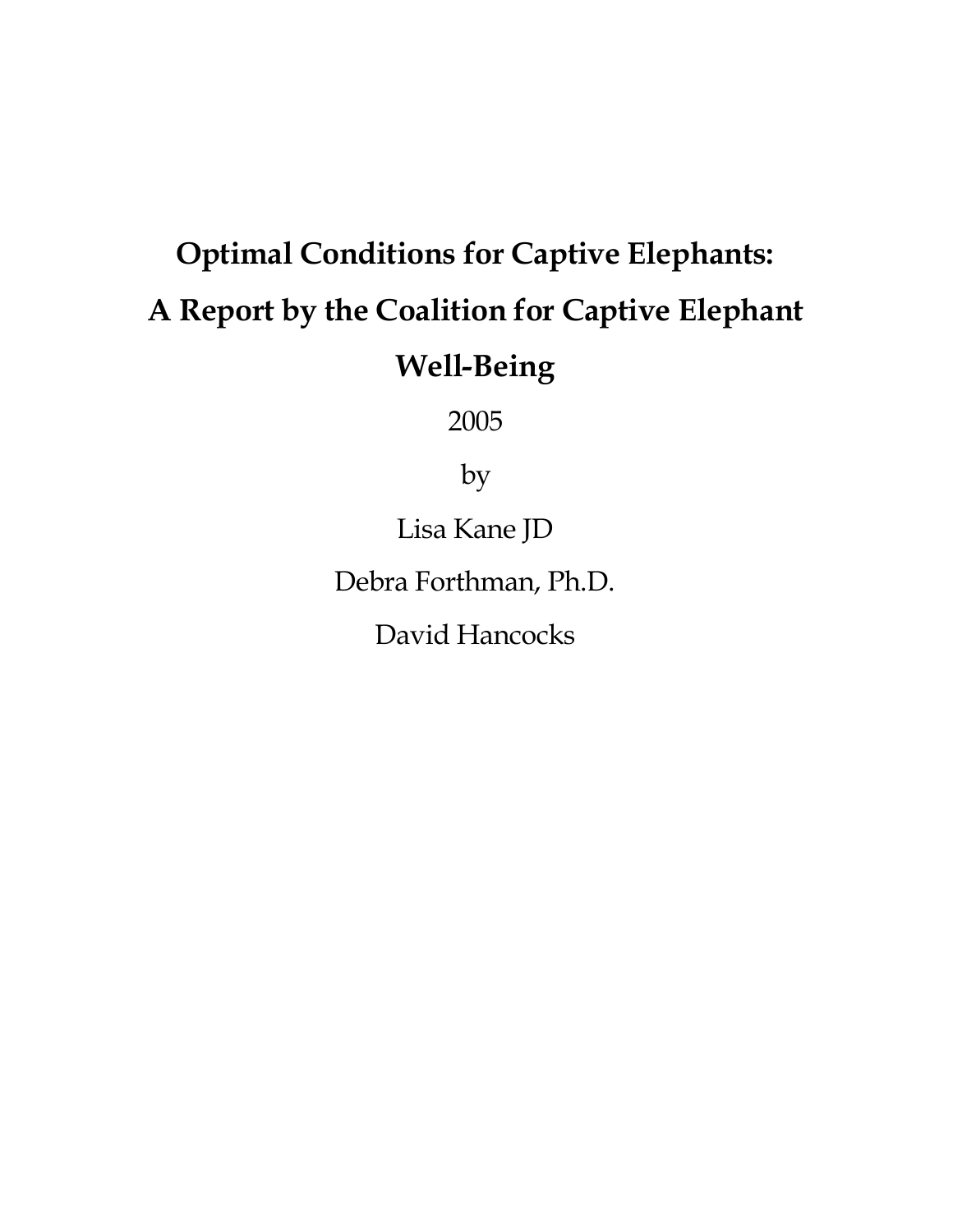# Optimal Conditions for Captive Elephants: A Report by the Coalition for Captive Elephant Well-Being

2005

by

Lisa Kane JD

Debra Forthman, Ph.D.

David Hancocks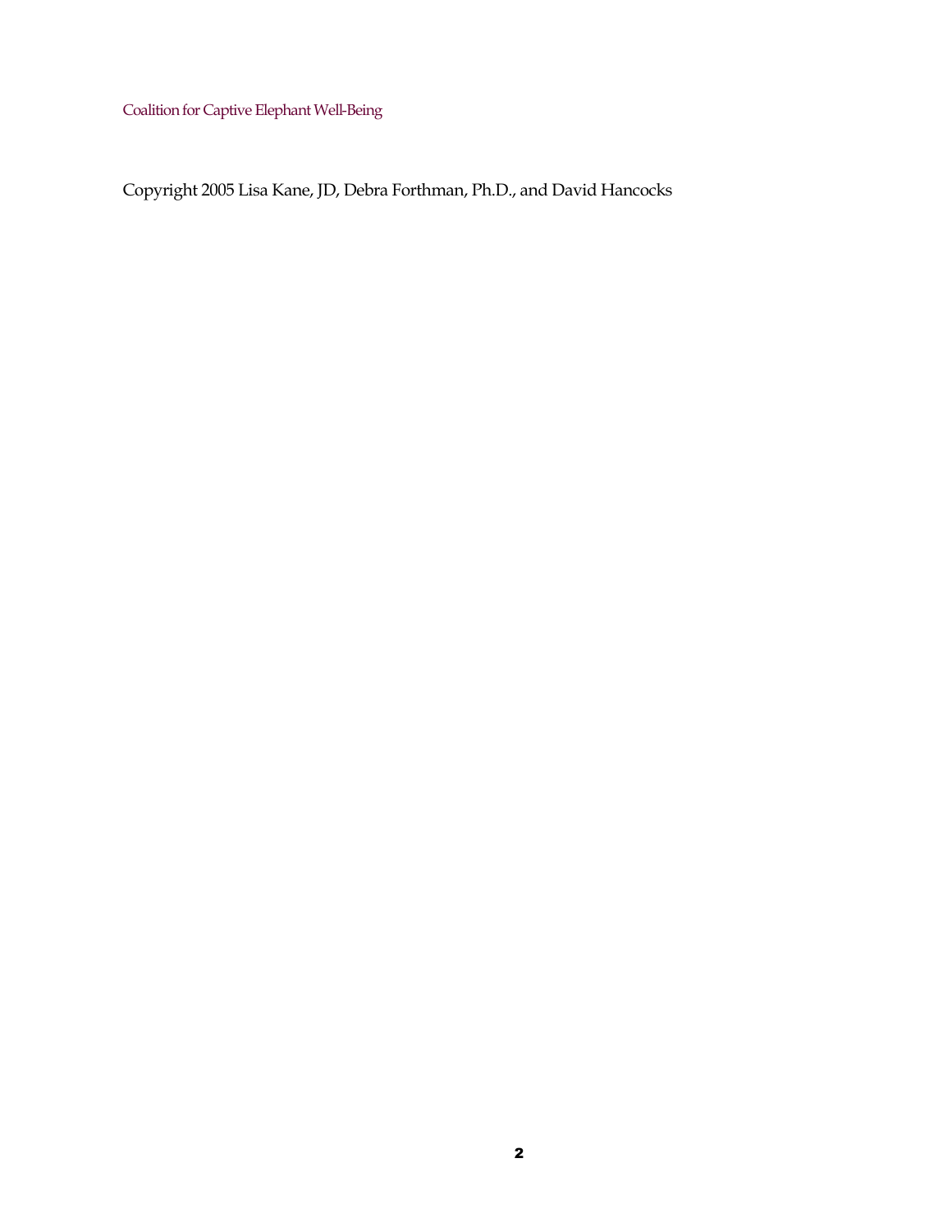Copyright 2005 Lisa Kane, JD, Debra Forthman, Ph.D., and David Hancocks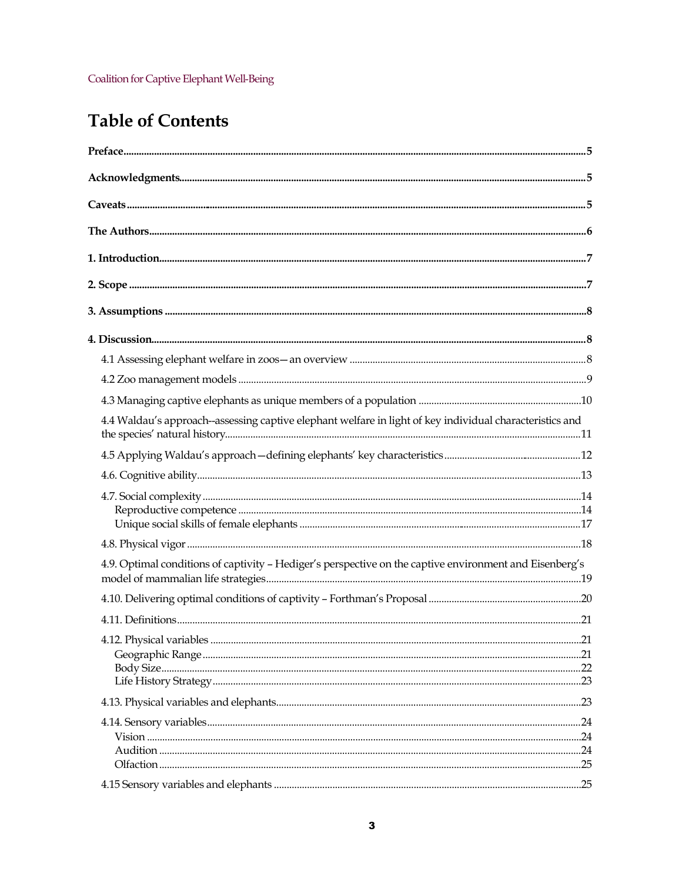# Table of Contents

**Preface** ..... 5

**Acknowledgments** ..... 5

**Caveats** ..... 5

**The Authors** ..... 6

**1. Introduction** ..... 7

**2. Scope** ..... 7

**3. Assumptions** ..... 8

**4. Discussion** ..... 8

- 4.1 Assessing elephant welfare in zoos—an overview ..... 8
- 4.2 Zoo management models ..... 9
- 4.3 Managing captive elephants as unique members of a population ..... 10
- 4.4 Waldau's approach--assessing captive elephant welfare in light of key individual characteristics and the species' natural history ..... 11
- 4.5 Applying Waldau's approach—defining elephants' key characteristics ..... 12
- 4.6. Cognitive ability ..... 13
- 4.7. Social complexity ..... 14
  - Reproductive competence ..... 14
  - Unique social skills of female elephants ..... 17
- 4.8. Physical vigor ..... 18
- 4.9. Optimal conditions of captivity – Hediger's perspective on the captive environment and Eisenberg's model of mammalian life strategies ..... 19
- 4.10. Delivering optimal conditions of captivity – Forthman's Proposal ..... 20
- 4.11. Definitions ..... 21
- 4.12. Physical variables ..... 21
  - Geographic Range ..... 21
  - Body Size ..... 22
  - Life History Strategy ..... 23
- 4.13. Physical variables and elephants ..... 23
- 4.14. Sensory variables ..... 24
  - Vision ..... 24
  - Audition ..... 24
  - Olfaction ..... 25
- 4.15 Sensory variables and elephants ..... 25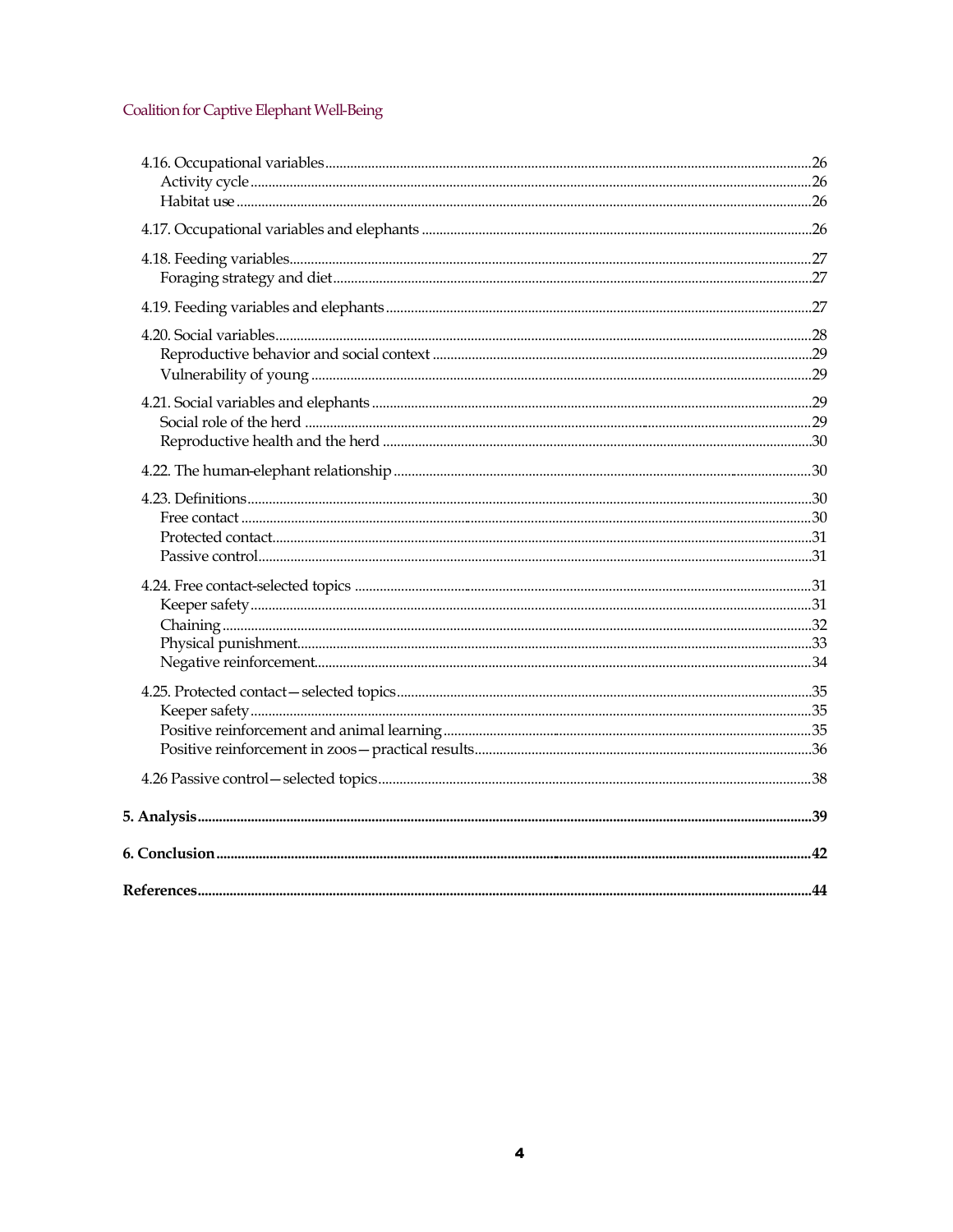4.16. Occupational variables......26
 Activity cycle......26
 Habitat use......26

4.17. Occupational variables and elephants......26

4.18. Feeding variables......27
 Foraging strategy and diet......27

4.19. Feeding variables and elephants......27

4.20. Social variables......28
 Reproductive behavior and social context......29
 Vulnerability of young......29

4.21. Social variables and elephants......29
 Social role of the herd......29
 Reproductive health and the herd......30

4.22. The human-elephant relationship......30

4.23. Definitions......30
 Free contact......30
 Protected contact......31
 Passive control......31

4.24. Free contact-selected topics......31
 Keeper safety......31
 Chaining......32
 Physical punishment......33
 Negative reinforcement......34

4.25. Protected contact—selected topics......35
 Keeper safety......35
 Positive reinforcement and animal learning......35
 Positive reinforcement in zoos—practical results......36

4.26 Passive control—selected topics......38

**5. Analysis......39**

**6. Conclusion......42**

**References......44**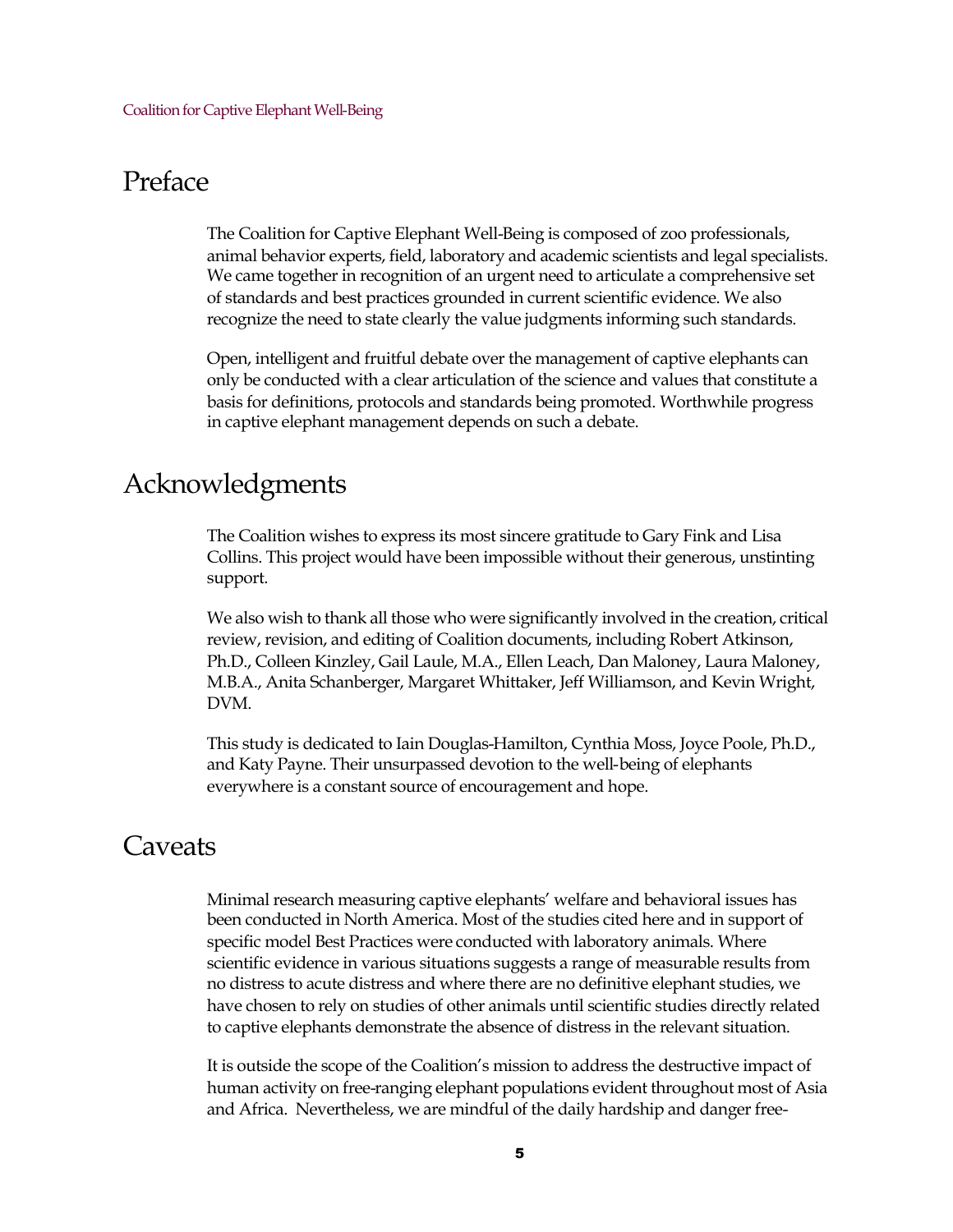## Preface

The Coalition for Captive Elephant Well-Being is composed of zoo professionals, animal behavior experts, field, laboratory and academic scientists and legal specialists. We came together in recognition of an urgent need to articulate a comprehensive set of standards and best practices grounded in current scientific evidence. We also recognize the need to state clearly the value judgments informing such standards.

Open, intelligent and fruitful debate over the management of captive elephants can only be conducted with a clear articulation of the science and values that constitute a basis for definitions, protocols and standards being promoted. Worthwhile progress in captive elephant management depends on such a debate.

## Acknowledgments

The Coalition wishes to express its most sincere gratitude to Gary Fink and Lisa Collins. This project would have been impossible without their generous, unstinting support.

We also wish to thank all those who were significantly involved in the creation, critical review, revision, and editing of Coalition documents, including Robert Atkinson, Ph.D., Colleen Kinzley, Gail Laule, M.A., Ellen Leach, Dan Maloney, Laura Maloney, M.B.A., Anita Schanberger, Margaret Whittaker, Jeff Williamson, and Kevin Wright, DVM.

This study is dedicated to Iain Douglas-Hamilton, Cynthia Moss, Joyce Poole, Ph.D., and Katy Payne. Their unsurpassed devotion to the well-being of elephants everywhere is a constant source of encouragement and hope.

## Caveats

Minimal research measuring captive elephants' welfare and behavioral issues has been conducted in North America. Most of the studies cited here and in support of specific model Best Practices were conducted with laboratory animals. Where scientific evidence in various situations suggests a range of measurable results from no distress to acute distress and where there are no definitive elephant studies, we have chosen to rely on studies of other animals until scientific studies directly related to captive elephants demonstrate the absence of distress in the relevant situation.

It is outside the scope of the Coalition's mission to address the destructive impact of human activity on free-ranging elephant populations evident throughout most of Asia and Africa. Nevertheless, we are mindful of the daily hardship and danger free-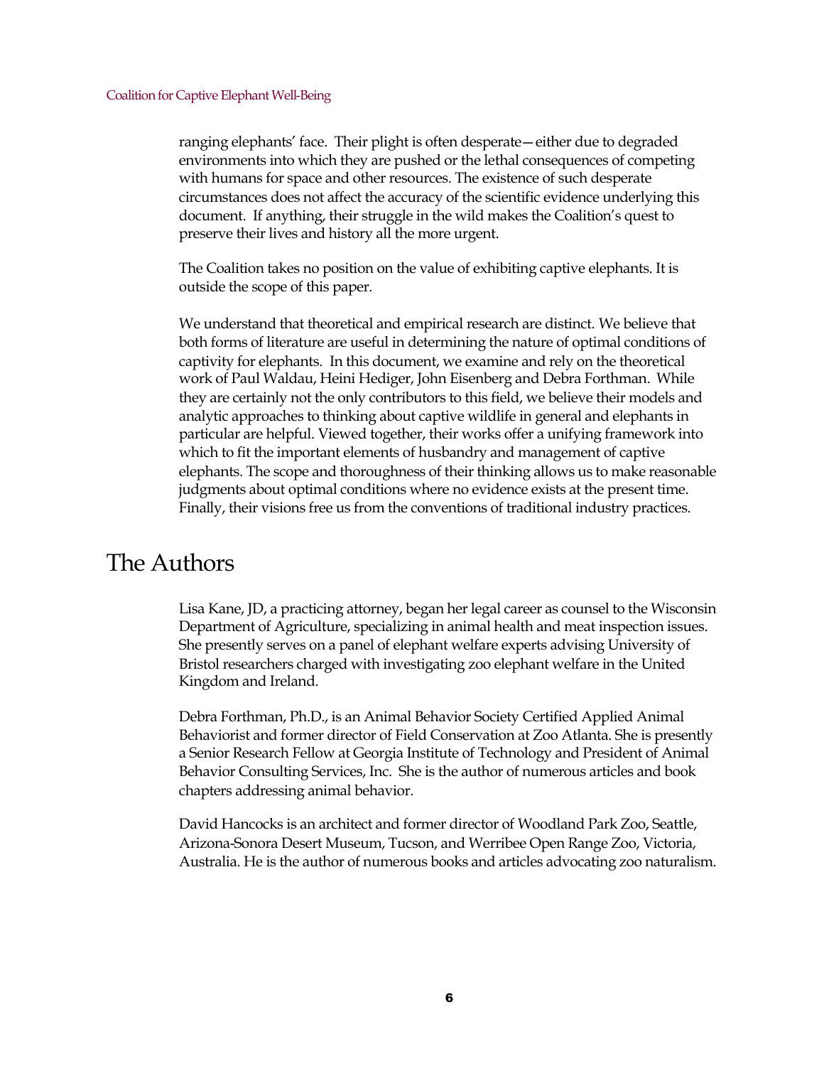ranging elephants' face. Their plight is often desperate—either due to degraded environments into which they are pushed or the lethal consequences of competing with humans for space and other resources. The existence of such desperate circumstances does not affect the accuracy of the scientific evidence underlying this document. If anything, their struggle in the wild makes the Coalition's quest to preserve their lives and history all the more urgent.

The Coalition takes no position on the value of exhibiting captive elephants. It is outside the scope of this paper.

We understand that theoretical and empirical research are distinct. We believe that both forms of literature are useful in determining the nature of optimal conditions of captivity for elephants. In this document, we examine and rely on the theoretical work of Paul Waldau, Heini Hediger, John Eisenberg and Debra Forthman. While they are certainly not the only contributors to this field, we believe their models and analytic approaches to thinking about captive wildlife in general and elephants in particular are helpful. Viewed together, their works offer a unifying framework into which to fit the important elements of husbandry and management of captive elephants. The scope and thoroughness of their thinking allows us to make reasonable judgments about optimal conditions where no evidence exists at the present time. Finally, their visions free us from the conventions of traditional industry practices.

# The Authors

Lisa Kane, JD, a practicing attorney, began her legal career as counsel to the Wisconsin Department of Agriculture, specializing in animal health and meat inspection issues. She presently serves on a panel of elephant welfare experts advising University of Bristol researchers charged with investigating zoo elephant welfare in the United Kingdom and Ireland.

Debra Forthman, Ph.D., is an Animal Behavior Society Certified Applied Animal Behaviorist and former director of Field Conservation at Zoo Atlanta. She is presently a Senior Research Fellow at Georgia Institute of Technology and President of Animal Behavior Consulting Services, Inc. She is the author of numerous articles and book chapters addressing animal behavior.

David Hancocks is an architect and former director of Woodland Park Zoo, Seattle, Arizona-Sonora Desert Museum, Tucson, and Werribee Open Range Zoo, Victoria, Australia. He is the author of numerous books and articles advocating zoo naturalism.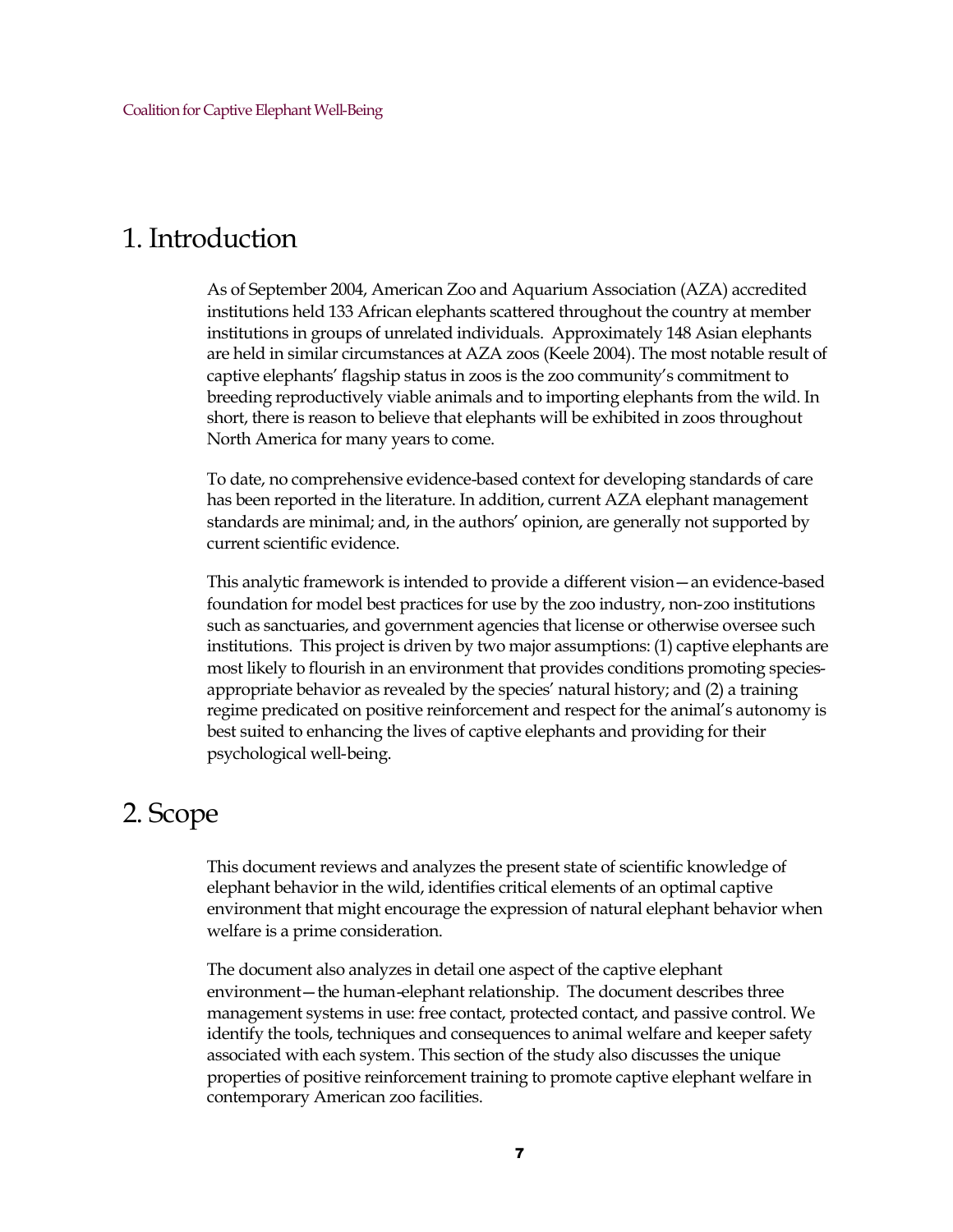# 1. Introduction

As of September 2004, American Zoo and Aquarium Association (AZA) accredited institutions held 133 African elephants scattered throughout the country at member institutions in groups of unrelated individuals. Approximately 148 Asian elephants are held in similar circumstances at AZA zoos (Keele 2004). The most notable result of captive elephants' flagship status in zoos is the zoo community's commitment to breeding reproductively viable animals and to importing elephants from the wild. In short, there is reason to believe that elephants will be exhibited in zoos throughout North America for many years to come.

To date, no comprehensive evidence-based context for developing standards of care has been reported in the literature. In addition, current AZA elephant management standards are minimal; and, in the authors' opinion, are generally not supported by current scientific evidence.

This analytic framework is intended to provide a different vision—an evidence-based foundation for model best practices for use by the zoo industry, non-zoo institutions such as sanctuaries, and government agencies that license or otherwise oversee such institutions. This project is driven by two major assumptions: (1) captive elephants are most likely to flourish in an environment that provides conditions promoting species-appropriate behavior as revealed by the species' natural history; and (2) a training regime predicated on positive reinforcement and respect for the animal's autonomy is best suited to enhancing the lives of captive elephants and providing for their psychological well-being.

# 2. Scope

This document reviews and analyzes the present state of scientific knowledge of elephant behavior in the wild, identifies critical elements of an optimal captive environment that might encourage the expression of natural elephant behavior when welfare is a prime consideration.

The document also analyzes in detail one aspect of the captive elephant environment—the human-elephant relationship. The document describes three management systems in use: free contact, protected contact, and passive control. We identify the tools, techniques and consequences to animal welfare and keeper safety associated with each system. This section of the study also discusses the unique properties of positive reinforcement training to promote captive elephant welfare in contemporary American zoo facilities.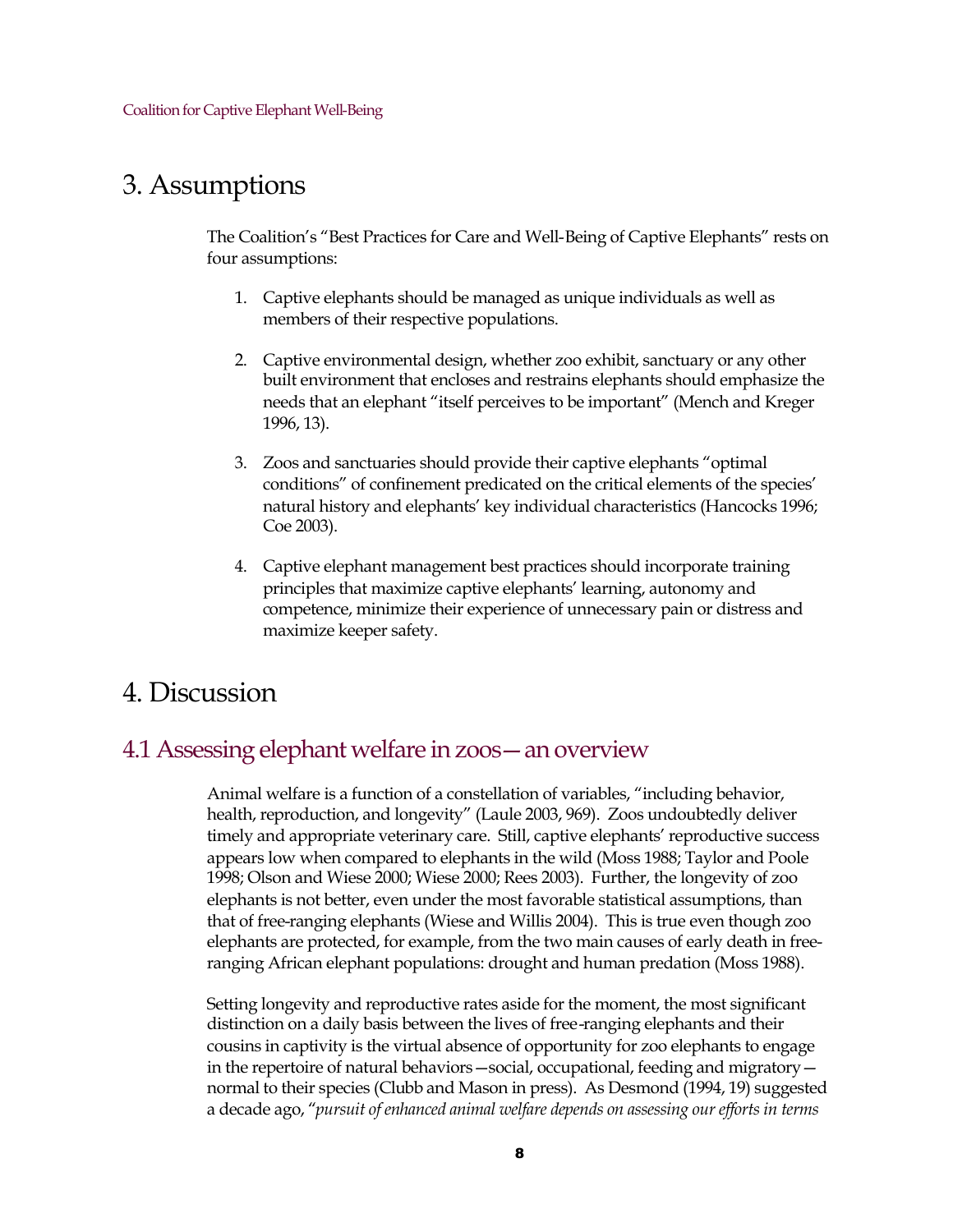# 3. Assumptions

The Coalition's "Best Practices for Care and Well-Being of Captive Elephants" rests on four assumptions:

1. Captive elephants should be managed as unique individuals as well as members of their respective populations.

2. Captive environmental design, whether zoo exhibit, sanctuary or any other built environment that encloses and restrains elephants should emphasize the needs that an elephant "itself perceives to be important" (Mench and Kreger 1996, 13).

3. Zoos and sanctuaries should provide their captive elephants "optimal conditions" of confinement predicated on the critical elements of the species' natural history and elephants' key individual characteristics (Hancocks 1996; Coe 2003).

4. Captive elephant management best practices should incorporate training principles that maximize captive elephants' learning, autonomy and competence, minimize their experience of unnecessary pain or distress and maximize keeper safety.

# 4. Discussion

## 4.1 Assessing elephant welfare in zoos—an overview

Animal welfare is a function of a constellation of variables, "including behavior, health, reproduction, and longevity" (Laule 2003, 969). Zoos undoubtedly deliver timely and appropriate veterinary care. Still, captive elephants' reproductive success appears low when compared to elephants in the wild (Moss 1988; Taylor and Poole 1998; Olson and Wiese 2000; Wiese 2000; Rees 2003). Further, the longevity of zoo elephants is not better, even under the most favorable statistical assumptions, than that of free-ranging elephants (Wiese and Willis 2004). This is true even though zoo elephants are protected, for example, from the two main causes of early death in free-ranging African elephant populations: drought and human predation (Moss 1988).

Setting longevity and reproductive rates aside for the moment, the most significant distinction on a daily basis between the lives of free-ranging elephants and their cousins in captivity is the virtual absence of opportunity for zoo elephants to engage in the repertoire of natural behaviors—social, occupational, feeding and migratory—normal to their species (Clubb and Mason in press). As Desmond (1994, 19) suggested a decade ago, "*pursuit of enhanced animal welfare depends on assessing our efforts in terms*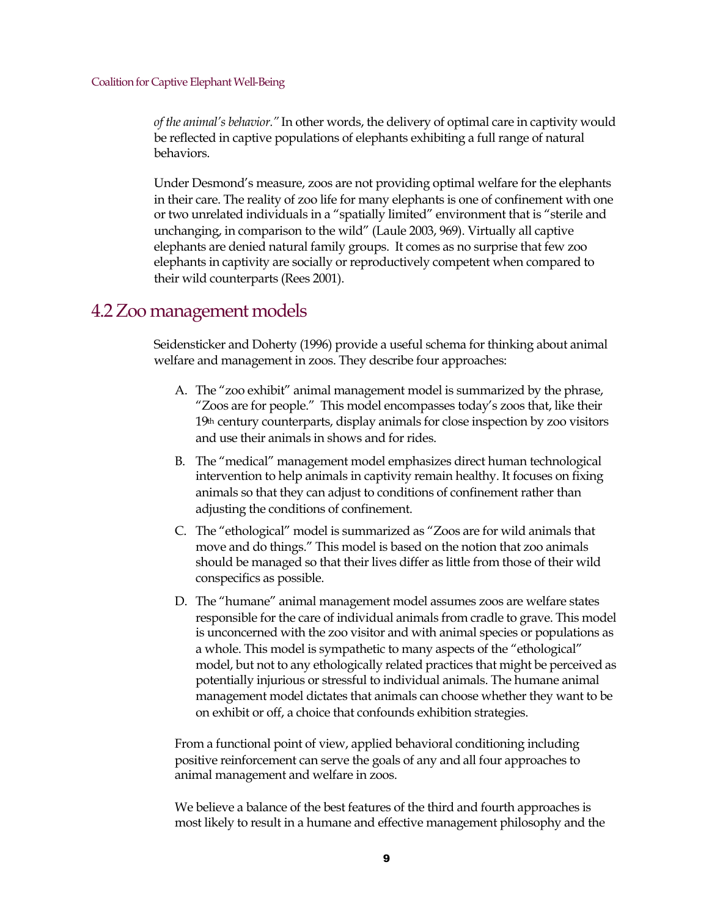*of the animal's behavior."* In other words, the delivery of optimal care in captivity would be reflected in captive populations of elephants exhibiting a full range of natural behaviors.

Under Desmond's measure, zoos are not providing optimal welfare for the elephants in their care. The reality of zoo life for many elephants is one of confinement with one or two unrelated individuals in a "spatially limited" environment that is "sterile and unchanging, in comparison to the wild" (Laule 2003, 969). Virtually all captive elephants are denied natural family groups. It comes as no surprise that few zoo elephants in captivity are socially or reproductively competent when compared to their wild counterparts (Rees 2001).

## 4.2 Zoo management models

Seidensticker and Doherty (1996) provide a useful schema for thinking about animal welfare and management in zoos. They describe four approaches:

A. The "zoo exhibit" animal management model is summarized by the phrase, "Zoos are for people." This model encompasses today's zoos that, like their 19th century counterparts, display animals for close inspection by zoo visitors and use their animals in shows and for rides.

B. The "medical" management model emphasizes direct human technological intervention to help animals in captivity remain healthy. It focuses on fixing animals so that they can adjust to conditions of confinement rather than adjusting the conditions of confinement.

C. The "ethological" model is summarized as "Zoos are for wild animals that move and do things." This model is based on the notion that zoo animals should be managed so that their lives differ as little from those of their wild conspecifics as possible.

D. The "humane" animal management model assumes zoos are welfare states responsible for the care of individual animals from cradle to grave. This model is unconcerned with the zoo visitor and with animal species or populations as a whole. This model is sympathetic to many aspects of the "ethological" model, but not to any ethologically related practices that might be perceived as potentially injurious or stressful to individual animals. The humane animal management model dictates that animals can choose whether they want to be on exhibit or off, a choice that confounds exhibition strategies.

From a functional point of view, applied behavioral conditioning including positive reinforcement can serve the goals of any and all four approaches to animal management and welfare in zoos.

We believe a balance of the best features of the third and fourth approaches is most likely to result in a humane and effective management philosophy and the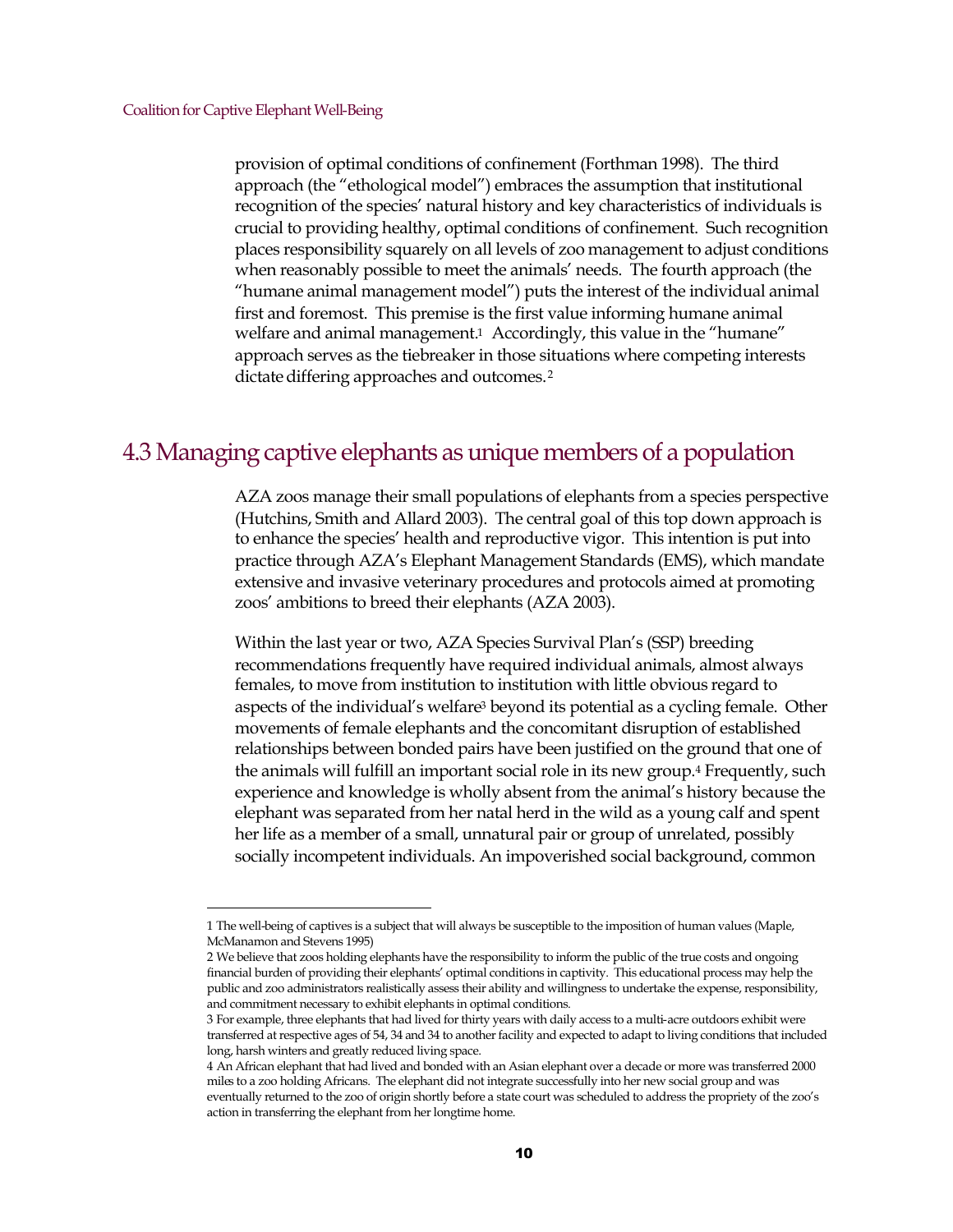provision of optimal conditions of confinement (Forthman 1998). The third approach (the "ethological model") embraces the assumption that institutional recognition of the species' natural history and key characteristics of individuals is crucial to providing healthy, optimal conditions of confinement. Such recognition places responsibility squarely on all levels of zoo management to adjust conditions when reasonably possible to meet the animals' needs. The fourth approach (the "humane animal management model") puts the interest of the individual animal first and foremost. This premise is the first value informing humane animal welfare and animal management.[1] Accordingly, this value in the "humane" approach serves as the tiebreaker in those situations where competing interests dictate differing approaches and outcomes.[2]

## 4.3 Managing captive elephants as unique members of a population

AZA zoos manage their small populations of elephants from a species perspective (Hutchins, Smith and Allard 2003). The central goal of this top down approach is to enhance the species' health and reproductive vigor. This intention is put into practice through AZA's Elephant Management Standards (EMS), which mandate extensive and invasive veterinary procedures and protocols aimed at promoting zoos' ambitions to breed their elephants (AZA 2003).

Within the last year or two, AZA Species Survival Plan's (SSP) breeding recommendations frequently have required individual animals, almost always females, to move from institution to institution with little obvious regard to aspects of the individual's welfare[3] beyond its potential as a cycling female. Other movements of female elephants and the concomitant disruption of established relationships between bonded pairs have been justified on the ground that one of the animals will fulfill an important social role in its new group.[4] Frequently, such experience and knowledge is wholly absent from the animal's history because the elephant was separated from her natal herd in the wild as a young calf and spent her life as a member of a small, unnatural pair or group of unrelated, possibly socially incompetent individuals. An impoverished social background, common

---

1 The well-being of captives is a subject that will always be susceptible to the imposition of human values (Maple, McManamon and Stevens 1995)

2 We believe that zoos holding elephants have the responsibility to inform the public of the true costs and ongoing financial burden of providing their elephants' optimal conditions in captivity. This educational process may help the public and zoo administrators realistically assess their ability and willingness to undertake the expense, responsibility, and commitment necessary to exhibit elephants in optimal conditions.

3 For example, three elephants that had lived for thirty years with daily access to a multi-acre outdoors exhibit were transferred at respective ages of 54, 34 and 34 to another facility and expected to adapt to living conditions that included long, harsh winters and greatly reduced living space.

4 An African elephant that had lived and bonded with an Asian elephant over a decade or more was transferred 2000 miles to a zoo holding Africans. The elephant did not integrate successfully into her new social group and was eventually returned to the zoo of origin shortly before a state court was scheduled to address the propriety of the zoo's action in transferring the elephant from her longtime home.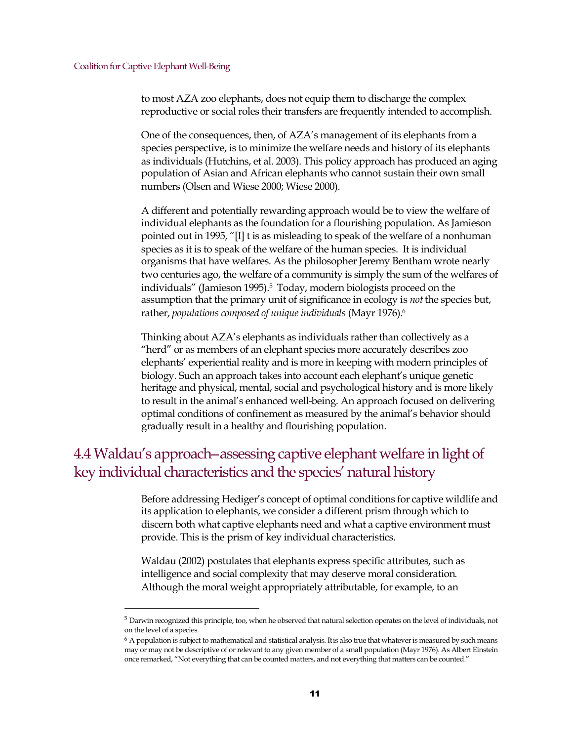to most AZA zoo elephants, does not equip them to discharge the complex reproductive or social roles their transfers are frequently intended to accomplish.

One of the consequences, then, of AZA's management of its elephants from a species perspective, is to minimize the welfare needs and history of its elephants as individuals (Hutchins, et al. 2003). This policy approach has produced an aging population of Asian and African elephants who cannot sustain their own small numbers (Olsen and Wiese 2000; Wiese 2000).

A different and potentially rewarding approach would be to view the welfare of individual elephants as the foundation for a flourishing population. As Jamieson pointed out in 1995, "[I] t is as misleading to speak of the welfare of a nonhuman species as it is to speak of the welfare of the human species. It is individual organisms that have welfares. As the philosopher Jeremy Bentham wrote nearly two centuries ago, the welfare of a community is simply the sum of the welfares of individuals" (Jamieson 1995).[5] Today, modern biologists proceed on the assumption that the primary unit of significance in ecology is *not* the species but, rather, *populations composed of unique individuals* (Mayr 1976).[6]

Thinking about AZA's elephants as individuals rather than collectively as a "herd" or as members of an elephant species more accurately describes zoo elephants' experiential reality and is more in keeping with modern principles of biology. Such an approach takes into account each elephant's unique genetic heritage and physical, mental, social and psychological history and is more likely to result in the animal's enhanced well-being. An approach focused on delivering optimal conditions of confinement as measured by the animal's behavior should gradually result in a healthy and flourishing population.

## 4.4 Waldau's approach--assessing captive elephant welfare in light of key individual characteristics and the species' natural history

Before addressing Hediger's concept of optimal conditions for captive wildlife and its application to elephants, we consider a different prism through which to discern both what captive elephants need and what a captive environment must provide. This is the prism of key individual characteristics.

Waldau (2002) postulates that elephants express specific attributes, such as intelligence and social complexity that may deserve moral consideration. Although the moral weight appropriately attributable, for example, to an

---

[5] Darwin recognized this principle, too, when he observed that natural selection operates on the level of individuals, not on the level of a species.

[6] A population is subject to mathematical and statistical analysis. It is also true that whatever is measured by such means may or may not be descriptive of or relevant to any given member of a small population (Mayr 1976). As Albert Einstein once remarked, "Not everything that can be counted matters, and not everything that matters can be counted."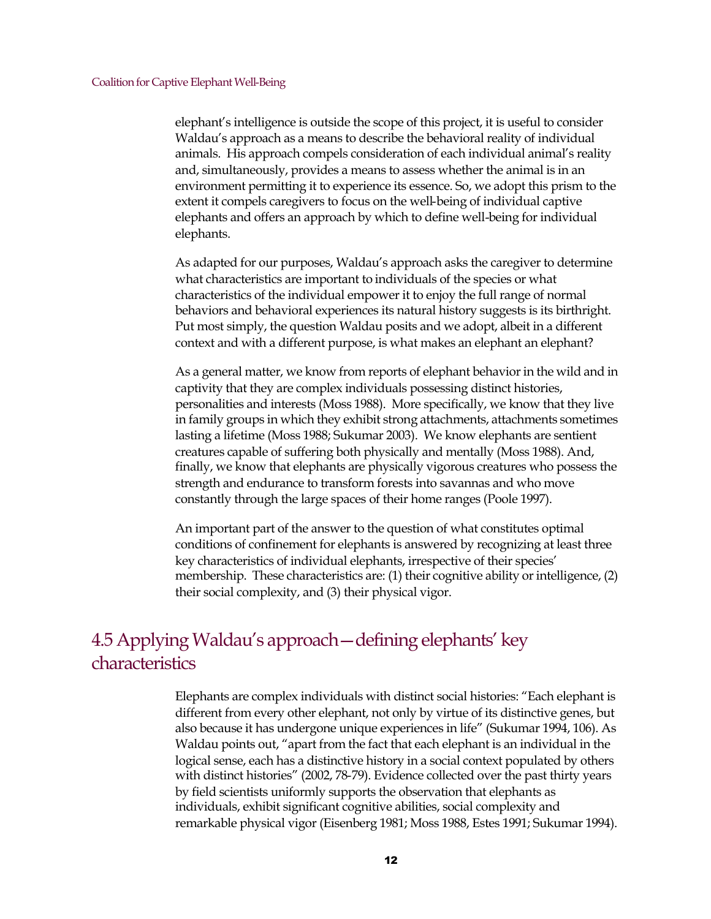elephant's intelligence is outside the scope of this project, it is useful to consider Waldau's approach as a means to describe the behavioral reality of individual animals. His approach compels consideration of each individual animal's reality and, simultaneously, provides a means to assess whether the animal is in an environment permitting it to experience its essence. So, we adopt this prism to the extent it compels caregivers to focus on the well-being of individual captive elephants and offers an approach by which to define well-being for individual elephants.

As adapted for our purposes, Waldau's approach asks the caregiver to determine what characteristics are important to individuals of the species or what characteristics of the individual empower it to enjoy the full range of normal behaviors and behavioral experiences its natural history suggests is its birthright. Put most simply, the question Waldau posits and we adopt, albeit in a different context and with a different purpose, is what makes an elephant an elephant?

As a general matter, we know from reports of elephant behavior in the wild and in captivity that they are complex individuals possessing distinct histories, personalities and interests (Moss 1988). More specifically, we know that they live in family groups in which they exhibit strong attachments, attachments sometimes lasting a lifetime (Moss 1988; Sukumar 2003). We know elephants are sentient creatures capable of suffering both physically and mentally (Moss 1988). And, finally, we know that elephants are physically vigorous creatures who possess the strength and endurance to transform forests into savannas and who move constantly through the large spaces of their home ranges (Poole 1997).

An important part of the answer to the question of what constitutes optimal conditions of confinement for elephants is answered by recognizing at least three key characteristics of individual elephants, irrespective of their species' membership. These characteristics are: (1) their cognitive ability or intelligence, (2) their social complexity, and (3) their physical vigor.

## 4.5 Applying Waldau's approach—defining elephants' key characteristics

Elephants are complex individuals with distinct social histories: "Each elephant is different from every other elephant, not only by virtue of its distinctive genes, but also because it has undergone unique experiences in life" (Sukumar 1994, 106). As Waldau points out, "apart from the fact that each elephant is an individual in the logical sense, each has a distinctive history in a social context populated by others with distinct histories" (2002, 78-79). Evidence collected over the past thirty years by field scientists uniformly supports the observation that elephants as individuals, exhibit significant cognitive abilities, social complexity and remarkable physical vigor (Eisenberg 1981; Moss 1988, Estes 1991; Sukumar 1994).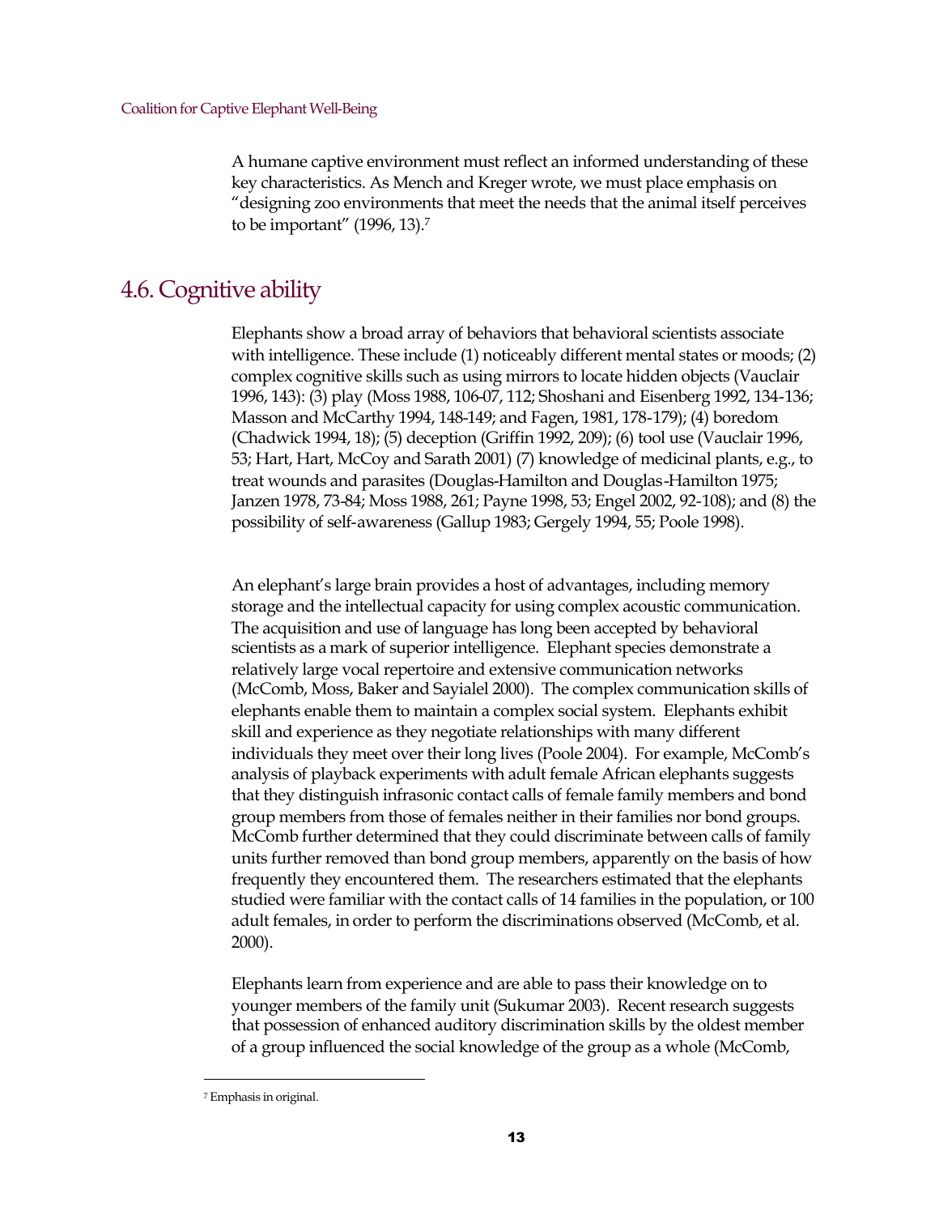A humane captive environment must reflect an informed understanding of these key characteristics. As Mench and Kreger wrote, we must place emphasis on "designing zoo environments that meet the needs that the animal itself perceives to be important" (1996, 13).[7]

## 4.6. Cognitive ability

Elephants show a broad array of behaviors that behavioral scientists associate with intelligence. These include (1) noticeably different mental states or moods; (2) complex cognitive skills such as using mirrors to locate hidden objects (Vauclair 1996, 143): (3) play (Moss 1988, 106-07, 112; Shoshani and Eisenberg 1992, 134-136; Masson and McCarthy 1994, 148-149; and Fagen, 1981, 178-179); (4) boredom (Chadwick 1994, 18); (5) deception (Griffin 1992, 209); (6) tool use (Vauclair 1996, 53; Hart, Hart, McCoy and Sarath 2001) (7) knowledge of medicinal plants, e.g., to treat wounds and parasites (Douglas-Hamilton and Douglas-Hamilton 1975; Janzen 1978, 73-84; Moss 1988, 261; Payne 1998, 53; Engel 2002, 92-108); and (8) the possibility of self-awareness (Gallup 1983; Gergely 1994, 55; Poole 1998).

An elephant's large brain provides a host of advantages, including memory storage and the intellectual capacity for using complex acoustic communication. The acquisition and use of language has long been accepted by behavioral scientists as a mark of superior intelligence. Elephant species demonstrate a relatively large vocal repertoire and extensive communication networks (McComb, Moss, Baker and Sayialel 2000). The complex communication skills of elephants enable them to maintain a complex social system. Elephants exhibit skill and experience as they negotiate relationships with many different individuals they meet over their long lives (Poole 2004). For example, McComb's analysis of playback experiments with adult female African elephants suggests that they distinguish infrasonic contact calls of female family members and bond group members from those of females neither in their families nor bond groups. McComb further determined that they could discriminate between calls of family units further removed than bond group members, apparently on the basis of how frequently they encountered them. The researchers estimated that the elephants studied were familiar with the contact calls of 14 families in the population, or 100 adult females, in order to perform the discriminations observed (McComb, et al. 2000).

Elephants learn from experience and are able to pass their knowledge on to younger members of the family unit (Sukumar 2003). Recent research suggests that possession of enhanced auditory discrimination skills by the oldest member of a group influenced the social knowledge of the group as a whole (McComb,

---

[7] Emphasis in original.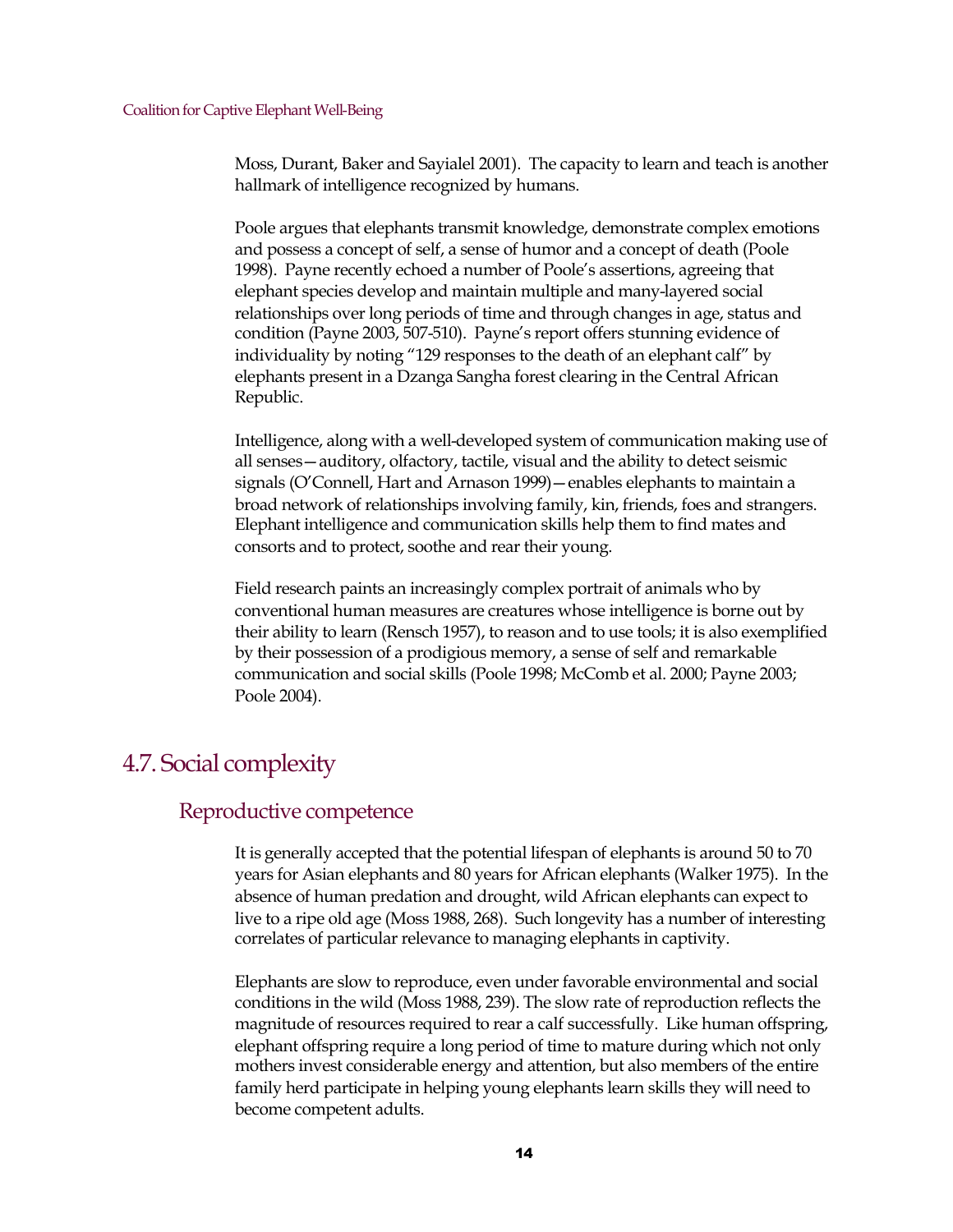Moss, Durant, Baker and Sayialel 2001). The capacity to learn and teach is another hallmark of intelligence recognized by humans.

Poole argues that elephants transmit knowledge, demonstrate complex emotions and possess a concept of self, a sense of humor and a concept of death (Poole 1998). Payne recently echoed a number of Poole's assertions, agreeing that elephant species develop and maintain multiple and many-layered social relationships over long periods of time and through changes in age, status and condition (Payne 2003, 507-510). Payne's report offers stunning evidence of individuality by noting "129 responses to the death of an elephant calf" by elephants present in a Dzanga Sangha forest clearing in the Central African Republic.

Intelligence, along with a well-developed system of communication making use of all senses—auditory, olfactory, tactile, visual and the ability to detect seismic signals (O'Connell, Hart and Arnason 1999)—enables elephants to maintain a broad network of relationships involving family, kin, friends, foes and strangers. Elephant intelligence and communication skills help them to find mates and consorts and to protect, soothe and rear their young.

Field research paints an increasingly complex portrait of animals who by conventional human measures are creatures whose intelligence is borne out by their ability to learn (Rensch 1957), to reason and to use tools; it is also exemplified by their possession of a prodigious memory, a sense of self and remarkable communication and social skills (Poole 1998; McComb et al. 2000; Payne 2003; Poole 2004).

## 4.7. Social complexity

### Reproductive competence

It is generally accepted that the potential lifespan of elephants is around 50 to 70 years for Asian elephants and 80 years for African elephants (Walker 1975). In the absence of human predation and drought, wild African elephants can expect to live to a ripe old age (Moss 1988, 268). Such longevity has a number of interesting correlates of particular relevance to managing elephants in captivity.

Elephants are slow to reproduce, even under favorable environmental and social conditions in the wild (Moss 1988, 239). The slow rate of reproduction reflects the magnitude of resources required to rear a calf successfully. Like human offspring, elephant offspring require a long period of time to mature during which not only mothers invest considerable energy and attention, but also members of the entire family herd participate in helping young elephants learn skills they will need to become competent adults.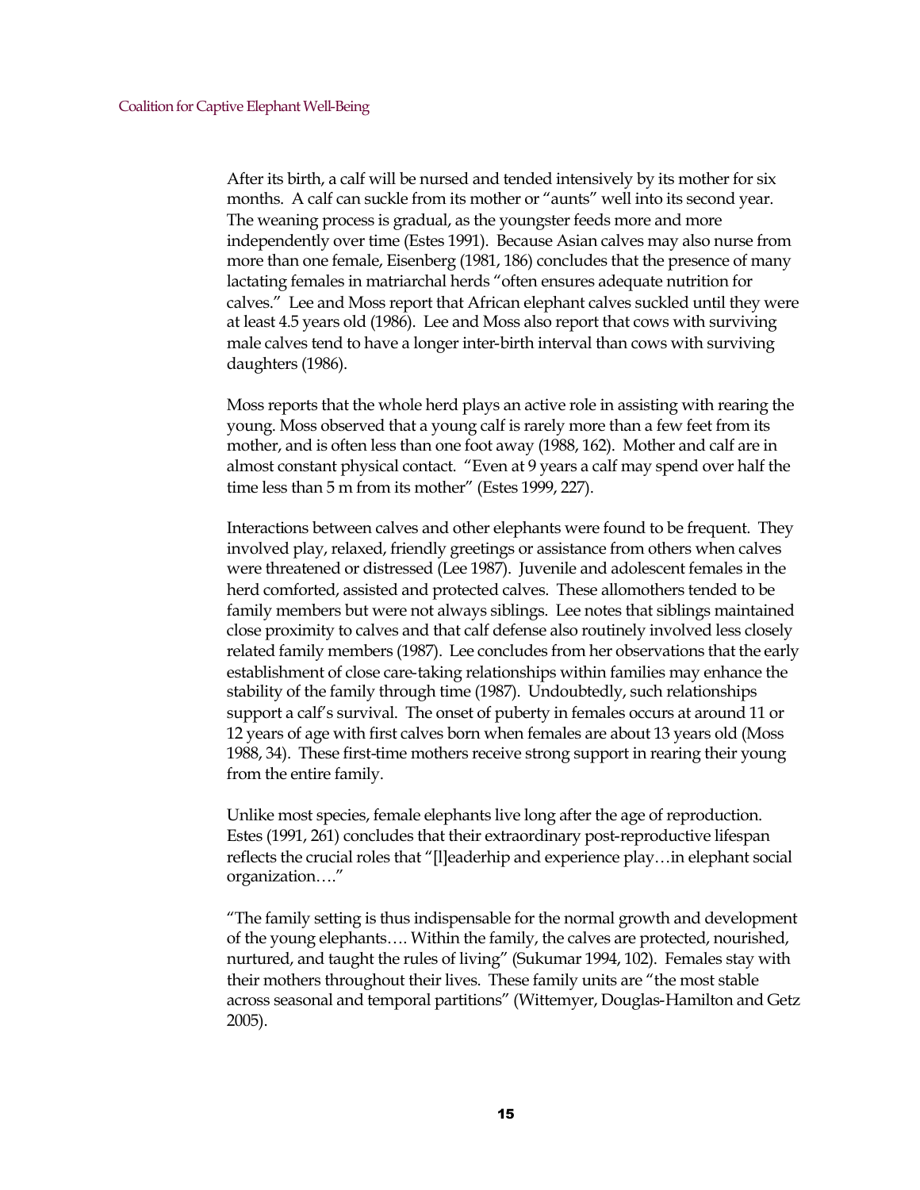After its birth, a calf will be nursed and tended intensively by its mother for six months. A calf can suckle from its mother or "aunts" well into its second year. The weaning process is gradual, as the youngster feeds more and more independently over time (Estes 1991). Because Asian calves may also nurse from more than one female, Eisenberg (1981, 186) concludes that the presence of many lactating females in matriarchal herds "often ensures adequate nutrition for calves." Lee and Moss report that African elephant calves suckled until they were at least 4.5 years old (1986). Lee and Moss also report that cows with surviving male calves tend to have a longer inter-birth interval than cows with surviving daughters (1986).

Moss reports that the whole herd plays an active role in assisting with rearing the young. Moss observed that a young calf is rarely more than a few feet from its mother, and is often less than one foot away (1988, 162). Mother and calf are in almost constant physical contact. "Even at 9 years a calf may spend over half the time less than 5 m from its mother" (Estes 1999, 227).

Interactions between calves and other elephants were found to be frequent. They involved play, relaxed, friendly greetings or assistance from others when calves were threatened or distressed (Lee 1987). Juvenile and adolescent females in the herd comforted, assisted and protected calves. These allomothers tended to be family members but were not always siblings. Lee notes that siblings maintained close proximity to calves and that calf defense also routinely involved less closely related family members (1987). Lee concludes from her observations that the early establishment of close care-taking relationships within families may enhance the stability of the family through time (1987). Undoubtedly, such relationships support a calf's survival. The onset of puberty in females occurs at around 11 or 12 years of age with first calves born when females are about 13 years old (Moss 1988, 34). These first-time mothers receive strong support in rearing their young from the entire family.

Unlike most species, female elephants live long after the age of reproduction. Estes (1991, 261) concludes that their extraordinary post-reproductive lifespan reflects the crucial roles that "[l]eaderhip and experience play…in elephant social organization…."

"The family setting is thus indispensable for the normal growth and development of the young elephants…. Within the family, the calves are protected, nourished, nurtured, and taught the rules of living" (Sukumar 1994, 102). Females stay with their mothers throughout their lives. These family units are "the most stable across seasonal and temporal partitions" (Wittemyer, Douglas-Hamilton and Getz 2005).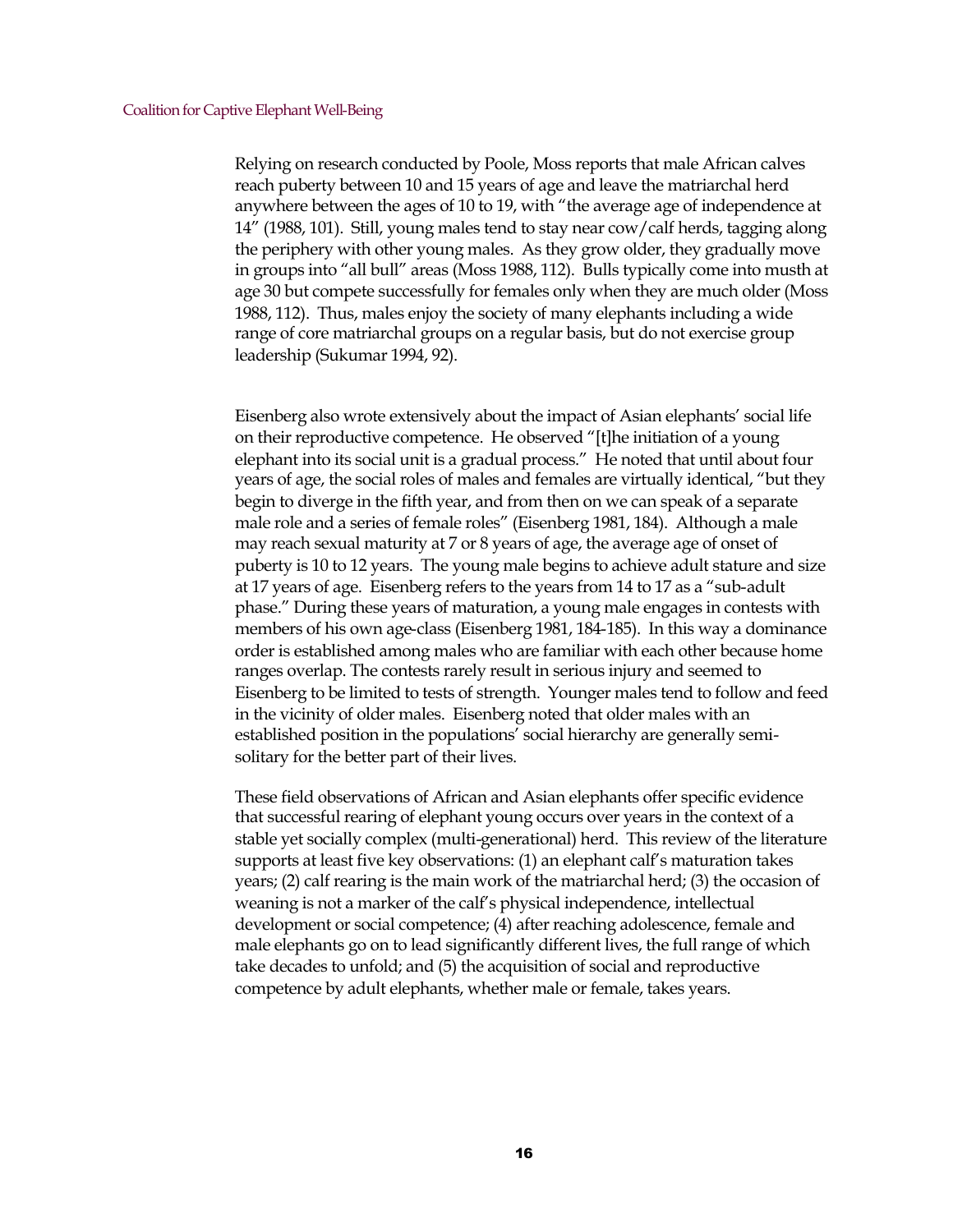Relying on research conducted by Poole, Moss reports that male African calves reach puberty between 10 and 15 years of age and leave the matriarchal herd anywhere between the ages of 10 to 19, with "the average age of independence at 14" (1988, 101). Still, young males tend to stay near cow/calf herds, tagging along the periphery with other young males. As they grow older, they gradually move in groups into "all bull" areas (Moss 1988, 112). Bulls typically come into musth at age 30 but compete successfully for females only when they are much older (Moss 1988, 112). Thus, males enjoy the society of many elephants including a wide range of core matriarchal groups on a regular basis, but do not exercise group leadership (Sukumar 1994, 92).

Eisenberg also wrote extensively about the impact of Asian elephants' social life on their reproductive competence. He observed "[t]he initiation of a young elephant into its social unit is a gradual process." He noted that until about four years of age, the social roles of males and females are virtually identical, "but they begin to diverge in the fifth year, and from then on we can speak of a separate male role and a series of female roles" (Eisenberg 1981, 184). Although a male may reach sexual maturity at 7 or 8 years of age, the average age of onset of puberty is 10 to 12 years. The young male begins to achieve adult stature and size at 17 years of age. Eisenberg refers to the years from 14 to 17 as a "sub-adult phase." During these years of maturation, a young male engages in contests with members of his own age-class (Eisenberg 1981, 184-185). In this way a dominance order is established among males who are familiar with each other because home ranges overlap. The contests rarely result in serious injury and seemed to Eisenberg to be limited to tests of strength. Younger males tend to follow and feed in the vicinity of older males. Eisenberg noted that older males with an established position in the populations' social hierarchy are generally semi-solitary for the better part of their lives.

These field observations of African and Asian elephants offer specific evidence that successful rearing of elephant young occurs over years in the context of a stable yet socially complex (multi-generational) herd. This review of the literature supports at least five key observations: (1) an elephant calf's maturation takes years; (2) calf rearing is the main work of the matriarchal herd; (3) the occasion of weaning is not a marker of the calf's physical independence, intellectual development or social competence; (4) after reaching adolescence, female and male elephants go on to lead significantly different lives, the full range of which take decades to unfold; and (5) the acquisition of social and reproductive competence by adult elephants, whether male or female, takes years.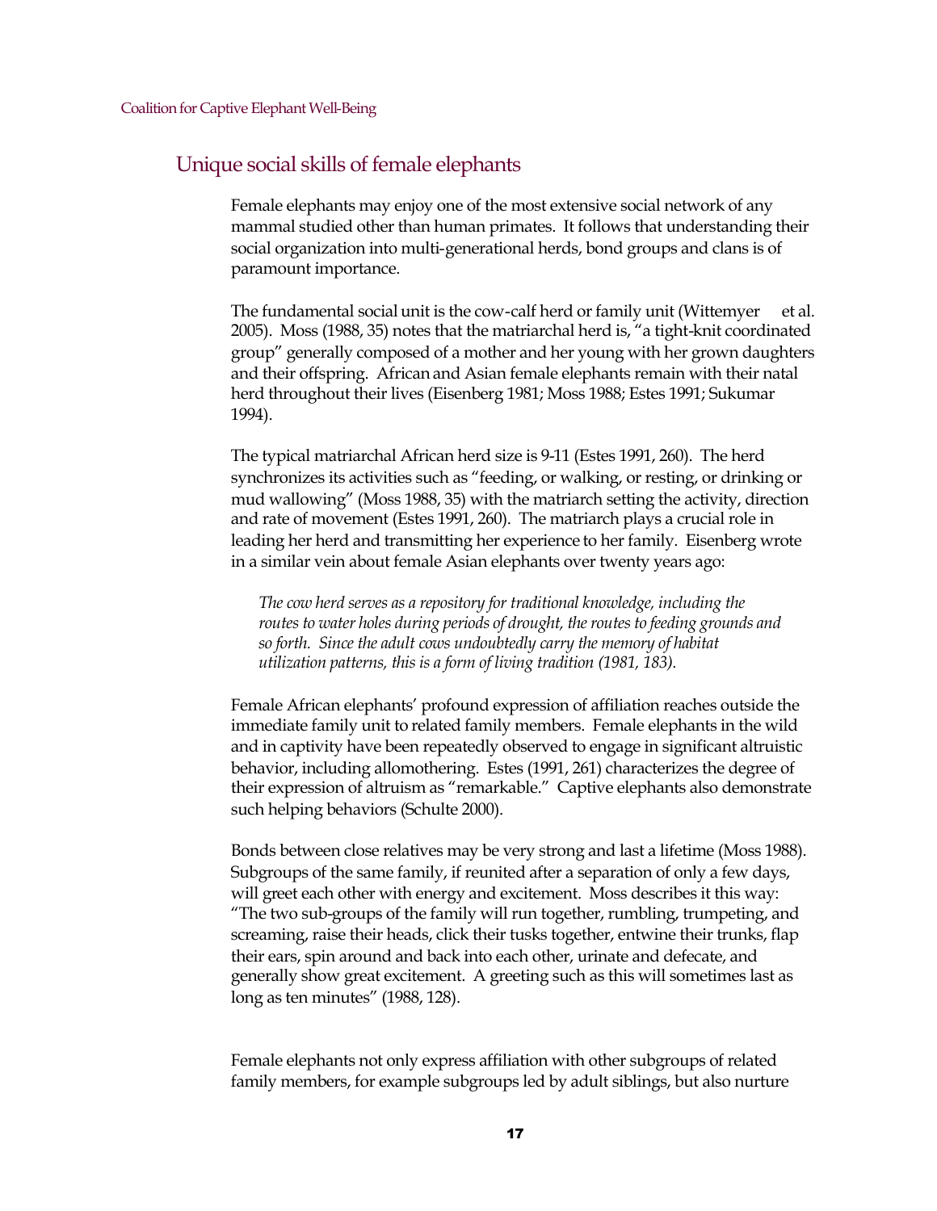## Unique social skills of female elephants

Female elephants may enjoy one of the most extensive social network of any mammal studied other than human primates. It follows that understanding their social organization into multi-generational herds, bond groups and clans is of paramount importance.

The fundamental social unit is the cow-calf herd or family unit (Wittemyer et al. 2005). Moss (1988, 35) notes that the matriarchal herd is, "a tight-knit coordinated group" generally composed of a mother and her young with her grown daughters and their offspring. African and Asian female elephants remain with their natal herd throughout their lives (Eisenberg 1981; Moss 1988; Estes 1991; Sukumar 1994).

The typical matriarchal African herd size is 9-11 (Estes 1991, 260). The herd synchronizes its activities such as "feeding, or walking, or resting, or drinking or mud wallowing" (Moss 1988, 35) with the matriarch setting the activity, direction and rate of movement (Estes 1991, 260). The matriarch plays a crucial role in leading her herd and transmitting her experience to her family. Eisenberg wrote in a similar vein about female Asian elephants over twenty years ago:

> *The cow herd serves as a repository for traditional knowledge, including the routes to water holes during periods of drought, the routes to feeding grounds and so forth. Since the adult cows undoubtedly carry the memory of habitat utilization patterns, this is a form of living tradition (1981, 183).*

Female African elephants' profound expression of affiliation reaches outside the immediate family unit to related family members. Female elephants in the wild and in captivity have been repeatedly observed to engage in significant altruistic behavior, including allomothering. Estes (1991, 261) characterizes the degree of their expression of altruism as "remarkable." Captive elephants also demonstrate such helping behaviors (Schulte 2000).

Bonds between close relatives may be very strong and last a lifetime (Moss 1988). Subgroups of the same family, if reunited after a separation of only a few days, will greet each other with energy and excitement. Moss describes it this way: "The two sub-groups of the family will run together, rumbling, trumpeting, and screaming, raise their heads, click their tusks together, entwine their trunks, flap their ears, spin around and back into each other, urinate and defecate, and generally show great excitement. A greeting such as this will sometimes last as long as ten minutes" (1988, 128).

Female elephants not only express affiliation with other subgroups of related family members, for example subgroups led by adult siblings, but also nurture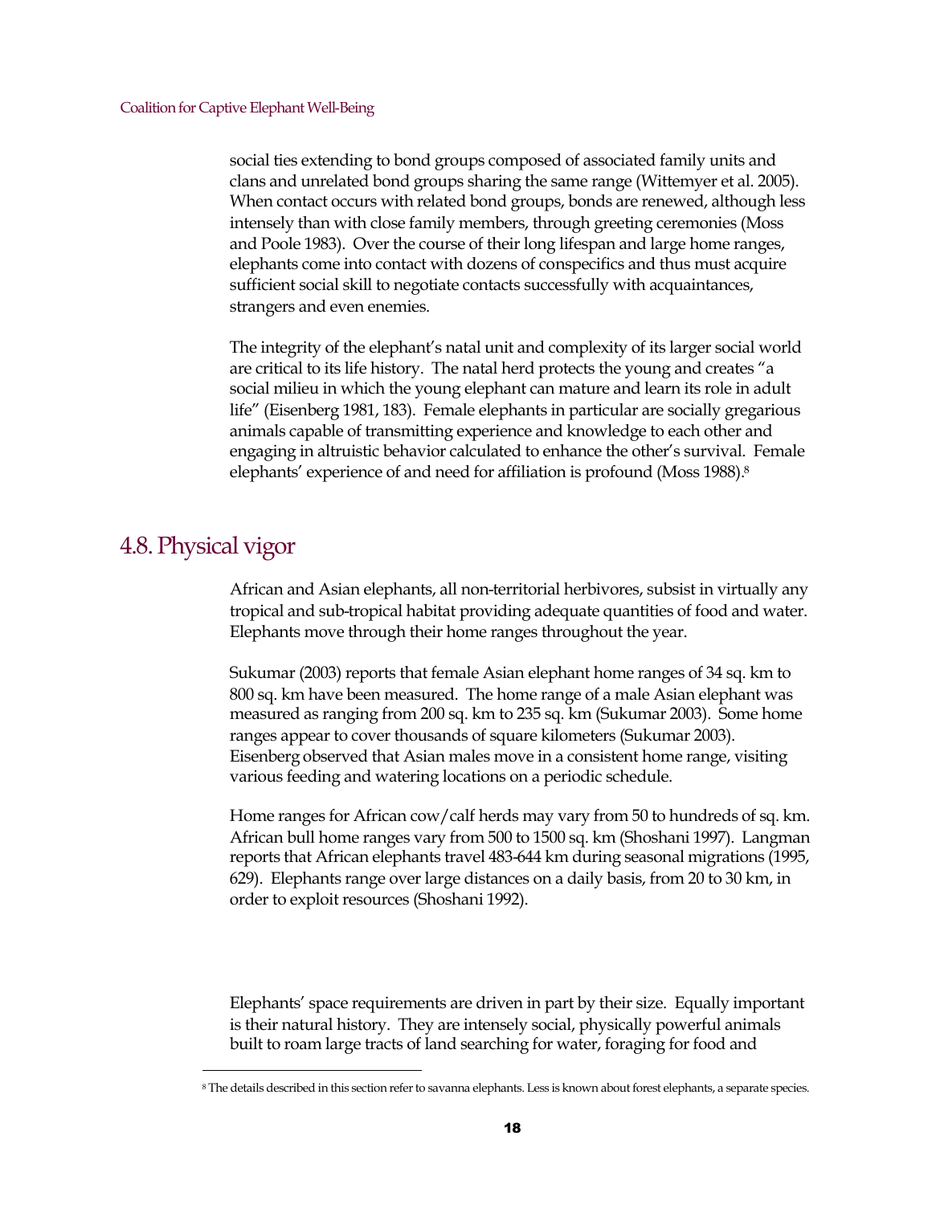social ties extending to bond groups composed of associated family units and clans and unrelated bond groups sharing the same range (Wittemyer et al. 2005). When contact occurs with related bond groups, bonds are renewed, although less intensely than with close family members, through greeting ceremonies (Moss and Poole 1983). Over the course of their long lifespan and large home ranges, elephants come into contact with dozens of conspecifics and thus must acquire sufficient social skill to negotiate contacts successfully with acquaintances, strangers and even enemies.

The integrity of the elephant's natal unit and complexity of its larger social world are critical to its life history. The natal herd protects the young and creates "a social milieu in which the young elephant can mature and learn its role in adult life" (Eisenberg 1981, 183). Female elephants in particular are socially gregarious animals capable of transmitting experience and knowledge to each other and engaging in altruistic behavior calculated to enhance the other's survival. Female elephants' experience of and need for affiliation is profound (Moss 1988).[8]

## 4.8. Physical vigor

African and Asian elephants, all non-territorial herbivores, subsist in virtually any tropical and sub-tropical habitat providing adequate quantities of food and water. Elephants move through their home ranges throughout the year.

Sukumar (2003) reports that female Asian elephant home ranges of 34 sq. km to 800 sq. km have been measured. The home range of a male Asian elephant was measured as ranging from 200 sq. km to 235 sq. km (Sukumar 2003). Some home ranges appear to cover thousands of square kilometers (Sukumar 2003). Eisenberg observed that Asian males move in a consistent home range, visiting various feeding and watering locations on a periodic schedule.

Home ranges for African cow/calf herds may vary from 50 to hundreds of sq. km. African bull home ranges vary from 500 to 1500 sq. km (Shoshani 1997). Langman reports that African elephants travel 483-644 km during seasonal migrations (1995, 629). Elephants range over large distances on a daily basis, from 20 to 30 km, in order to exploit resources (Shoshani 1992).

Elephants' space requirements are driven in part by their size. Equally important is their natural history. They are intensely social, physically powerful animals built to roam large tracts of land searching for water, foraging for food and

[8] The details described in this section refer to savanna elephants. Less is known about forest elephants, a separate species.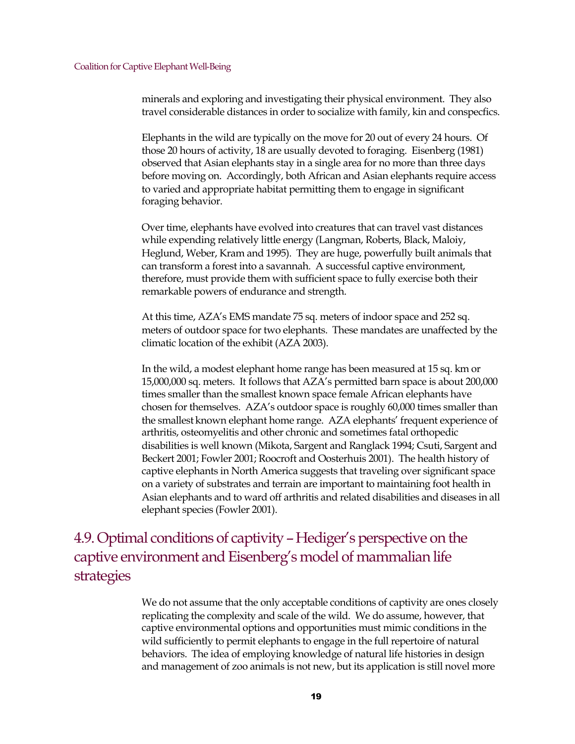minerals and exploring and investigating their physical environment. They also travel considerable distances in order to socialize with family, kin and conspecfics.

Elephants in the wild are typically on the move for 20 out of every 24 hours. Of those 20 hours of activity, 18 are usually devoted to foraging. Eisenberg (1981) observed that Asian elephants stay in a single area for no more than three days before moving on. Accordingly, both African and Asian elephants require access to varied and appropriate habitat permitting them to engage in significant foraging behavior.

Over time, elephants have evolved into creatures that can travel vast distances while expending relatively little energy (Langman, Roberts, Black, Maloiy, Heglund, Weber, Kram and 1995). They are huge, powerfully built animals that can transform a forest into a savannah. A successful captive environment, therefore, must provide them with sufficient space to fully exercise both their remarkable powers of endurance and strength.

At this time, AZA's EMS mandate 75 sq. meters of indoor space and 252 sq. meters of outdoor space for two elephants. These mandates are unaffected by the climatic location of the exhibit (AZA 2003).

In the wild, a modest elephant home range has been measured at 15 sq. km or 15,000,000 sq. meters. It follows that AZA's permitted barn space is about 200,000 times smaller than the smallest known space female African elephants have chosen for themselves. AZA's outdoor space is roughly 60,000 times smaller than the smallest known elephant home range. AZA elephants' frequent experience of arthritis, osteomyelitis and other chronic and sometimes fatal orthopedic disabilities is well known (Mikota, Sargent and Ranglack 1994; Csuti, Sargent and Beckert 2001; Fowler 2001; Roocroft and Oosterhuis 2001). The health history of captive elephants in North America suggests that traveling over significant space on a variety of substrates and terrain are important to maintaining foot health in Asian elephants and to ward off arthritis and related disabilities and diseases in all elephant species (Fowler 2001).

## 4.9. Optimal conditions of captivity – Hediger's perspective on the captive environment and Eisenberg's model of mammalian life strategies

We do not assume that the only acceptable conditions of captivity are ones closely replicating the complexity and scale of the wild. We do assume, however, that captive environmental options and opportunities must mimic conditions in the wild sufficiently to permit elephants to engage in the full repertoire of natural behaviors. The idea of employing knowledge of natural life histories in design and management of zoo animals is not new, but its application is still novel more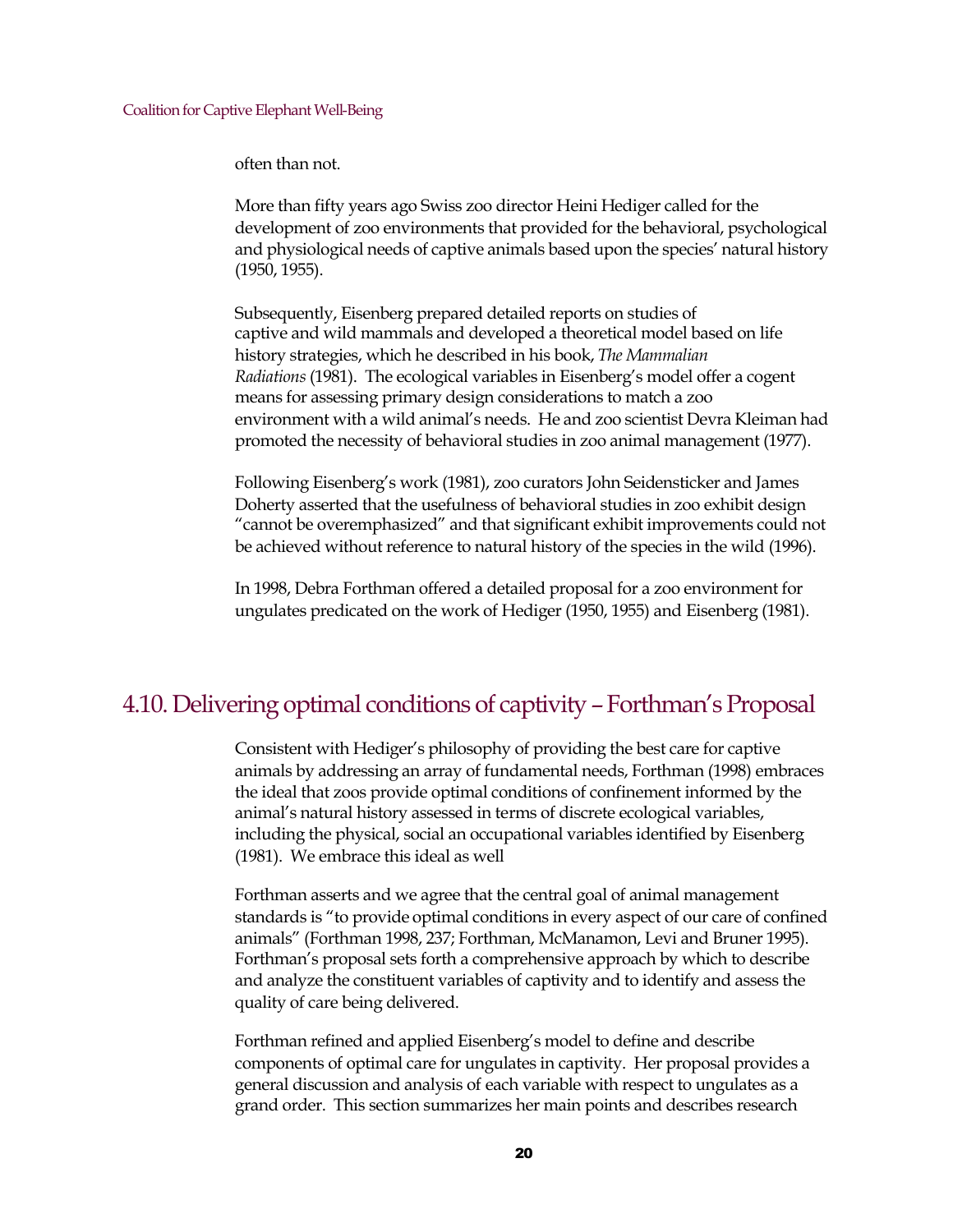often than not.

More than fifty years ago Swiss zoo director Heini Hediger called for the development of zoo environments that provided for the behavioral, psychological and physiological needs of captive animals based upon the species' natural history (1950, 1955).

Subsequently, Eisenberg prepared detailed reports on studies of captive and wild mammals and developed a theoretical model based on life history strategies, which he described in his book, *The Mammalian Radiations* (1981). The ecological variables in Eisenberg's model offer a cogent means for assessing primary design considerations to match a zoo environment with a wild animal's needs. He and zoo scientist Devra Kleiman had promoted the necessity of behavioral studies in zoo animal management (1977).

Following Eisenberg's work (1981), zoo curators John Seidensticker and James Doherty asserted that the usefulness of behavioral studies in zoo exhibit design "cannot be overemphasized" and that significant exhibit improvements could not be achieved without reference to natural history of the species in the wild (1996).

In 1998, Debra Forthman offered a detailed proposal for a zoo environment for ungulates predicated on the work of Hediger (1950, 1955) and Eisenberg (1981).

## 4.10. Delivering optimal conditions of captivity – Forthman's Proposal

Consistent with Hediger's philosophy of providing the best care for captive animals by addressing an array of fundamental needs, Forthman (1998) embraces the ideal that zoos provide optimal conditions of confinement informed by the animal's natural history assessed in terms of discrete ecological variables, including the physical, social an occupational variables identified by Eisenberg (1981). We embrace this ideal as well

Forthman asserts and we agree that the central goal of animal management standards is "to provide optimal conditions in every aspect of our care of confined animals" (Forthman 1998, 237; Forthman, McManamon, Levi and Bruner 1995). Forthman's proposal sets forth a comprehensive approach by which to describe and analyze the constituent variables of captivity and to identify and assess the quality of care being delivered.

Forthman refined and applied Eisenberg's model to define and describe components of optimal care for ungulates in captivity. Her proposal provides a general discussion and analysis of each variable with respect to ungulates as a grand order. This section summarizes her main points and describes research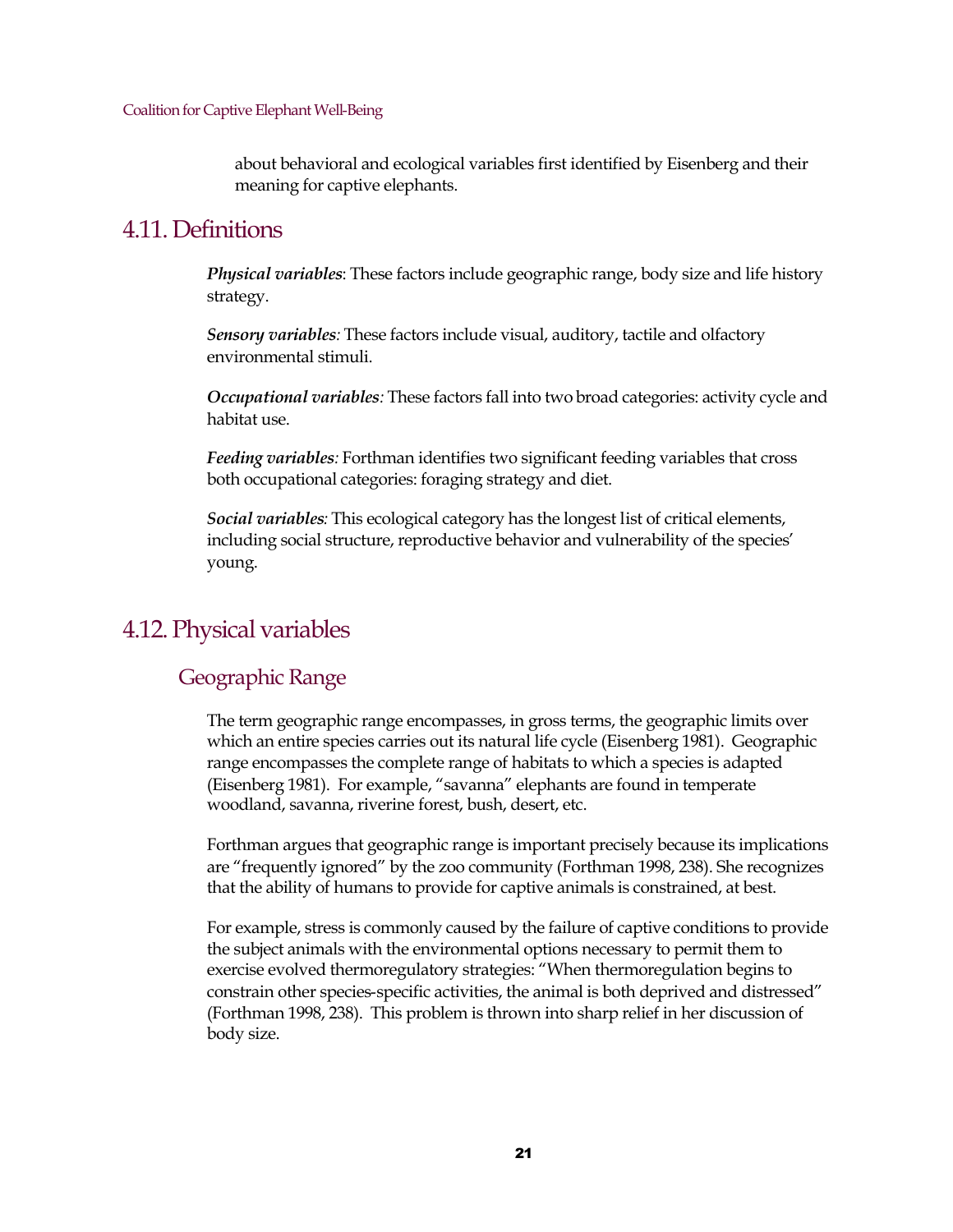about behavioral and ecological variables first identified by Eisenberg and their meaning for captive elephants.

## 4.11. Definitions

***Physical variables***: These factors include geographic range, body size and life history strategy.

***Sensory variables**:* These factors include visual, auditory, tactile and olfactory environmental stimuli.

***Occupational variables**:* These factors fall into two broad categories: activity cycle and habitat use.

***Feeding variables**:* Forthman identifies two significant feeding variables that cross both occupational categories: foraging strategy and diet.

***Social variables**:* This ecological category has the longest list of critical elements, including social structure, reproductive behavior and vulnerability of the species' young.

## 4.12. Physical variables

### Geographic Range

The term geographic range encompasses, in gross terms, the geographic limits over which an entire species carries out its natural life cycle (Eisenberg 1981). Geographic range encompasses the complete range of habitats to which a species is adapted (Eisenberg 1981). For example, "savanna" elephants are found in temperate woodland, savanna, riverine forest, bush, desert, etc.

Forthman argues that geographic range is important precisely because its implications are "frequently ignored" by the zoo community (Forthman 1998, 238). She recognizes that the ability of humans to provide for captive animals is constrained, at best.

For example, stress is commonly caused by the failure of captive conditions to provide the subject animals with the environmental options necessary to permit them to exercise evolved thermoregulatory strategies: "When thermoregulation begins to constrain other species-specific activities, the animal is both deprived and distressed" (Forthman 1998, 238). This problem is thrown into sharp relief in her discussion of body size.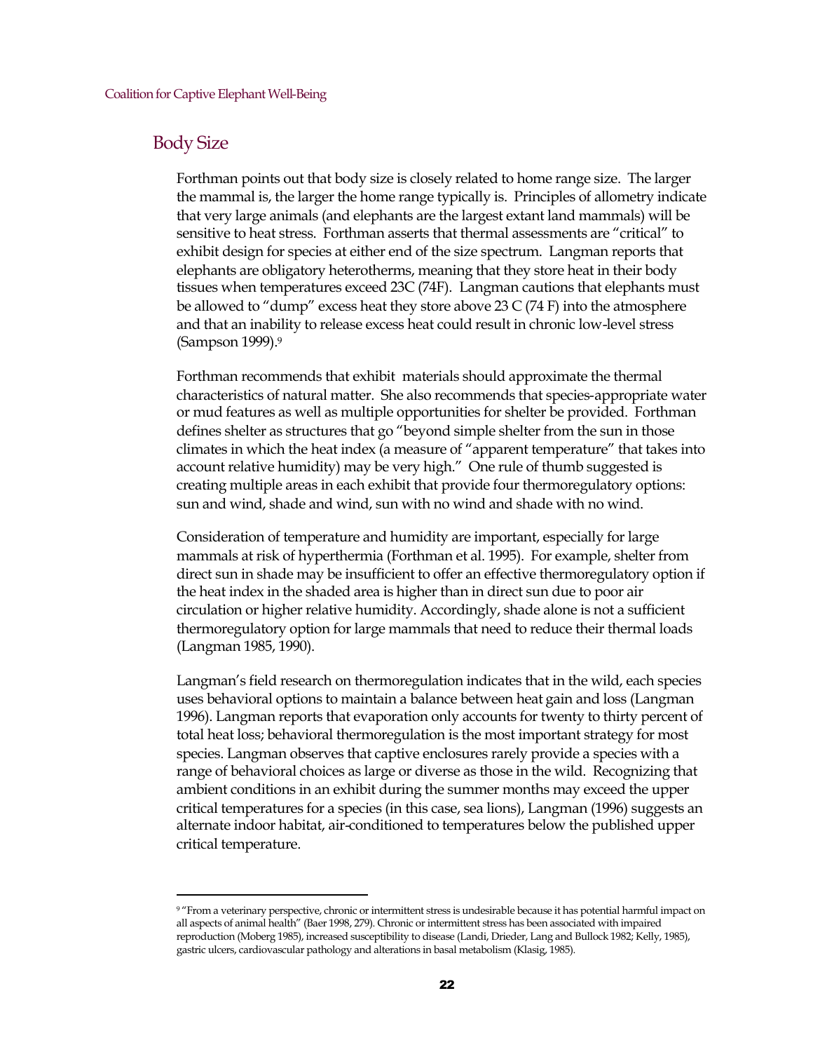## Body Size

Forthman points out that body size is closely related to home range size. The larger the mammal is, the larger the home range typically is. Principles of allometry indicate that very large animals (and elephants are the largest extant land mammals) will be sensitive to heat stress. Forthman asserts that thermal assessments are "critical" to exhibit design for species at either end of the size spectrum. Langman reports that elephants are obligatory heterotherms, meaning that they store heat in their body tissues when temperatures exceed 23C (74F). Langman cautions that elephants must be allowed to "dump" excess heat they store above 23 C (74 F) into the atmosphere and that an inability to release excess heat could result in chronic low-level stress (Sampson 1999).[9]

Forthman recommends that exhibit materials should approximate the thermal characteristics of natural matter. She also recommends that species-appropriate water or mud features as well as multiple opportunities for shelter be provided. Forthman defines shelter as structures that go "beyond simple shelter from the sun in those climates in which the heat index (a measure of "apparent temperature" that takes into account relative humidity) may be very high." One rule of thumb suggested is creating multiple areas in each exhibit that provide four thermoregulatory options: sun and wind, shade and wind, sun with no wind and shade with no wind.

Consideration of temperature and humidity are important, especially for large mammals at risk of hyperthermia (Forthman et al. 1995). For example, shelter from direct sun in shade may be insufficient to offer an effective thermoregulatory option if the heat index in the shaded area is higher than in direct sun due to poor air circulation or higher relative humidity. Accordingly, shade alone is not a sufficient thermoregulatory option for large mammals that need to reduce their thermal loads (Langman 1985, 1990).

Langman's field research on thermoregulation indicates that in the wild, each species uses behavioral options to maintain a balance between heat gain and loss (Langman 1996). Langman reports that evaporation only accounts for twenty to thirty percent of total heat loss; behavioral thermoregulation is the most important strategy for most species. Langman observes that captive enclosures rarely provide a species with a range of behavioral choices as large or diverse as those in the wild. Recognizing that ambient conditions in an exhibit during the summer months may exceed the upper critical temperatures for a species (in this case, sea lions), Langman (1996) suggests an alternate indoor habitat, air-conditioned to temperatures below the published upper critical temperature.

---

[9] "From a veterinary perspective, chronic or intermittent stress is undesirable because it has potential harmful impact on all aspects of animal health" (Baer 1998, 279). Chronic or intermittent stress has been associated with impaired reproduction (Moberg 1985), increased susceptibility to disease (Landi, Drieder, Lang and Bullock 1982; Kelly, 1985), gastric ulcers, cardiovascular pathology and alterations in basal metabolism (Klasig, 1985).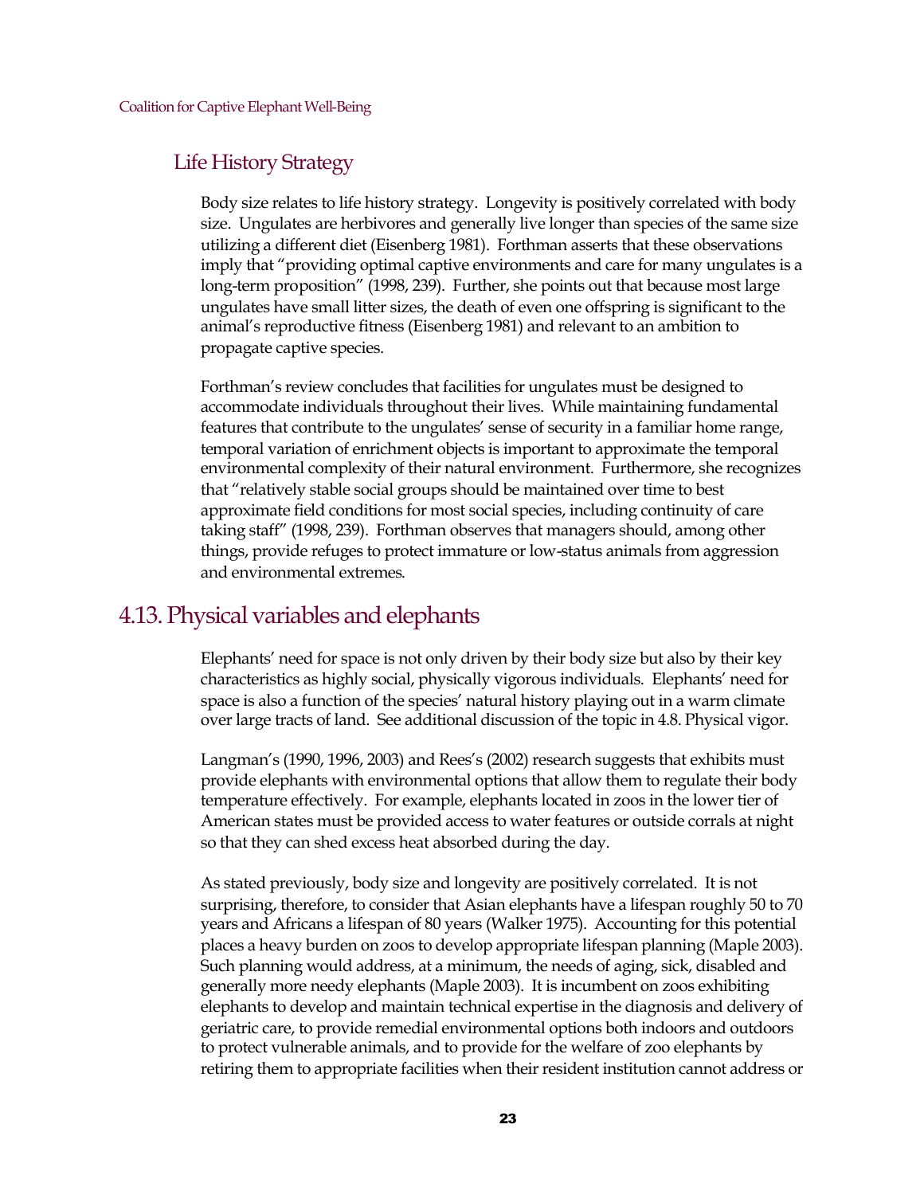### Life History Strategy

Body size relates to life history strategy. Longevity is positively correlated with body size. Ungulates are herbivores and generally live longer than species of the same size utilizing a different diet (Eisenberg 1981). Forthman asserts that these observations imply that "providing optimal captive environments and care for many ungulates is a long-term proposition" (1998, 239). Further, she points out that because most large ungulates have small litter sizes, the death of even one offspring is significant to the animal's reproductive fitness (Eisenberg 1981) and relevant to an ambition to propagate captive species.

Forthman's review concludes that facilities for ungulates must be designed to accommodate individuals throughout their lives. While maintaining fundamental features that contribute to the ungulates' sense of security in a familiar home range, temporal variation of enrichment objects is important to approximate the temporal environmental complexity of their natural environment. Furthermore, she recognizes that "relatively stable social groups should be maintained over time to best approximate field conditions for most social species, including continuity of care taking staff" (1998, 239). Forthman observes that managers should, among other things, provide refuges to protect immature or low-status animals from aggression and environmental extremes.

## 4.13. Physical variables and elephants

Elephants' need for space is not only driven by their body size but also by their key characteristics as highly social, physically vigorous individuals. Elephants' need for space is also a function of the species' natural history playing out in a warm climate over large tracts of land. See additional discussion of the topic in 4.8. Physical vigor.

Langman's (1990, 1996, 2003) and Rees's (2002) research suggests that exhibits must provide elephants with environmental options that allow them to regulate their body temperature effectively. For example, elephants located in zoos in the lower tier of American states must be provided access to water features or outside corrals at night so that they can shed excess heat absorbed during the day.

As stated previously, body size and longevity are positively correlated. It is not surprising, therefore, to consider that Asian elephants have a lifespan roughly 50 to 70 years and Africans a lifespan of 80 years (Walker 1975). Accounting for this potential places a heavy burden on zoos to develop appropriate lifespan planning (Maple 2003). Such planning would address, at a minimum, the needs of aging, sick, disabled and generally more needy elephants (Maple 2003). It is incumbent on zoos exhibiting elephants to develop and maintain technical expertise in the diagnosis and delivery of geriatric care, to provide remedial environmental options both indoors and outdoors to protect vulnerable animals, and to provide for the welfare of zoo elephants by retiring them to appropriate facilities when their resident institution cannot address or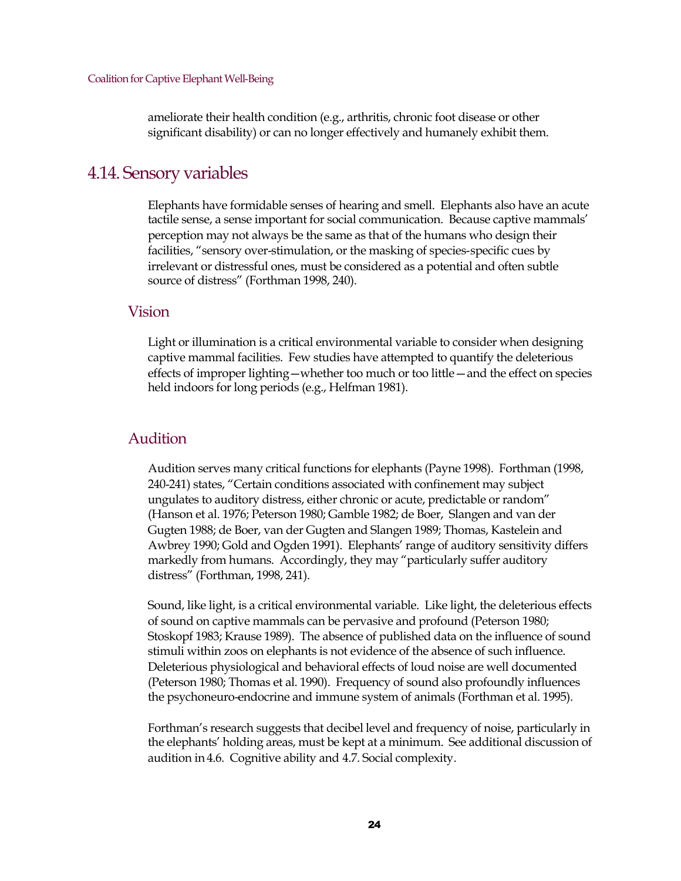ameliorate their health condition (e.g., arthritis, chronic foot disease or other significant disability) or can no longer effectively and humanely exhibit them.

## 4.14. Sensory variables

Elephants have formidable senses of hearing and smell. Elephants also have an acute tactile sense, a sense important for social communication. Because captive mammals' perception may not always be the same as that of the humans who design their facilities, "sensory over-stimulation, or the masking of species-specific cues by irrelevant or distressful ones, must be considered as a potential and often subtle source of distress" (Forthman 1998, 240).

### Vision

Light or illumination is a critical environmental variable to consider when designing captive mammal facilities. Few studies have attempted to quantify the deleterious effects of improper lighting—whether too much or too little—and the effect on species held indoors for long periods (e.g., Helfman 1981).

### Audition

Audition serves many critical functions for elephants (Payne 1998). Forthman (1998, 240-241) states, "Certain conditions associated with confinement may subject ungulates to auditory distress, either chronic or acute, predictable or random" (Hanson et al. 1976; Peterson 1980; Gamble 1982; de Boer, Slangen and van der Gugten 1988; de Boer, van der Gugten and Slangen 1989; Thomas, Kastelein and Awbrey 1990; Gold and Ogden 1991). Elephants' range of auditory sensitivity differs markedly from humans. Accordingly, they may "particularly suffer auditory distress" (Forthman, 1998, 241).

Sound, like light, is a critical environmental variable. Like light, the deleterious effects of sound on captive mammals can be pervasive and profound (Peterson 1980; Stoskopf 1983; Krause 1989). The absence of published data on the influence of sound stimuli within zoos on elephants is not evidence of the absence of such influence. Deleterious physiological and behavioral effects of loud noise are well documented (Peterson 1980; Thomas et al. 1990). Frequency of sound also profoundly influences the psychoneuro-endocrine and immune system of animals (Forthman et al. 1995).

Forthman's research suggests that decibel level and frequency of noise, particularly in the elephants' holding areas, must be kept at a minimum. See additional discussion of audition in 4.6. Cognitive ability and 4.7. Social complexity.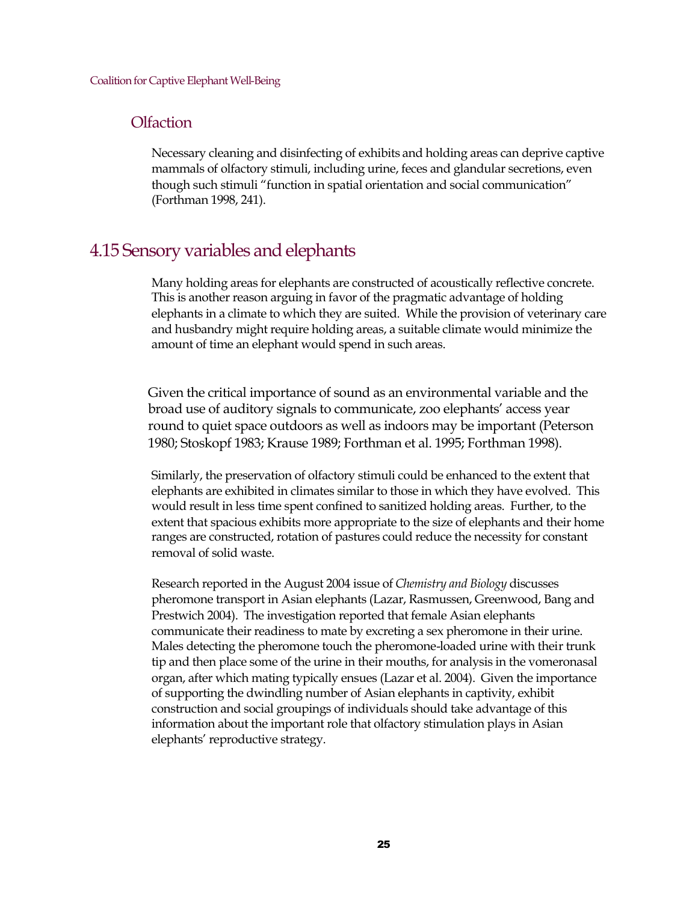### Olfaction

Necessary cleaning and disinfecting of exhibits and holding areas can deprive captive mammals of olfactory stimuli, including urine, feces and glandular secretions, even though such stimuli "function in spatial orientation and social communication" (Forthman 1998, 241).

## 4.15 Sensory variables and elephants

Many holding areas for elephants are constructed of acoustically reflective concrete. This is another reason arguing in favor of the pragmatic advantage of holding elephants in a climate to which they are suited. While the provision of veterinary care and husbandry might require holding areas, a suitable climate would minimize the amount of time an elephant would spend in such areas.

Given the critical importance of sound as an environmental variable and the broad use of auditory signals to communicate, zoo elephants' access year round to quiet space outdoors as well as indoors may be important (Peterson 1980; Stoskopf 1983; Krause 1989; Forthman et al. 1995; Forthman 1998).

Similarly, the preservation of olfactory stimuli could be enhanced to the extent that elephants are exhibited in climates similar to those in which they have evolved. This would result in less time spent confined to sanitized holding areas. Further, to the extent that spacious exhibits more appropriate to the size of elephants and their home ranges are constructed, rotation of pastures could reduce the necessity for constant removal of solid waste.

Research reported in the August 2004 issue of *Chemistry and Biology* discusses pheromone transport in Asian elephants (Lazar, Rasmussen, Greenwood, Bang and Prestwich 2004). The investigation reported that female Asian elephants communicate their readiness to mate by excreting a sex pheromone in their urine. Males detecting the pheromone touch the pheromone-loaded urine with their trunk tip and then place some of the urine in their mouths, for analysis in the vomeronasal organ, after which mating typically ensues (Lazar et al. 2004). Given the importance of supporting the dwindling number of Asian elephants in captivity, exhibit construction and social groupings of individuals should take advantage of this information about the important role that olfactory stimulation plays in Asian elephants' reproductive strategy.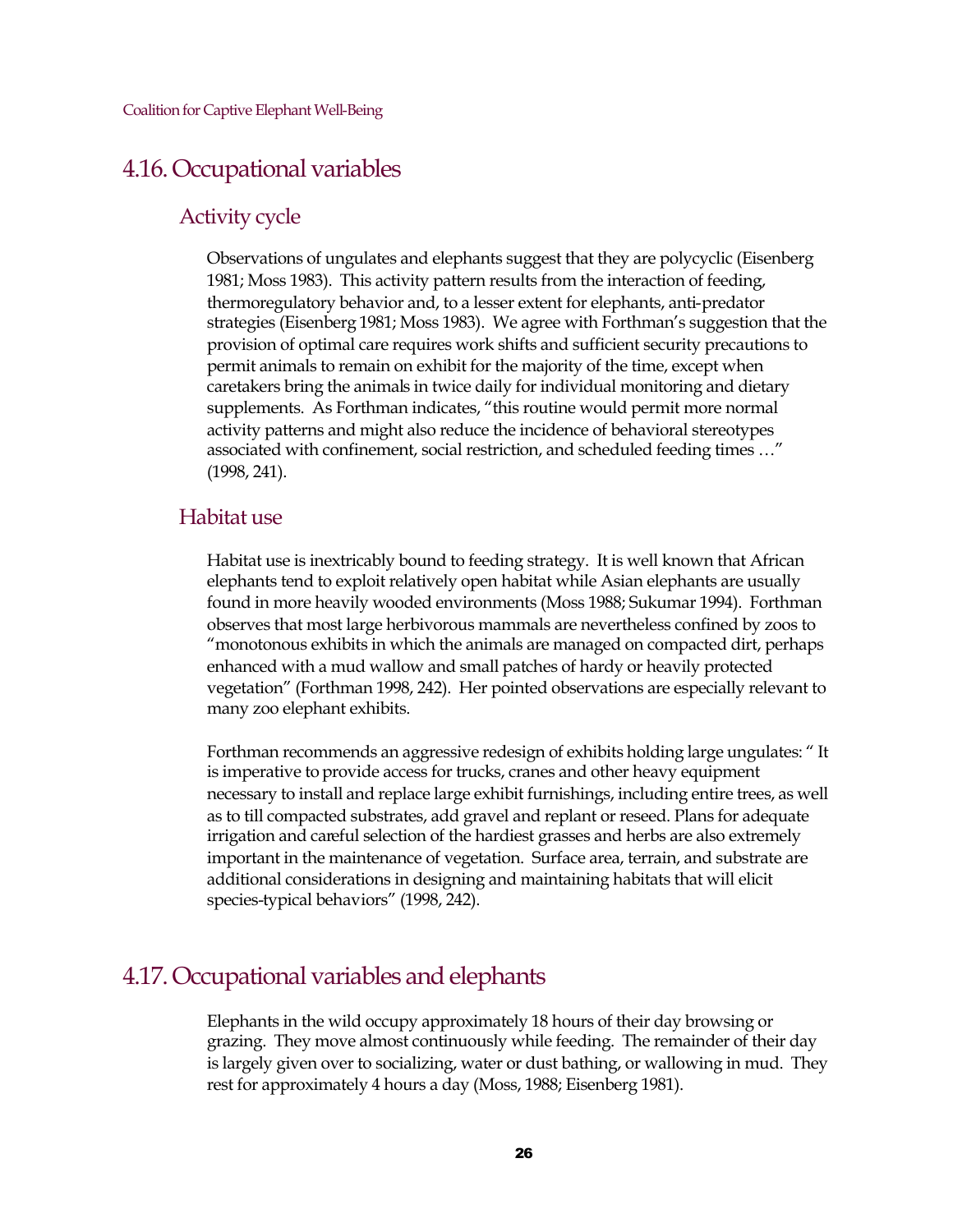## 4.16. Occupational variables

### Activity cycle

Observations of ungulates and elephants suggest that they are polycyclic (Eisenberg 1981; Moss 1983). This activity pattern results from the interaction of feeding, thermoregulatory behavior and, to a lesser extent for elephants, anti-predator strategies (Eisenberg 1981; Moss 1983). We agree with Forthman's suggestion that the provision of optimal care requires work shifts and sufficient security precautions to permit animals to remain on exhibit for the majority of the time, except when caretakers bring the animals in twice daily for individual monitoring and dietary supplements. As Forthman indicates, "this routine would permit more normal activity patterns and might also reduce the incidence of behavioral stereotypes associated with confinement, social restriction, and scheduled feeding times …" (1998, 241).

### Habitat use

Habitat use is inextricably bound to feeding strategy. It is well known that African elephants tend to exploit relatively open habitat while Asian elephants are usually found in more heavily wooded environments (Moss 1988; Sukumar 1994). Forthman observes that most large herbivorous mammals are nevertheless confined by zoos to "monotonous exhibits in which the animals are managed on compacted dirt, perhaps enhanced with a mud wallow and small patches of hardy or heavily protected vegetation" (Forthman 1998, 242). Her pointed observations are especially relevant to many zoo elephant exhibits.

Forthman recommends an aggressive redesign of exhibits holding large ungulates: " It is imperative to provide access for trucks, cranes and other heavy equipment necessary to install and replace large exhibit furnishings, including entire trees, as well as to till compacted substrates, add gravel and replant or reseed. Plans for adequate irrigation and careful selection of the hardiest grasses and herbs are also extremely important in the maintenance of vegetation. Surface area, terrain, and substrate are additional considerations in designing and maintaining habitats that will elicit species-typical behaviors" (1998, 242).

## 4.17. Occupational variables and elephants

Elephants in the wild occupy approximately 18 hours of their day browsing or grazing. They move almost continuously while feeding. The remainder of their day is largely given over to socializing, water or dust bathing, or wallowing in mud. They rest for approximately 4 hours a day (Moss, 1988; Eisenberg 1981).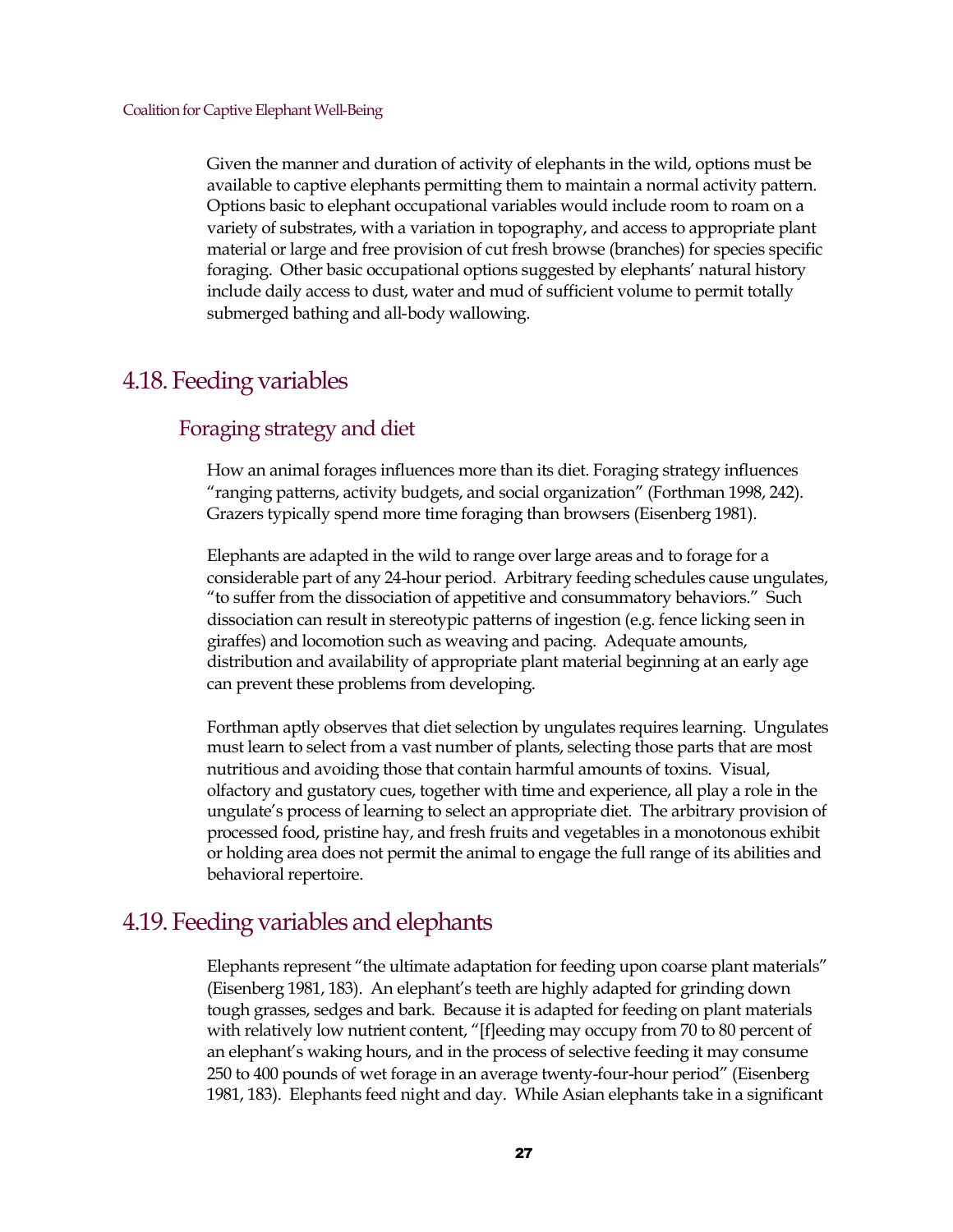Given the manner and duration of activity of elephants in the wild, options must be available to captive elephants permitting them to maintain a normal activity pattern. Options basic to elephant occupational variables would include room to roam on a variety of substrates, with a variation in topography, and access to appropriate plant material or large and free provision of cut fresh browse (branches) for species specific foraging. Other basic occupational options suggested by elephants' natural history include daily access to dust, water and mud of sufficient volume to permit totally submerged bathing and all-body wallowing.

## 4.18. Feeding variables

### Foraging strategy and diet

How an animal forages influences more than its diet. Foraging strategy influences "ranging patterns, activity budgets, and social organization" (Forthman 1998, 242). Grazers typically spend more time foraging than browsers (Eisenberg 1981).

Elephants are adapted in the wild to range over large areas and to forage for a considerable part of any 24-hour period. Arbitrary feeding schedules cause ungulates, "to suffer from the dissociation of appetitive and consummatory behaviors." Such dissociation can result in stereotypic patterns of ingestion (e.g. fence licking seen in giraffes) and locomotion such as weaving and pacing. Adequate amounts, distribution and availability of appropriate plant material beginning at an early age can prevent these problems from developing.

Forthman aptly observes that diet selection by ungulates requires learning. Ungulates must learn to select from a vast number of plants, selecting those parts that are most nutritious and avoiding those that contain harmful amounts of toxins. Visual, olfactory and gustatory cues, together with time and experience, all play a role in the ungulate's process of learning to select an appropriate diet. The arbitrary provision of processed food, pristine hay, and fresh fruits and vegetables in a monotonous exhibit or holding area does not permit the animal to engage the full range of its abilities and behavioral repertoire.

## 4.19. Feeding variables and elephants

Elephants represent "the ultimate adaptation for feeding upon coarse plant materials" (Eisenberg 1981, 183). An elephant's teeth are highly adapted for grinding down tough grasses, sedges and bark. Because it is adapted for feeding on plant materials with relatively low nutrient content, "[f]eeding may occupy from 70 to 80 percent of an elephant's waking hours, and in the process of selective feeding it may consume 250 to 400 pounds of wet forage in an average twenty-four-hour period" (Eisenberg 1981, 183). Elephants feed night and day. While Asian elephants take in a significant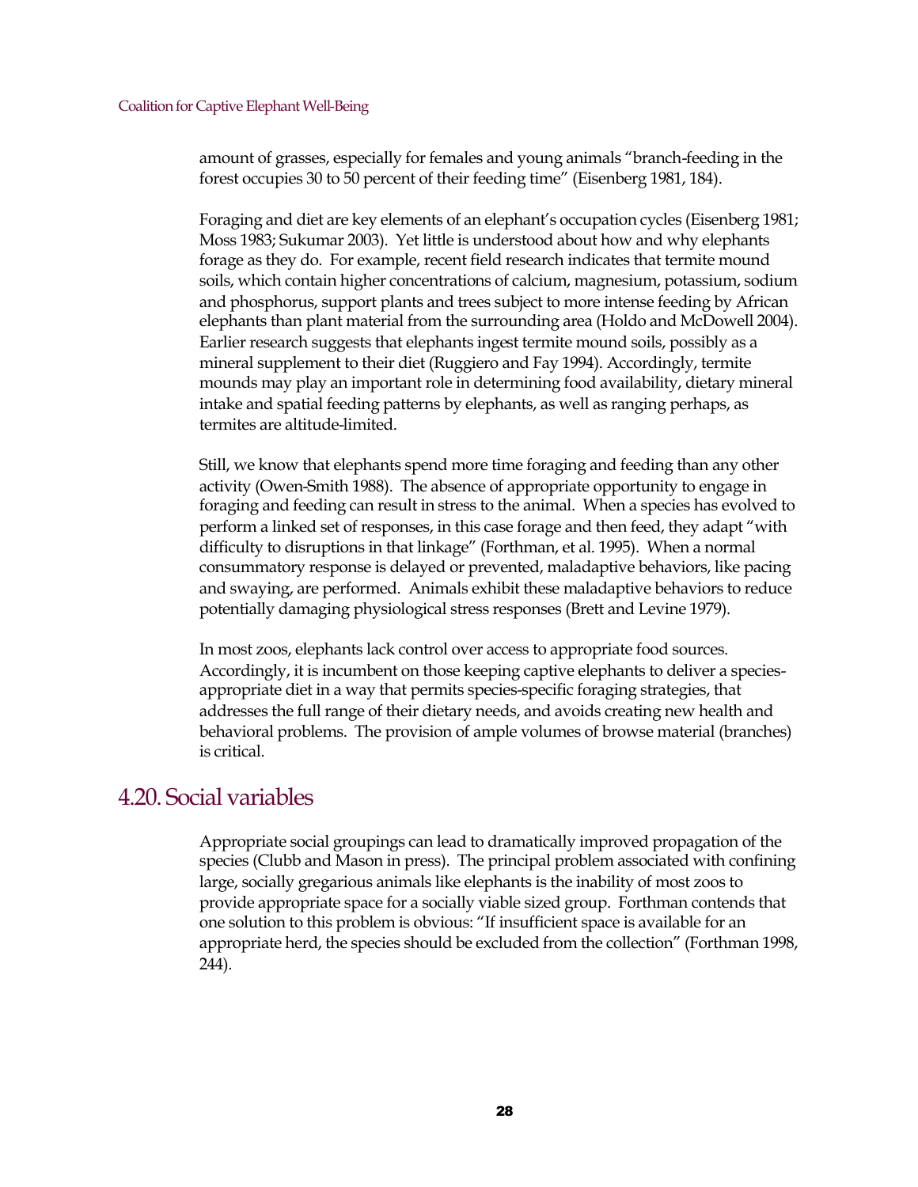amount of grasses, especially for females and young animals "branch-feeding in the forest occupies 30 to 50 percent of their feeding time" (Eisenberg 1981, 184).

Foraging and diet are key elements of an elephant's occupation cycles (Eisenberg 1981; Moss 1983; Sukumar 2003). Yet little is understood about how and why elephants forage as they do. For example, recent field research indicates that termite mound soils, which contain higher concentrations of calcium, magnesium, potassium, sodium and phosphorus, support plants and trees subject to more intense feeding by African elephants than plant material from the surrounding area (Holdo and McDowell 2004). Earlier research suggests that elephants ingest termite mound soils, possibly as a mineral supplement to their diet (Ruggiero and Fay 1994). Accordingly, termite mounds may play an important role in determining food availability, dietary mineral intake and spatial feeding patterns by elephants, as well as ranging perhaps, as termites are altitude-limited.

Still, we know that elephants spend more time foraging and feeding than any other activity (Owen-Smith 1988). The absence of appropriate opportunity to engage in foraging and feeding can result in stress to the animal. When a species has evolved to perform a linked set of responses, in this case forage and then feed, they adapt "with difficulty to disruptions in that linkage" (Forthman, et al. 1995). When a normal consummatory response is delayed or prevented, maladaptive behaviors, like pacing and swaying, are performed. Animals exhibit these maladaptive behaviors to reduce potentially damaging physiological stress responses (Brett and Levine 1979).

In most zoos, elephants lack control over access to appropriate food sources. Accordingly, it is incumbent on those keeping captive elephants to deliver a species-appropriate diet in a way that permits species-specific foraging strategies, that addresses the full range of their dietary needs, and avoids creating new health and behavioral problems. The provision of ample volumes of browse material (branches) is critical.

## 4.20. Social variables

Appropriate social groupings can lead to dramatically improved propagation of the species (Clubb and Mason in press). The principal problem associated with confining large, socially gregarious animals like elephants is the inability of most zoos to provide appropriate space for a socially viable sized group. Forthman contends that one solution to this problem is obvious: "If insufficient space is available for an appropriate herd, the species should be excluded from the collection" (Forthman 1998, 244).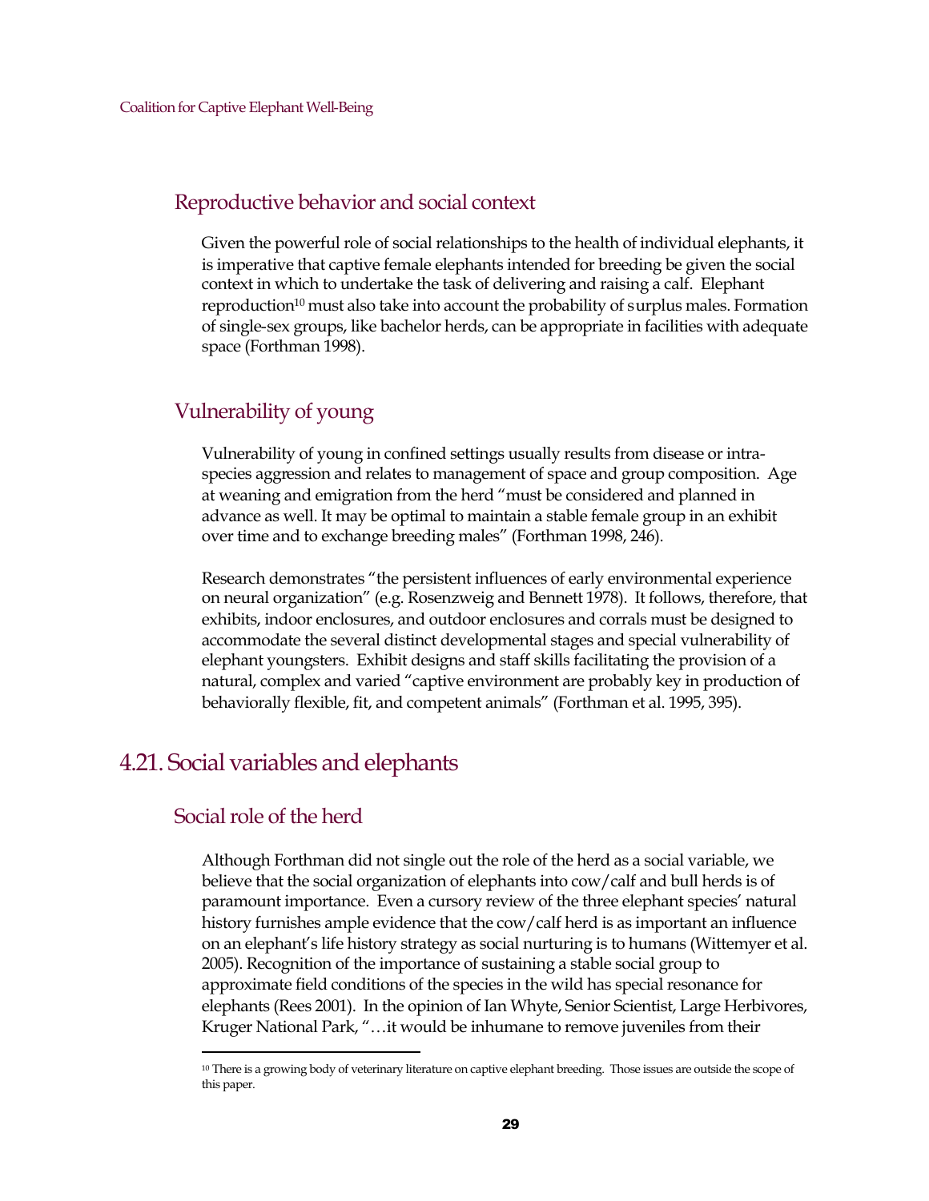### Reproductive behavior and social context

Given the powerful role of social relationships to the health of individual elephants, it is imperative that captive female elephants intended for breeding be given the social context in which to undertake the task of delivering and raising a calf. Elephant reproduction[10] must also take into account the probability of surplus males. Formation of single-sex groups, like bachelor herds, can be appropriate in facilities with adequate space (Forthman 1998).

### Vulnerability of young

Vulnerability of young in confined settings usually results from disease or intra-species aggression and relates to management of space and group composition. Age at weaning and emigration from the herd "must be considered and planned in advance as well. It may be optimal to maintain a stable female group in an exhibit over time and to exchange breeding males" (Forthman 1998, 246).

Research demonstrates "the persistent influences of early environmental experience on neural organization" (e.g. Rosenzweig and Bennett 1978). It follows, therefore, that exhibits, indoor enclosures, and outdoor enclosures and corrals must be designed to accommodate the several distinct developmental stages and special vulnerability of elephant youngsters. Exhibit designs and staff skills facilitating the provision of a natural, complex and varied "captive environment are probably key in production of behaviorally flexible, fit, and competent animals" (Forthman et al. 1995, 395).

## 4.21. Social variables and elephants

### Social role of the herd

Although Forthman did not single out the role of the herd as a social variable, we believe that the social organization of elephants into cow/calf and bull herds is of paramount importance. Even a cursory review of the three elephant species' natural history furnishes ample evidence that the cow/calf herd is as important an influence on an elephant's life history strategy as social nurturing is to humans (Wittemyer et al. 2005). Recognition of the importance of sustaining a stable social group to approximate field conditions of the species in the wild has special resonance for elephants (Rees 2001). In the opinion of Ian Whyte, Senior Scientist, Large Herbivores, Kruger National Park, "…it would be inhumane to remove juveniles from their

---

[10] There is a growing body of veterinary literature on captive elephant breeding. Those issues are outside the scope of this paper.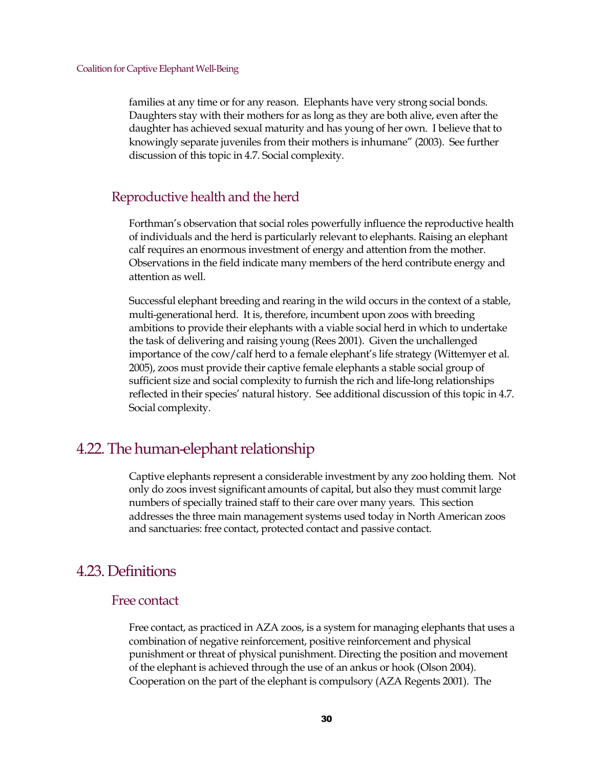families at any time or for any reason. Elephants have very strong social bonds. Daughters stay with their mothers for as long as they are both alive, even after the daughter has achieved sexual maturity and has young of her own. I believe that to knowingly separate juveniles from their mothers is inhumane" (2003). See further discussion of this topic in 4.7. Social complexity.

### Reproductive health and the herd

Forthman's observation that social roles powerfully influence the reproductive health of individuals and the herd is particularly relevant to elephants. Raising an elephant calf requires an enormous investment of energy and attention from the mother. Observations in the field indicate many members of the herd contribute energy and attention as well.

Successful elephant breeding and rearing in the wild occurs in the context of a stable, multi-generational herd. It is, therefore, incumbent upon zoos with breeding ambitions to provide their elephants with a viable social herd in which to undertake the task of delivering and raising young (Rees 2001). Given the unchallenged importance of the cow/calf herd to a female elephant's life strategy (Wittemyer et al. 2005), zoos must provide their captive female elephants a stable social group of sufficient size and social complexity to furnish the rich and life-long relationships reflected in their species' natural history. See additional discussion of this topic in 4.7. Social complexity.

## 4.22. The human-elephant relationship

Captive elephants represent a considerable investment by any zoo holding them. Not only do zoos invest significant amounts of capital, but also they must commit large numbers of specially trained staff to their care over many years. This section addresses the three main management systems used today in North American zoos and sanctuaries: free contact, protected contact and passive contact.

## 4.23. Definitions

### Free contact

Free contact, as practiced in AZA zoos, is a system for managing elephants that uses a combination of negative reinforcement, positive reinforcement and physical punishment or threat of physical punishment. Directing the position and movement of the elephant is achieved through the use of an ankus or hook (Olson 2004). Cooperation on the part of the elephant is compulsory (AZA Regents 2001). The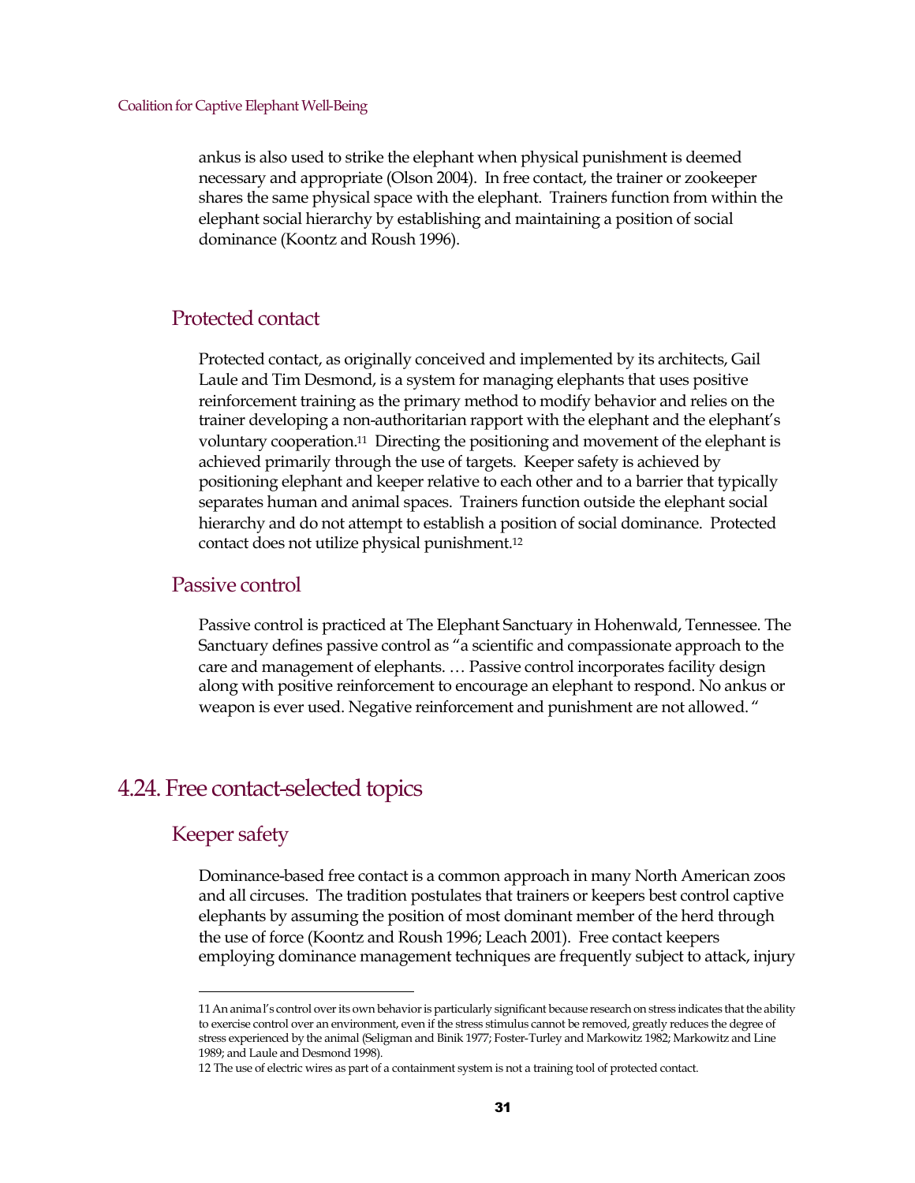ankus is also used to strike the elephant when physical punishment is deemed necessary and appropriate (Olson 2004). In free contact, the trainer or zookeeper shares the same physical space with the elephant. Trainers function from within the elephant social hierarchy by establishing and maintaining a position of social dominance (Koontz and Roush 1996).

### Protected contact

Protected contact, as originally conceived and implemented by its architects, Gail Laule and Tim Desmond, is a system for managing elephants that uses positive reinforcement training as the primary method to modify behavior and relies on the trainer developing a non-authoritarian rapport with the elephant and the elephant's voluntary cooperation.[11] Directing the positioning and movement of the elephant is achieved primarily through the use of targets. Keeper safety is achieved by positioning elephant and keeper relative to each other and to a barrier that typically separates human and animal spaces. Trainers function outside the elephant social hierarchy and do not attempt to establish a position of social dominance. Protected contact does not utilize physical punishment.[12]

### Passive control

Passive control is practiced at The Elephant Sanctuary in Hohenwald, Tennessee. The Sanctuary defines passive control as "a scientific and compassionate approach to the care and management of elephants. … Passive control incorporates facility design along with positive reinforcement to encourage an elephant to respond. No ankus or weapon is ever used. Negative reinforcement and punishment are not allowed. "

## 4.24. Free contact-selected topics

### Keeper safety

Dominance-based free contact is a common approach in many North American zoos and all circuses. The tradition postulates that trainers or keepers best control captive elephants by assuming the position of most dominant member of the herd through the use of force (Koontz and Roush 1996; Leach 2001). Free contact keepers employing dominance management techniques are frequently subject to attack, injury

---

11 An animal's control over its own behavior is particularly significant because research on stress indicates that the ability to exercise control over an environment, even if the stress stimulus cannot be removed, greatly reduces the degree of stress experienced by the animal (Seligman and Binik 1977; Foster-Turley and Markowitz 1982; Markowitz and Line 1989; and Laule and Desmond 1998).

12 The use of electric wires as part of a containment system is not a training tool of protected contact.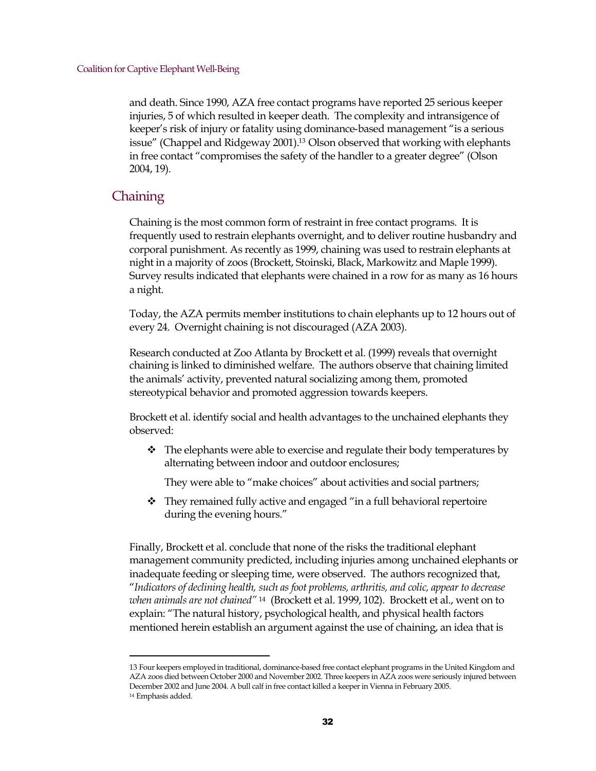and death. Since 1990, AZA free contact programs have reported 25 serious keeper injuries, 5 of which resulted in keeper death. The complexity and intransigence of keeper's risk of injury or fatality using dominance-based management "is a serious issue" (Chappel and Ridgeway 2001).[13] Olson observed that working with elephants in free contact "compromises the safety of the handler to a greater degree" (Olson 2004, 19).

## Chaining

Chaining is the most common form of restraint in free contact programs. It is frequently used to restrain elephants overnight, and to deliver routine husbandry and corporal punishment. As recently as 1999, chaining was used to restrain elephants at night in a majority of zoos (Brockett, Stoinski, Black, Markowitz and Maple 1999). Survey results indicated that elephants were chained in a row for as many as 16 hours a night.

Today, the AZA permits member institutions to chain elephants up to 12 hours out of every 24. Overnight chaining is not discouraged (AZA 2003).

Research conducted at Zoo Atlanta by Brockett et al. (1999) reveals that overnight chaining is linked to diminished welfare. The authors observe that chaining limited the animals' activity, prevented natural socializing among them, promoted stereotypical behavior and promoted aggression towards keepers.

Brockett et al. identify social and health advantages to the unchained elephants they observed:

- The elephants were able to exercise and regulate their body temperatures by alternating between indoor and outdoor enclosures;

  They were able to "make choices" about activities and social partners;

- They remained fully active and engaged "in a full behavioral repertoire during the evening hours."

Finally, Brockett et al. conclude that none of the risks the traditional elephant management community predicted, including injuries among unchained elephants or inadequate feeding or sleeping time, were observed. The authors recognized that, "*Indicators of declining health, such as foot problems, arthritis, and colic, appear to decrease when animals are not chained"* [14] (Brockett et al. 1999, 102). Brockett et al., went on to explain: "The natural history, psychological health, and physical health factors mentioned herein establish an argument against the use of chaining, an idea that is

---

13 Four keepers employed in traditional, dominance-based free contact elephant programs in the United Kingdom and AZA zoos died between October 2000 and November 2002. Three keepers in AZA zoos were seriously injured between December 2002 and June 2004. A bull calf in free contact killed a keeper in Vienna in February 2005.

14 Emphasis added.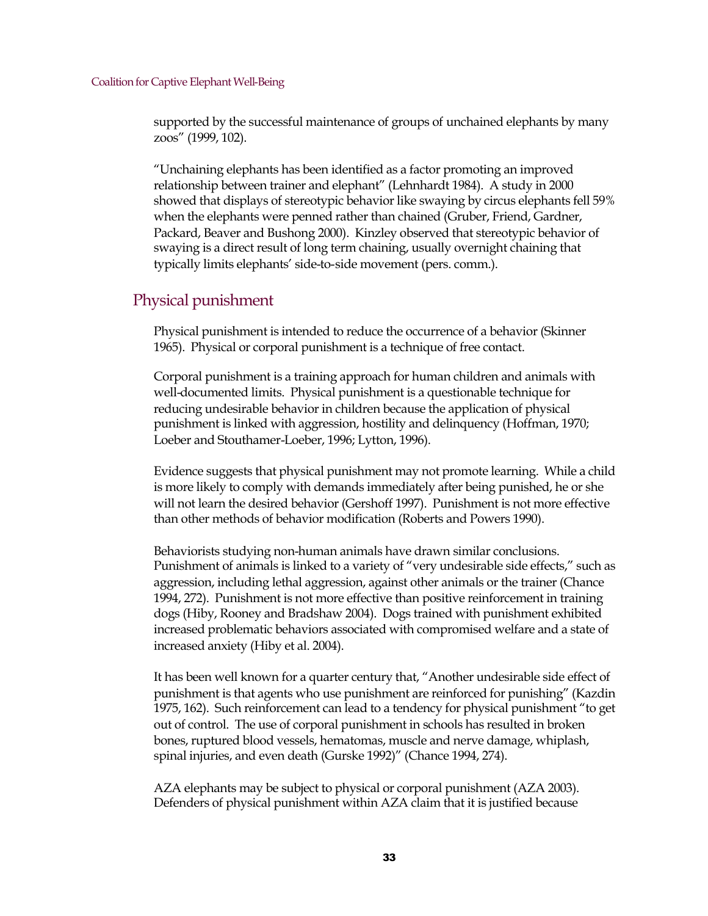supported by the successful maintenance of groups of unchained elephants by many zoos" (1999, 102).

"Unchaining elephants has been identified as a factor promoting an improved relationship between trainer and elephant" (Lehnhardt 1984). A study in 2000 showed that displays of stereotypic behavior like swaying by circus elephants fell 59% when the elephants were penned rather than chained (Gruber, Friend, Gardner, Packard, Beaver and Bushong 2000). Kinzley observed that stereotypic behavior of swaying is a direct result of long term chaining, usually overnight chaining that typically limits elephants' side-to-side movement (pers. comm.).

## Physical punishment

Physical punishment is intended to reduce the occurrence of a behavior (Skinner 1965). Physical or corporal punishment is a technique of free contact.

Corporal punishment is a training approach for human children and animals with well-documented limits. Physical punishment is a questionable technique for reducing undesirable behavior in children because the application of physical punishment is linked with aggression, hostility and delinquency (Hoffman, 1970; Loeber and Stouthamer-Loeber, 1996; Lytton, 1996).

Evidence suggests that physical punishment may not promote learning. While a child is more likely to comply with demands immediately after being punished, he or she will not learn the desired behavior (Gershoff 1997). Punishment is not more effective than other methods of behavior modification (Roberts and Powers 1990).

Behaviorists studying non-human animals have drawn similar conclusions. Punishment of animals is linked to a variety of "very undesirable side effects," such as aggression, including lethal aggression, against other animals or the trainer (Chance 1994, 272). Punishment is not more effective than positive reinforcement in training dogs (Hiby, Rooney and Bradshaw 2004). Dogs trained with punishment exhibited increased problematic behaviors associated with compromised welfare and a state of increased anxiety (Hiby et al. 2004).

It has been well known for a quarter century that, "Another undesirable side effect of punishment is that agents who use punishment are reinforced for punishing" (Kazdin 1975, 162). Such reinforcement can lead to a tendency for physical punishment "to get out of control. The use of corporal punishment in schools has resulted in broken bones, ruptured blood vessels, hematomas, muscle and nerve damage, whiplash, spinal injuries, and even death (Gurske 1992)" (Chance 1994, 274).

AZA elephants may be subject to physical or corporal punishment (AZA 2003). Defenders of physical punishment within AZA claim that it is justified because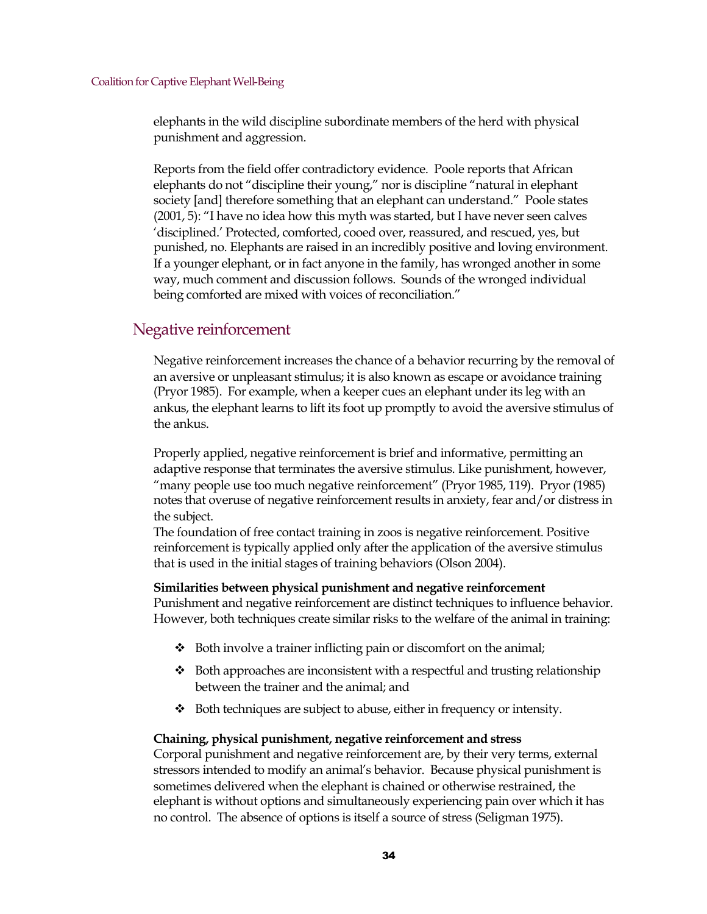elephants in the wild discipline subordinate members of the herd with physical punishment and aggression.

Reports from the field offer contradictory evidence. Poole reports that African elephants do not "discipline their young," nor is discipline "natural in elephant society [and] therefore something that an elephant can understand." Poole states (2001, 5): "I have no idea how this myth was started, but I have never seen calves 'disciplined.' Protected, comforted, cooed over, reassured, and rescued, yes, but punished, no. Elephants are raised in an incredibly positive and loving environment. If a younger elephant, or in fact anyone in the family, has wronged another in some way, much comment and discussion follows. Sounds of the wronged individual being comforted are mixed with voices of reconciliation."

## Negative reinforcement

Negative reinforcement increases the chance of a behavior recurring by the removal of an aversive or unpleasant stimulus; it is also known as escape or avoidance training (Pryor 1985). For example, when a keeper cues an elephant under its leg with an ankus, the elephant learns to lift its foot up promptly to avoid the aversive stimulus of the ankus.

Properly applied, negative reinforcement is brief and informative, permitting an adaptive response that terminates the aversive stimulus. Like punishment, however, "many people use too much negative reinforcement" (Pryor 1985, 119). Pryor (1985) notes that overuse of negative reinforcement results in anxiety, fear and/or distress in the subject.

The foundation of free contact training in zoos is negative reinforcement. Positive reinforcement is typically applied only after the application of the aversive stimulus that is used in the initial stages of training behaviors (Olson 2004).

**Similarities between physical punishment and negative reinforcement**

Punishment and negative reinforcement are distinct techniques to influence behavior. However, both techniques create similar risks to the welfare of the animal in training:

- Both involve a trainer inflicting pain or discomfort on the animal;
- Both approaches are inconsistent with a respectful and trusting relationship between the trainer and the animal; and
- Both techniques are subject to abuse, either in frequency or intensity.

**Chaining, physical punishment, negative reinforcement and stress**

Corporal punishment and negative reinforcement are, by their very terms, external stressors intended to modify an animal's behavior. Because physical punishment is sometimes delivered when the elephant is chained or otherwise restrained, the elephant is without options and simultaneously experiencing pain over which it has no control. The absence of options is itself a source of stress (Seligman 1975).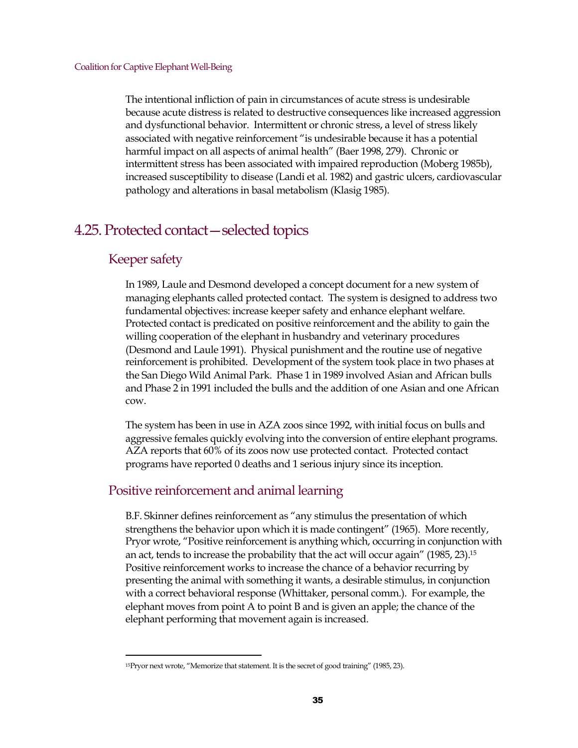The intentional infliction of pain in circumstances of acute stress is undesirable because acute distress is related to destructive consequences like increased aggression and dysfunctional behavior. Intermittent or chronic stress, a level of stress likely associated with negative reinforcement "is undesirable because it has a potential harmful impact on all aspects of animal health" (Baer 1998, 279). Chronic or intermittent stress has been associated with impaired reproduction (Moberg 1985b), increased susceptibility to disease (Landi et al. 1982) and gastric ulcers, cardiovascular pathology and alterations in basal metabolism (Klasig 1985).

## 4.25. Protected contact—selected topics

### Keeper safety

In 1989, Laule and Desmond developed a concept document for a new system of managing elephants called protected contact. The system is designed to address two fundamental objectives: increase keeper safety and enhance elephant welfare. Protected contact is predicated on positive reinforcement and the ability to gain the willing cooperation of the elephant in husbandry and veterinary procedures (Desmond and Laule 1991). Physical punishment and the routine use of negative reinforcement is prohibited. Development of the system took place in two phases at the San Diego Wild Animal Park. Phase 1 in 1989 involved Asian and African bulls and Phase 2 in 1991 included the bulls and the addition of one Asian and one African cow.

The system has been in use in AZA zoos since 1992, with initial focus on bulls and aggressive females quickly evolving into the conversion of entire elephant programs. AZA reports that 60% of its zoos now use protected contact. Protected contact programs have reported 0 deaths and 1 serious injury since its inception.

### Positive reinforcement and animal learning

B.F. Skinner defines reinforcement as "any stimulus the presentation of which strengthens the behavior upon which it is made contingent" (1965). More recently, Pryor wrote, "Positive reinforcement is anything which, occurring in conjunction with an act, tends to increase the probability that the act will occur again" (1985, 23).[15] Positive reinforcement works to increase the chance of a behavior recurring by presenting the animal with something it wants, a desirable stimulus, in conjunction with a correct behavioral response (Whittaker, personal comm.). For example, the elephant moves from point A to point B and is given an apple; the chance of the elephant performing that movement again is increased.

[15]Pryor next wrote, "Memorize that statement. It is the secret of good training" (1985, 23).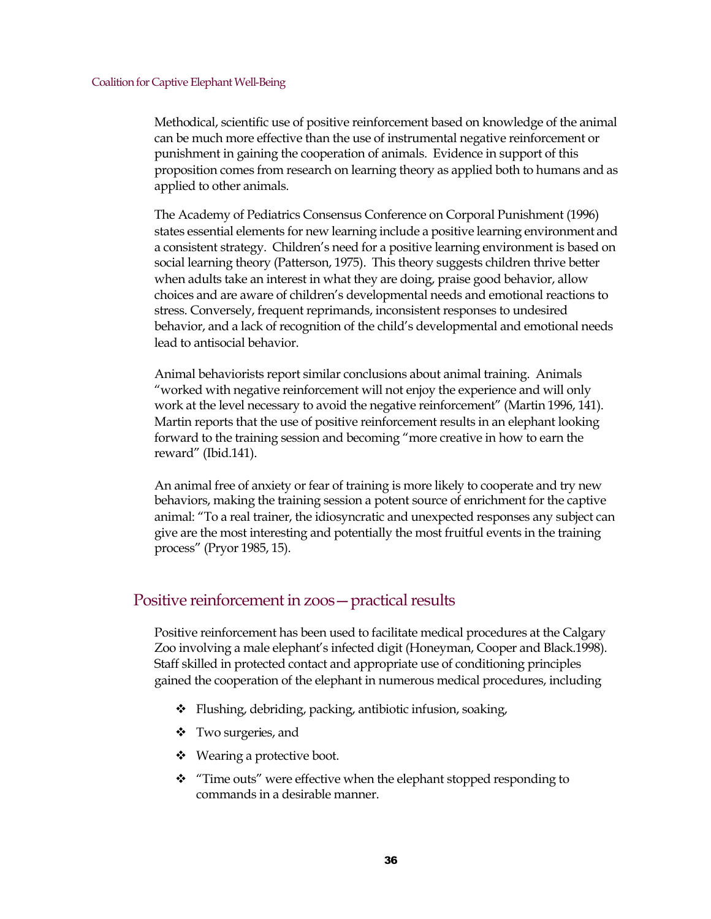Methodical, scientific use of positive reinforcement based on knowledge of the animal can be much more effective than the use of instrumental negative reinforcement or punishment in gaining the cooperation of animals. Evidence in support of this proposition comes from research on learning theory as applied both to humans and as applied to other animals.

The Academy of Pediatrics Consensus Conference on Corporal Punishment (1996) states essential elements for new learning include a positive learning environment and a consistent strategy. Children's need for a positive learning environment is based on social learning theory (Patterson, 1975). This theory suggests children thrive better when adults take an interest in what they are doing, praise good behavior, allow choices and are aware of children's developmental needs and emotional reactions to stress. Conversely, frequent reprimands, inconsistent responses to undesired behavior, and a lack of recognition of the child's developmental and emotional needs lead to antisocial behavior.

Animal behaviorists report similar conclusions about animal training. Animals "worked with negative reinforcement will not enjoy the experience and will only work at the level necessary to avoid the negative reinforcement" (Martin 1996, 141). Martin reports that the use of positive reinforcement results in an elephant looking forward to the training session and becoming "more creative in how to earn the reward" (Ibid.141).

An animal free of anxiety or fear of training is more likely to cooperate and try new behaviors, making the training session a potent source of enrichment for the captive animal: "To a real trainer, the idiosyncratic and unexpected responses any subject can give are the most interesting and potentially the most fruitful events in the training process" (Pryor 1985, 15).

## Positive reinforcement in zoos—practical results

Positive reinforcement has been used to facilitate medical procedures at the Calgary Zoo involving a male elephant's infected digit (Honeyman, Cooper and Black.1998). Staff skilled in protected contact and appropriate use of conditioning principles gained the cooperation of the elephant in numerous medical procedures, including

- Flushing, debriding, packing, antibiotic infusion, soaking,
- Two surgeries, and
- Wearing a protective boot.
- "Time outs" were effective when the elephant stopped responding to commands in a desirable manner.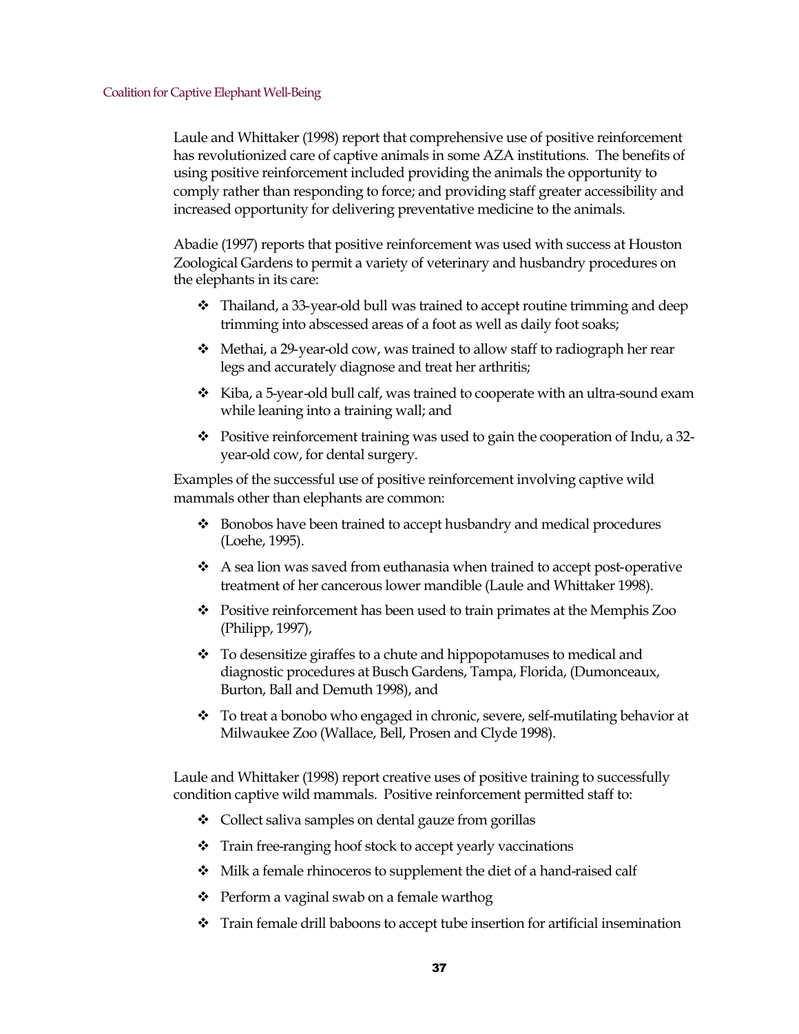Laule and Whittaker (1998) report that comprehensive use of positive reinforcement has revolutionized care of captive animals in some AZA institutions. The benefits of using positive reinforcement included providing the animals the opportunity to comply rather than responding to force; and providing staff greater accessibility and increased opportunity for delivering preventative medicine to the animals.

Abadie (1997) reports that positive reinforcement was used with success at Houston Zoological Gardens to permit a variety of veterinary and husbandry procedures on the elephants in its care:

- Thailand, a 33-year-old bull was trained to accept routine trimming and deep trimming into abscessed areas of a foot as well as daily foot soaks;
- Methai, a 29-year-old cow, was trained to allow staff to radiograph her rear legs and accurately diagnose and treat her arthritis;
- Kiba, a 5-year-old bull calf, was trained to cooperate with an ultra-sound exam while leaning into a training wall; and
- Positive reinforcement training was used to gain the cooperation of Indu, a 32-year-old cow, for dental surgery.

Examples of the successful use of positive reinforcement involving captive wild mammals other than elephants are common:

- Bonobos have been trained to accept husbandry and medical procedures (Loehe, 1995).
- A sea lion was saved from euthanasia when trained to accept post-operative treatment of her cancerous lower mandible (Laule and Whittaker 1998).
- Positive reinforcement has been used to train primates at the Memphis Zoo (Philipp, 1997),
- To desensitize giraffes to a chute and hippopotamuses to medical and diagnostic procedures at Busch Gardens, Tampa, Florida, (Dumonceaux, Burton, Ball and Demuth 1998), and
- To treat a bonobo who engaged in chronic, severe, self-mutilating behavior at Milwaukee Zoo (Wallace, Bell, Prosen and Clyde 1998).

Laule and Whittaker (1998) report creative uses of positive training to successfully condition captive wild mammals. Positive reinforcement permitted staff to:

- Collect saliva samples on dental gauze from gorillas
- Train free-ranging hoof stock to accept yearly vaccinations
- Milk a female rhinoceros to supplement the diet of a hand-raised calf
- Perform a vaginal swab on a female warthog
- Train female drill baboons to accept tube insertion for artificial insemination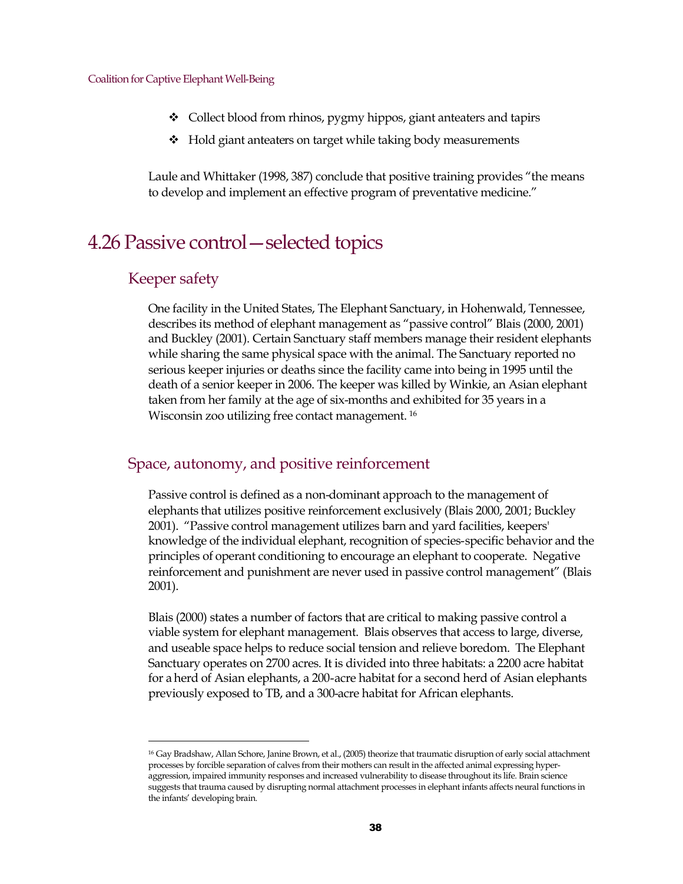- ❖ Collect blood from rhinos, pygmy hippos, giant anteaters and tapirs
- ❖ Hold giant anteaters on target while taking body measurements

Laule and Whittaker (1998, 387) conclude that positive training provides "the means to develop and implement an effective program of preventative medicine."

# 4.26 Passive control—selected topics

## Keeper safety

One facility in the United States, The Elephant Sanctuary, in Hohenwald, Tennessee, describes its method of elephant management as "passive control" Blais (2000, 2001) and Buckley (2001). Certain Sanctuary staff members manage their resident elephants while sharing the same physical space with the animal. The Sanctuary reported no serious keeper injuries or deaths since the facility came into being in 1995 until the death of a senior keeper in 2006. The keeper was killed by Winkie, an Asian elephant taken from her family at the age of six-months and exhibited for 35 years in a Wisconsin zoo utilizing free contact management. [16]

## Space, autonomy, and positive reinforcement

Passive control is defined as a non-dominant approach to the management of elephants that utilizes positive reinforcement exclusively (Blais 2000, 2001; Buckley 2001). "Passive control management utilizes barn and yard facilities, keepers' knowledge of the individual elephant, recognition of species-specific behavior and the principles of operant conditioning to encourage an elephant to cooperate. Negative reinforcement and punishment are never used in passive control management" (Blais 2001).

Blais (2000) states a number of factors that are critical to making passive control a viable system for elephant management. Blais observes that access to large, diverse, and useable space helps to reduce social tension and relieve boredom. The Elephant Sanctuary operates on 2700 acres. It is divided into three habitats: a 2200 acre habitat for a herd of Asian elephants, a 200-acre habitat for a second herd of Asian elephants previously exposed to TB, and a 300-acre habitat for African elephants.

---

[16] Gay Bradshaw, Allan Schore, Janine Brown, et al., (2005) theorize that traumatic disruption of early social attachment processes by forcible separation of calves from their mothers can result in the affected animal expressing hyper-aggression, impaired immunity responses and increased vulnerability to disease throughout its life. Brain science suggests that trauma caused by disrupting normal attachment processes in elephant infants affects neural functions in the infants' developing brain.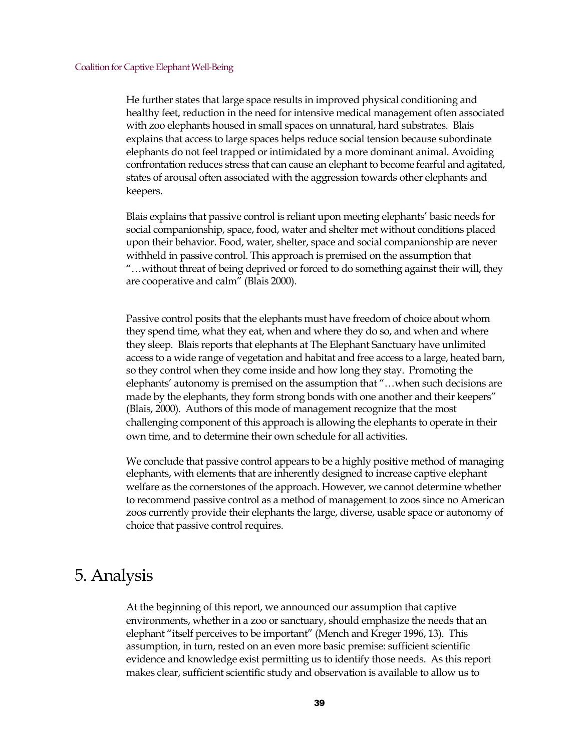He further states that large space results in improved physical conditioning and healthy feet, reduction in the need for intensive medical management often associated with zoo elephants housed in small spaces on unnatural, hard substrates. Blais explains that access to large spaces helps reduce social tension because subordinate elephants do not feel trapped or intimidated by a more dominant animal. Avoiding confrontation reduces stress that can cause an elephant to become fearful and agitated, states of arousal often associated with the aggression towards other elephants and keepers.

Blais explains that passive control is reliant upon meeting elephants' basic needs for social companionship, space, food, water and shelter met without conditions placed upon their behavior. Food, water, shelter, space and social companionship are never withheld in passive control. This approach is premised on the assumption that "…without threat of being deprived or forced to do something against their will, they are cooperative and calm" (Blais 2000).

Passive control posits that the elephants must have freedom of choice about whom they spend time, what they eat, when and where they do so, and when and where they sleep. Blais reports that elephants at The Elephant Sanctuary have unlimited access to a wide range of vegetation and habitat and free access to a large, heated barn, so they control when they come inside and how long they stay. Promoting the elephants' autonomy is premised on the assumption that "…when such decisions are made by the elephants, they form strong bonds with one another and their keepers" (Blais, 2000). Authors of this mode of management recognize that the most challenging component of this approach is allowing the elephants to operate in their own time, and to determine their own schedule for all activities.

We conclude that passive control appears to be a highly positive method of managing elephants, with elements that are inherently designed to increase captive elephant welfare as the cornerstones of the approach. However, we cannot determine whether to recommend passive control as a method of management to zoos since no American zoos currently provide their elephants the large, diverse, usable space or autonomy of choice that passive control requires.

# 5. Analysis

At the beginning of this report, we announced our assumption that captive environments, whether in a zoo or sanctuary, should emphasize the needs that an elephant "itself perceives to be important" (Mench and Kreger 1996, 13). This assumption, in turn, rested on an even more basic premise: sufficient scientific evidence and knowledge exist permitting us to identify those needs. As this report makes clear, sufficient scientific study and observation is available to allow us to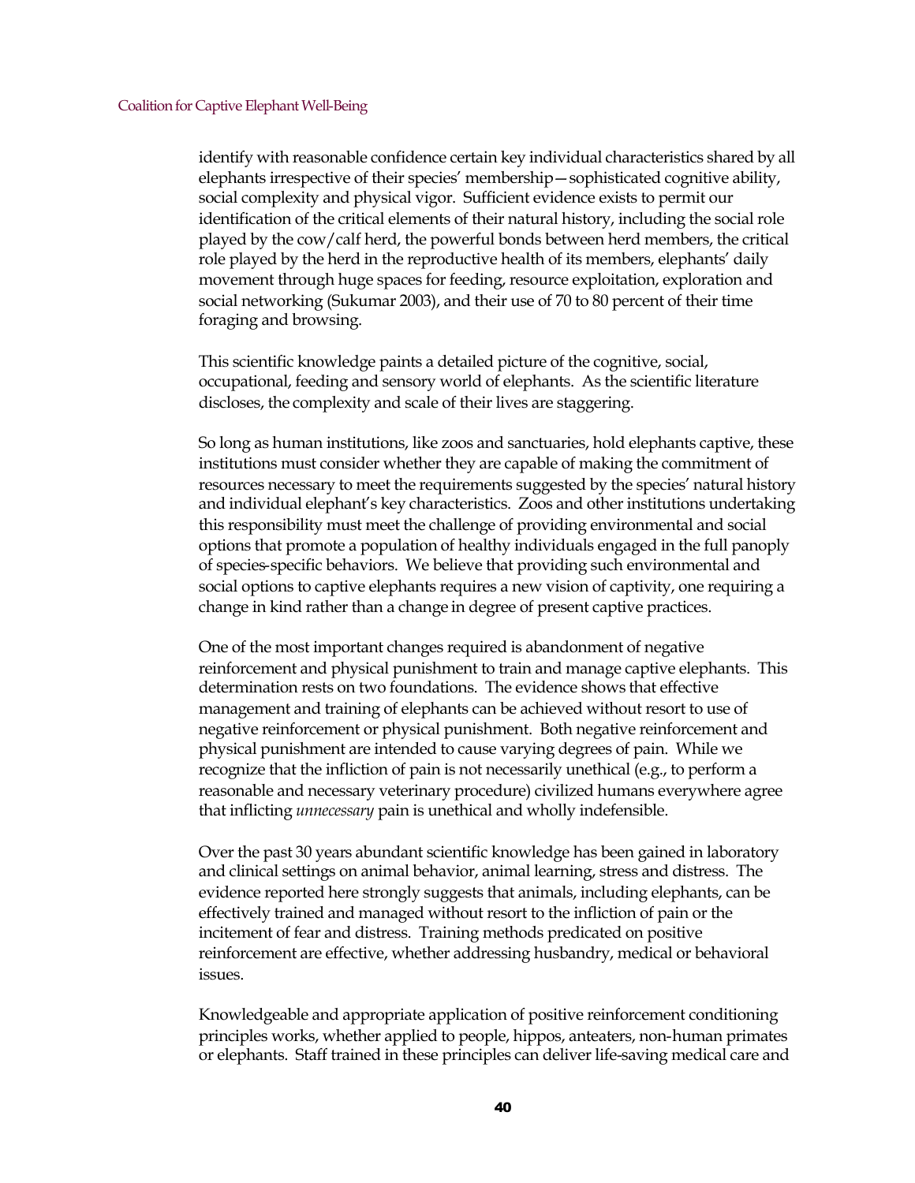identify with reasonable confidence certain key individual characteristics shared by all elephants irrespective of their species' membership—sophisticated cognitive ability, social complexity and physical vigor. Sufficient evidence exists to permit our identification of the critical elements of their natural history, including the social role played by the cow/calf herd, the powerful bonds between herd members, the critical role played by the herd in the reproductive health of its members, elephants' daily movement through huge spaces for feeding, resource exploitation, exploration and social networking (Sukumar 2003), and their use of 70 to 80 percent of their time foraging and browsing.

This scientific knowledge paints a detailed picture of the cognitive, social, occupational, feeding and sensory world of elephants. As the scientific literature discloses, the complexity and scale of their lives are staggering.

So long as human institutions, like zoos and sanctuaries, hold elephants captive, these institutions must consider whether they are capable of making the commitment of resources necessary to meet the requirements suggested by the species' natural history and individual elephant's key characteristics. Zoos and other institutions undertaking this responsibility must meet the challenge of providing environmental and social options that promote a population of healthy individuals engaged in the full panoply of species-specific behaviors. We believe that providing such environmental and social options to captive elephants requires a new vision of captivity, one requiring a change in kind rather than a change in degree of present captive practices.

One of the most important changes required is abandonment of negative reinforcement and physical punishment to train and manage captive elephants. This determination rests on two foundations. The evidence shows that effective management and training of elephants can be achieved without resort to use of negative reinforcement or physical punishment. Both negative reinforcement and physical punishment are intended to cause varying degrees of pain. While we recognize that the infliction of pain is not necessarily unethical (e.g., to perform a reasonable and necessary veterinary procedure) civilized humans everywhere agree that inflicting *unnecessary* pain is unethical and wholly indefensible.

Over the past 30 years abundant scientific knowledge has been gained in laboratory and clinical settings on animal behavior, animal learning, stress and distress. The evidence reported here strongly suggests that animals, including elephants, can be effectively trained and managed without resort to the infliction of pain or the incitement of fear and distress. Training methods predicated on positive reinforcement are effective, whether addressing husbandry, medical or behavioral issues.

Knowledgeable and appropriate application of positive reinforcement conditioning principles works, whether applied to people, hippos, anteaters, non-human primates or elephants. Staff trained in these principles can deliver life-saving medical care and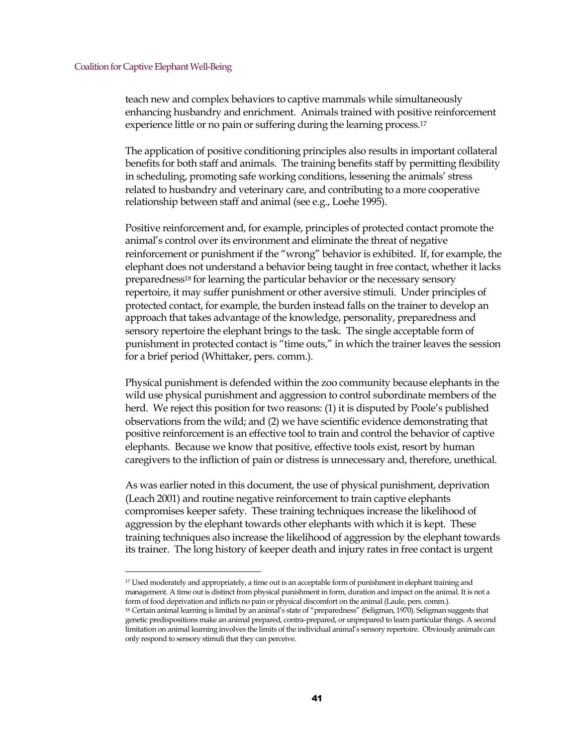teach new and complex behaviors to captive mammals while simultaneously enhancing husbandry and enrichment. Animals trained with positive reinforcement experience little or no pain or suffering during the learning process.[17]

The application of positive conditioning principles also results in important collateral benefits for both staff and animals. The training benefits staff by permitting flexibility in scheduling, promoting safe working conditions, lessening the animals' stress related to husbandry and veterinary care, and contributing to a more cooperative relationship between staff and animal (see e.g., Loehe 1995).

Positive reinforcement and, for example, principles of protected contact promote the animal's control over its environment and eliminate the threat of negative reinforcement or punishment if the "wrong" behavior is exhibited. If, for example, the elephant does not understand a behavior being taught in free contact, whether it lacks preparedness[18] for learning the particular behavior or the necessary sensory repertoire, it may suffer punishment or other aversive stimuli. Under principles of protected contact, for example, the burden instead falls on the trainer to develop an approach that takes advantage of the knowledge, personality, preparedness and sensory repertoire the elephant brings to the task. The single acceptable form of punishment in protected contact is "time outs," in which the trainer leaves the session for a brief period (Whittaker, pers. comm.).

Physical punishment is defended within the zoo community because elephants in the wild use physical punishment and aggression to control subordinate members of the herd. We reject this position for two reasons: (1) it is disputed by Poole's published observations from the wild; and (2) we have scientific evidence demonstrating that positive reinforcement is an effective tool to train and control the behavior of captive elephants. Because we know that positive, effective tools exist, resort by human caregivers to the infliction of pain or distress is unnecessary and, therefore, unethical.

As was earlier noted in this document, the use of physical punishment, deprivation (Leach 2001) and routine negative reinforcement to train captive elephants compromises keeper safety. These training techniques increase the likelihood of aggression by the elephant towards other elephants with which it is kept. These training techniques also increase the likelihood of aggression by the elephant towards its trainer. The long history of keeper death and injury rates in free contact is urgent

---

[17] Used moderately and appropriately, a time out is an acceptable form of punishment in elephant training and management. A time out is distinct from physical punishment in form, duration and impact on the animal. It is not a form of food deprivation and inflicts no pain or physical discomfort on the animal (Laule, pers. comm.).

[18] Certain animal learning is limited by an animal's state of "preparedness" (Seligman, 1970). Seligman suggests that genetic predispositions make an animal prepared, contra-prepared, or unprepared to learn particular things. A second limitation on animal learning involves the limits of the individual animal's sensory repertoire. Obviously animals can only respond to sensory stimuli that they can perceive.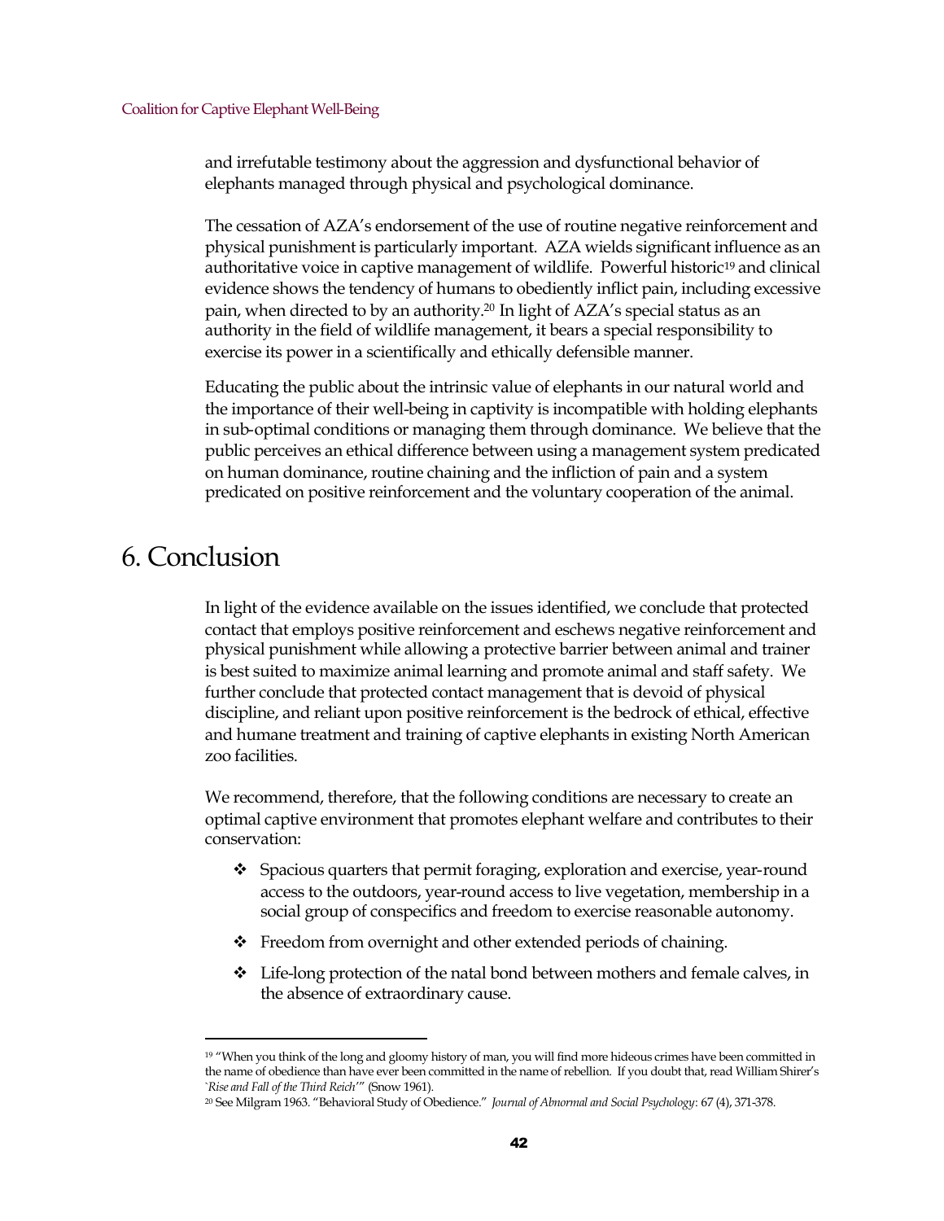and irrefutable testimony about the aggression and dysfunctional behavior of elephants managed through physical and psychological dominance.

The cessation of AZA's endorsement of the use of routine negative reinforcement and physical punishment is particularly important. AZA wields significant influence as an authoritative voice in captive management of wildlife. Powerful historic[19] and clinical evidence shows the tendency of humans to obediently inflict pain, including excessive pain, when directed to by an authority.[20] In light of AZA's special status as an authority in the field of wildlife management, it bears a special responsibility to exercise its power in a scientifically and ethically defensible manner.

Educating the public about the intrinsic value of elephants in our natural world and the importance of their well-being in captivity is incompatible with holding elephants in sub-optimal conditions or managing them through dominance. We believe that the public perceives an ethical difference between using a management system predicated on human dominance, routine chaining and the infliction of pain and a system predicated on positive reinforcement and the voluntary cooperation of the animal.

# 6. Conclusion

In light of the evidence available on the issues identified, we conclude that protected contact that employs positive reinforcement and eschews negative reinforcement and physical punishment while allowing a protective barrier between animal and trainer is best suited to maximize animal learning and promote animal and staff safety. We further conclude that protected contact management that is devoid of physical discipline, and reliant upon positive reinforcement is the bedrock of ethical, effective and humane treatment and training of captive elephants in existing North American zoo facilities.

We recommend, therefore, that the following conditions are necessary to create an optimal captive environment that promotes elephant welfare and contributes to their conservation:

- ❖ Spacious quarters that permit foraging, exploration and exercise, year-round access to the outdoors, year-round access to live vegetation, membership in a social group of conspecifics and freedom to exercise reasonable autonomy.
- ❖ Freedom from overnight and other extended periods of chaining.
- ❖ Life-long protection of the natal bond between mothers and female calves, in the absence of extraordinary cause.

---

[19] "When you think of the long and gloomy history of man, you will find more hideous crimes have been committed in the name of obedience than have ever been committed in the name of rebellion. If you doubt that, read William Shirer's '*Rise and Fall of the Third Reich*'" (Snow 1961).

[20] See Milgram 1963. "Behavioral Study of Obedience." *Journal of Abnormal and Social Psychology*: 67 (4), 371-378.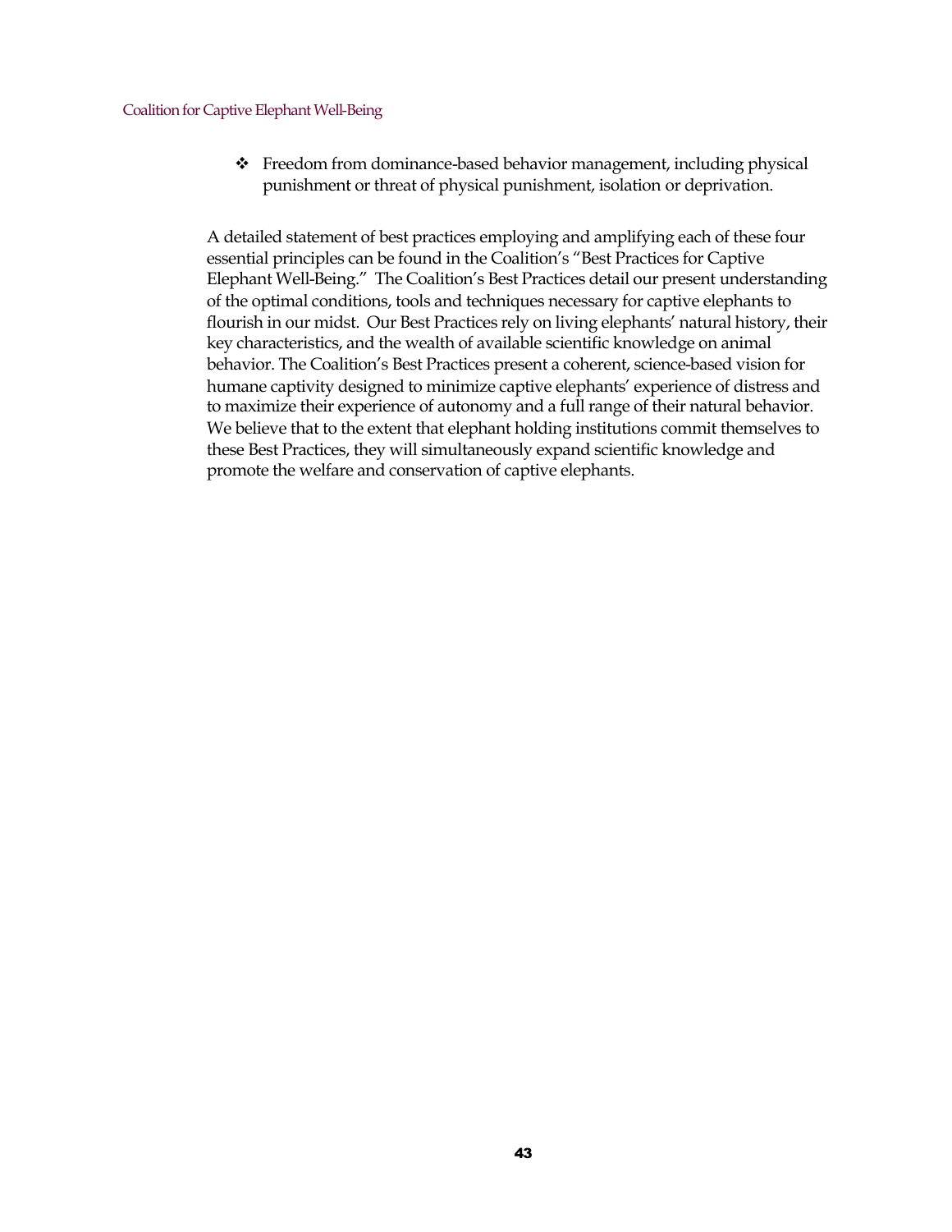- Freedom from dominance-based behavior management, including physical punishment or threat of physical punishment, isolation or deprivation.

A detailed statement of best practices employing and amplifying each of these four essential principles can be found in the Coalition's "Best Practices for Captive Elephant Well-Being." The Coalition's Best Practices detail our present understanding of the optimal conditions, tools and techniques necessary for captive elephants to flourish in our midst. Our Best Practices rely on living elephants' natural history, their key characteristics, and the wealth of available scientific knowledge on animal behavior. The Coalition's Best Practices present a coherent, science-based vision for humane captivity designed to minimize captive elephants' experience of distress and to maximize their experience of autonomy and a full range of their natural behavior. We believe that to the extent that elephant holding institutions commit themselves to these Best Practices, they will simultaneously expand scientific knowledge and promote the welfare and conservation of captive elephants.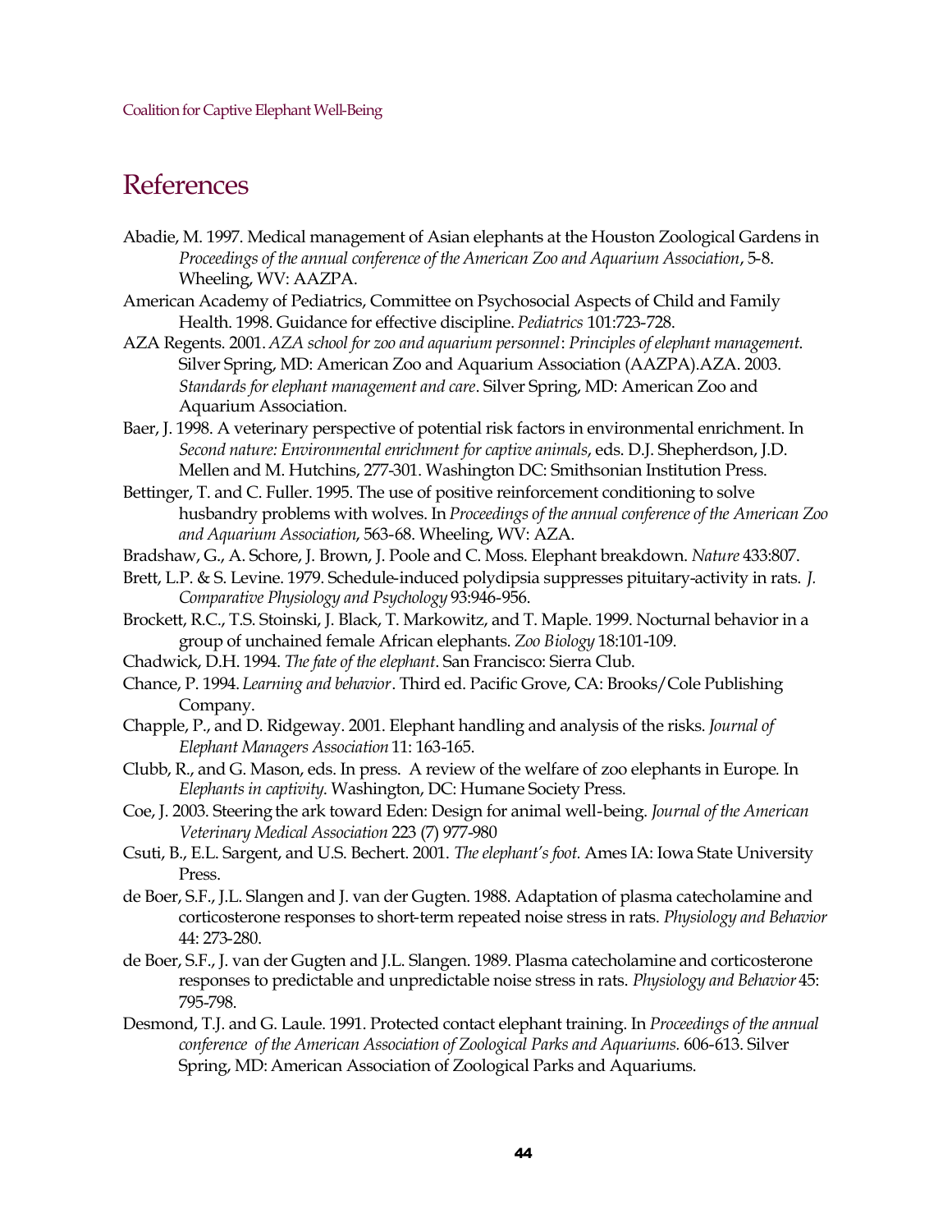# References

Abadie, M. 1997. Medical management of Asian elephants at the Houston Zoological Gardens in *Proceedings of the annual conference of the American Zoo and Aquarium Association*, 5-8. Wheeling, WV: AAZPA.

American Academy of Pediatrics, Committee on Psychosocial Aspects of Child and Family Health. 1998. Guidance for effective discipline. *Pediatrics* 101:723-728.

AZA Regents. 2001. *AZA school for zoo and aquarium personnel*: *Principles of elephant management.* Silver Spring, MD: American Zoo and Aquarium Association (AAZPA).AZA. 2003. *Standards for elephant management and care*. Silver Spring, MD: American Zoo and Aquarium Association.

Baer, J. 1998. A veterinary perspective of potential risk factors in environmental enrichment. In *Second nature: Environmental enrichment for captive animals*, eds. D.J. Shepherdson, J.D. Mellen and M. Hutchins, 277-301. Washington DC: Smithsonian Institution Press.

Bettinger, T. and C. Fuller. 1995. The use of positive reinforcement conditioning to solve husbandry problems with wolves. In *Proceedings of the annual conference of the American Zoo and Aquarium Association*, 563-68. Wheeling, WV: AZA.

Bradshaw, G., A. Schore, J. Brown, J. Poole and C. Moss. Elephant breakdown. *Nature* 433:807.

Brett, L.P. & S. Levine. 1979. Schedule-induced polydipsia suppresses pituitary-activity in rats. *J. Comparative Physiology and Psychology* 93:946-956.

Brockett, R.C., T.S. Stoinski, J. Black, T. Markowitz, and T. Maple. 1999. Nocturnal behavior in a group of unchained female African elephants. *Zoo Biology* 18:101-109.

Chadwick, D.H. 1994. *The fate of the elephant*. San Francisco: Sierra Club.

Chance, P. 1994. *Learning and behavior*. Third ed. Pacific Grove, CA: Brooks/Cole Publishing Company.

Chapple, P., and D. Ridgeway. 2001. Elephant handling and analysis of the risks. *Journal of Elephant Managers Association* 11: 163-165.

Clubb, R., and G. Mason, eds. In press. A review of the welfare of zoo elephants in Europe. In *Elephants in captivity*. Washington, DC: Humane Society Press.

Coe, J. 2003. Steering the ark toward Eden: Design for animal well-being. *Journal of the American Veterinary Medical Association* 223 (7) 977-980

Csuti, B., E.L. Sargent, and U.S. Bechert. 2001. *The elephant's foot.* Ames IA: Iowa State University Press.

de Boer, S.F., J.L. Slangen and J. van der Gugten. 1988. Adaptation of plasma catecholamine and corticosterone responses to short-term repeated noise stress in rats. *Physiology and Behavior* 44: 273-280.

de Boer, S.F., J. van der Gugten and J.L. Slangen. 1989. Plasma catecholamine and corticosterone responses to predictable and unpredictable noise stress in rats. *Physiology and Behavior* 45: 795-798.

Desmond, T.J. and G. Laule. 1991. Protected contact elephant training. In *Proceedings of the annual conference of the American Association of Zoological Parks and Aquariums.* 606-613. Silver Spring, MD: American Association of Zoological Parks and Aquariums.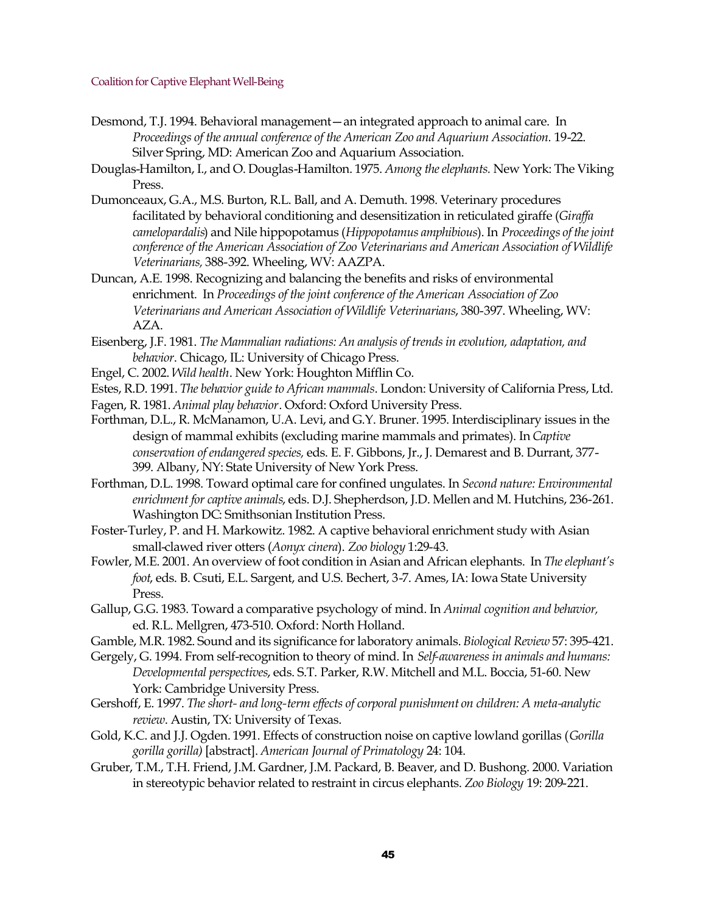Desmond, T.J. 1994. Behavioral management—an integrated approach to animal care. In *Proceedings of the annual conference of the American Zoo and Aquarium Association.* 19-22. Silver Spring, MD: American Zoo and Aquarium Association.

Douglas-Hamilton, I., and O. Douglas-Hamilton. 1975. *Among the elephants.* New York: The Viking Press.

Dumonceaux, G.A., M.S. Burton, R.L. Ball, and A. Demuth. 1998. Veterinary procedures facilitated by behavioral conditioning and desensitization in reticulated giraffe (*Giraffa camelopardalis*) and Nile hippopotamus (*Hippopotamus amphibious*). In *Proceedings of the joint conference of the American Association of Zoo Veterinarians and American Association of Wildlife Veterinarians,* 388-392. Wheeling, WV: AAZPA.

Duncan, A.E. 1998. Recognizing and balancing the benefits and risks of environmental enrichment. In *Proceedings of the joint conference of the American Association of Zoo Veterinarians and American Association of Wildlife Veterinarians*, 380-397. Wheeling, WV: AZA.

Eisenberg, J.F. 1981. *The Mammalian radiations: An analysis of trends in evolution, adaptation, and behavior*. Chicago, IL: University of Chicago Press.

Engel, C. 2002. *Wild health*. New York: Houghton Mifflin Co.

Estes, R.D. 1991. *The behavior guide to African mammals*. London: University of California Press, Ltd.

Fagen, R. 1981. *Animal play behavior*. Oxford: Oxford University Press.

Forthman, D.L., R. McManamon, U.A. Levi, and G.Y. Bruner. 1995. Interdisciplinary issues in the design of mammal exhibits (excluding marine mammals and primates). In *Captive conservation of endangered species,* eds. E. F. Gibbons, Jr., J. Demarest and B. Durrant, 377-399. Albany, NY: State University of New York Press.

Forthman, D.L. 1998. Toward optimal care for confined ungulates. In *Second nature: Environmental enrichment for captive animals*, eds. D.J. Shepherdson, J.D. Mellen and M. Hutchins, 236-261. Washington DC: Smithsonian Institution Press.

Foster-Turley, P. and H. Markowitz. 1982. A captive behavioral enrichment study with Asian small-clawed river otters (*Aonyx cinera*). *Zoo biology* 1:29-43.

Fowler, M.E. 2001. An overview of foot condition in Asian and African elephants. In *The elephant's foot*, eds. B. Csuti, E.L. Sargent, and U.S. Bechert, 3-7. Ames, IA: Iowa State University Press.

Gallup, G.G. 1983. Toward a comparative psychology of mind. In *Animal cognition and behavior,* ed. R.L. Mellgren, 473-510. Oxford: North Holland.

Gamble, M.R. 1982. Sound and its significance for laboratory animals. *Biological Review* 57: 395-421.

Gergely, G. 1994. From self-recognition to theory of mind. In *Self-awareness in animals and humans: Developmental perspectives*, eds. S.T. Parker, R.W. Mitchell and M.L. Boccia, 51-60. New York: Cambridge University Press.

Gershoff, E. 1997. *The short- and long-term effects of corporal punishment on children: A meta-analytic review*. Austin, TX: University of Texas.

Gold, K.C. and J.J. Ogden. 1991. Effects of construction noise on captive lowland gorillas (*Gorilla gorilla gorilla)* [abstract]. *American Journal of Primatology* 24: 104.

Gruber, T.M., T.H. Friend, J.M. Gardner, J.M. Packard, B. Beaver, and D. Bushong. 2000. Variation in stereotypic behavior related to restraint in circus elephants. *Zoo Biology* 19: 209-221.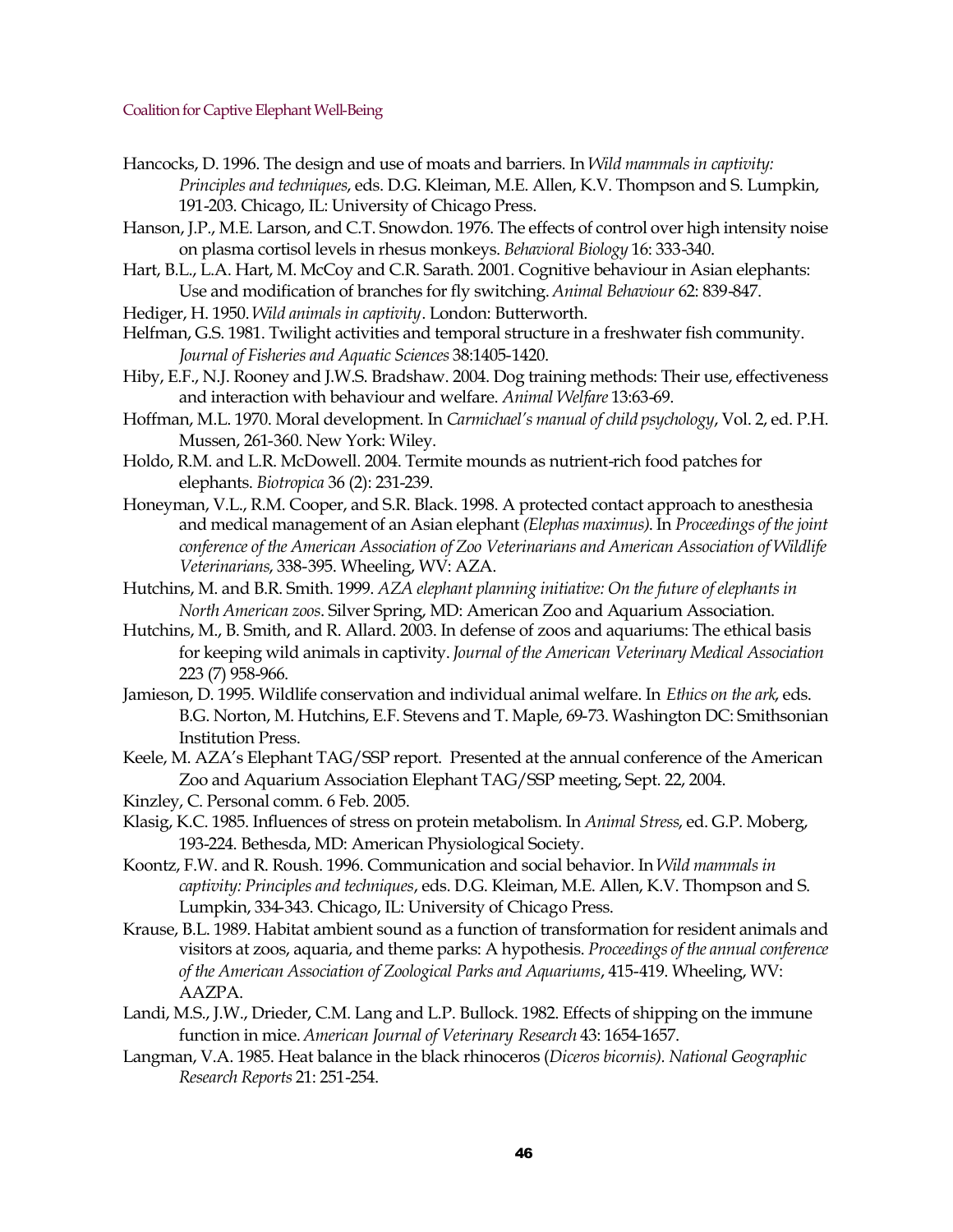Hancocks, D. 1996. The design and use of moats and barriers. In *Wild mammals in captivity: Principles and techniques*, eds. D.G. Kleiman, M.E. Allen, K.V. Thompson and S. Lumpkin, 191-203. Chicago, IL: University of Chicago Press.

Hanson, J.P., M.E. Larson, and C.T. Snowdon. 1976. The effects of control over high intensity noise on plasma cortisol levels in rhesus monkeys. *Behavioral Biology* 16: 333-340.

Hart, B.L., L.A. Hart, M. McCoy and C.R. Sarath. 2001. Cognitive behaviour in Asian elephants: Use and modification of branches for fly switching. *Animal Behaviour* 62: 839-847.

Hediger, H. 1950. *Wild animals in captivity*. London: Butterworth.

Helfman, G.S. 1981. Twilight activities and temporal structure in a freshwater fish community. *Journal of Fisheries and Aquatic Sciences* 38:1405-1420.

Hiby, E.F., N.J. Rooney and J.W.S. Bradshaw. 2004. Dog training methods: Their use, effectiveness and interaction with behaviour and welfare. *Animal Welfare* 13:63-69.

Hoffman, M.L. 1970. Moral development. In *Carmichael's manual of child psychology*, Vol. 2, ed. P.H. Mussen, 261-360. New York: Wiley.

Holdo, R.M. and L.R. McDowell. 2004. Termite mounds as nutrient-rich food patches for elephants. *Biotropica* 36 (2): 231-239.

Honeyman, V.L., R.M. Cooper, and S.R. Black. 1998. A protected contact approach to anesthesia and medical management of an Asian elephant *(Elephas maximus)*. In *Proceedings of the joint conference of the American Association of Zoo Veterinarians and American Association of Wildlife Veterinarians*, 338-395. Wheeling, WV: AZA.

Hutchins, M. and B.R. Smith. 1999. *AZA elephant planning initiative: On the future of elephants in North American zoos*. Silver Spring, MD: American Zoo and Aquarium Association.

Hutchins, M., B. Smith, and R. Allard. 2003. In defense of zoos and aquariums: The ethical basis for keeping wild animals in captivity. *Journal of the American Veterinary Medical Association* 223 (7) 958-966.

Jamieson, D. 1995. Wildlife conservation and individual animal welfare. In *Ethics on the ark*, eds. B.G. Norton, M. Hutchins, E.F. Stevens and T. Maple, 69-73. Washington DC: Smithsonian Institution Press.

Keele, M. AZA's Elephant TAG/SSP report. Presented at the annual conference of the American Zoo and Aquarium Association Elephant TAG/SSP meeting, Sept. 22, 2004.

Kinzley, C. Personal comm. 6 Feb. 2005.

Klasig, K.C. 1985. Influences of stress on protein metabolism. In *Animal Stress*, ed. G.P. Moberg, 193-224. Bethesda, MD: American Physiological Society.

Koontz, F.W. and R. Roush. 1996. Communication and social behavior. In *Wild mammals in captivity: Principles and techniques*, eds. D.G. Kleiman, M.E. Allen, K.V. Thompson and S. Lumpkin, 334-343. Chicago, IL: University of Chicago Press.

Krause, B.L. 1989. Habitat ambient sound as a function of transformation for resident animals and visitors at zoos, aquaria, and theme parks: A hypothesis. *Proceedings of the annual conference of the American Association of Zoological Parks and Aquariums*, 415-419. Wheeling, WV: AAZPA.

Landi, M.S., J.W., Drieder, C.M. Lang and L.P. Bullock. 1982. Effects of shipping on the immune function in mice. *American Journal of Veterinary Research* 43: 1654-1657.

Langman, V.A. 1985. Heat balance in the black rhinoceros (*Diceros bicornis). National Geographic Research Reports* 21: 251-254.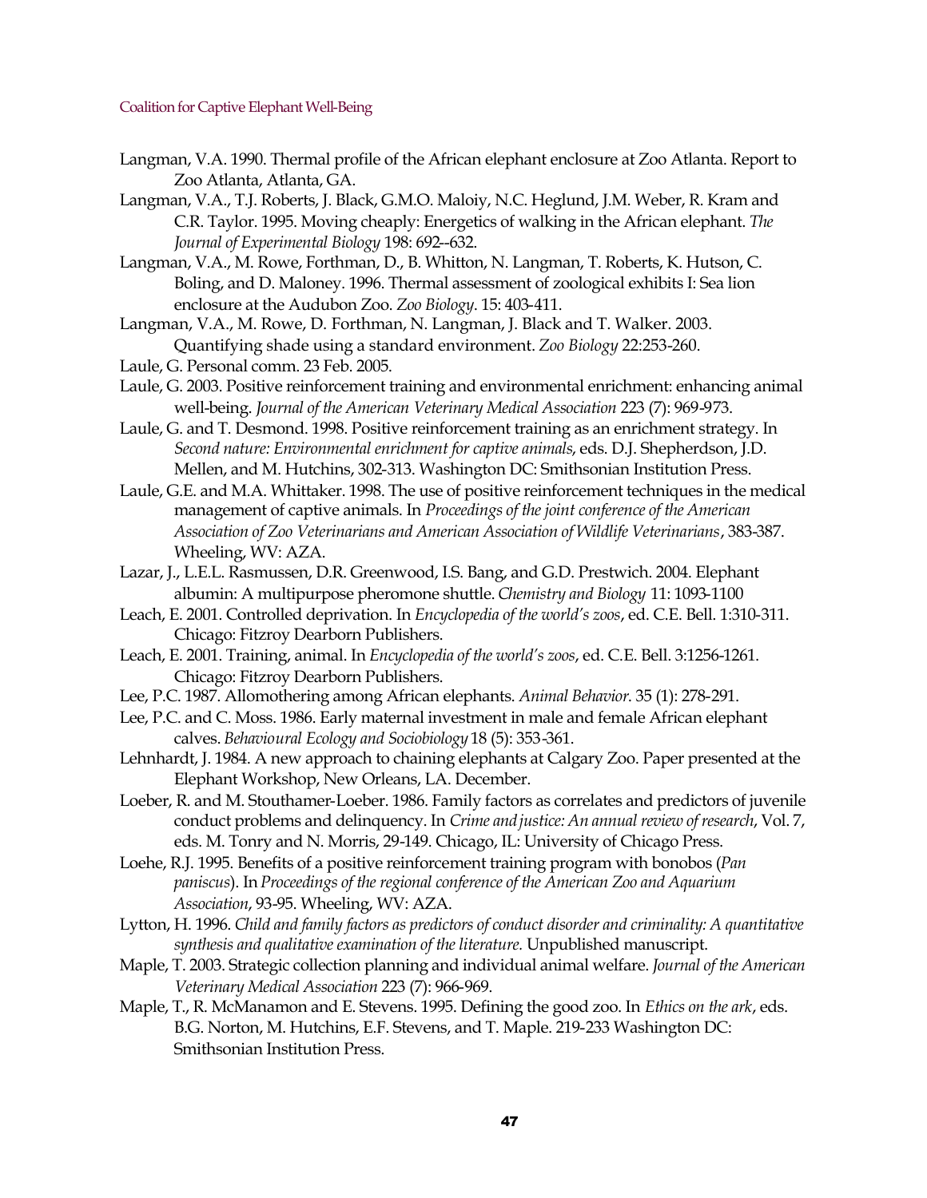Langman, V.A. 1990. Thermal profile of the African elephant enclosure at Zoo Atlanta. Report to Zoo Atlanta, Atlanta, GA.

Langman, V.A., T.J. Roberts, J. Black, G.M.O. Maloiy, N.C. Heglund, J.M. Weber, R. Kram and C.R. Taylor. 1995. Moving cheaply: Energetics of walking in the African elephant. *The Journal of Experimental Biology* 198: 692--632.

Langman, V.A., M. Rowe, Forthman, D., B. Whitton, N. Langman, T. Roberts, K. Hutson, C. Boling, and D. Maloney. 1996. Thermal assessment of zoological exhibits I: Sea lion enclosure at the Audubon Zoo. *Zoo Biology*. 15: 403-411.

Langman, V.A., M. Rowe, D. Forthman, N. Langman, J. Black and T. Walker. 2003. Quantifying shade using a standard environment. *Zoo Biology* 22:253-260.

Laule, G. Personal comm. 23 Feb. 2005.

Laule, G. 2003. Positive reinforcement training and environmental enrichment: enhancing animal well-being. *Journal of the American Veterinary Medical Association* 223 (7): 969-973.

Laule, G. and T. Desmond. 1998. Positive reinforcement training as an enrichment strategy. In *Second nature: Environmental enrichment for captive animals*, eds. D.J. Shepherdson, J.D. Mellen, and M. Hutchins, 302-313. Washington DC: Smithsonian Institution Press.

Laule, G.E. and M.A. Whittaker. 1998. The use of positive reinforcement techniques in the medical management of captive animals. In *Proceedings of the joint conference of the American Association of Zoo Veterinarians and American Association of Wildlife Veterinarians*, 383-387. Wheeling, WV: AZA.

Lazar, J., L.E.L. Rasmussen, D.R. Greenwood, I.S. Bang, and G.D. Prestwich. 2004. Elephant albumin: A multipurpose pheromone shuttle. *Chemistry and Biology* 11: 1093-1100

Leach, E. 2001. Controlled deprivation. In *Encyclopedia of the world's zoos*, ed. C.E. Bell. 1:310-311. Chicago: Fitzroy Dearborn Publishers.

Leach, E. 2001. Training, animal. In *Encyclopedia of the world's zoos*, ed. C.E. Bell. 3:1256-1261. Chicago: Fitzroy Dearborn Publishers.

Lee, P.C. 1987. Allomothering among African elephants. *Animal Behavior*. 35 (1): 278-291.

Lee, P.C. and C. Moss. 1986. Early maternal investment in male and female African elephant calves. *Behavioural Ecology and Sociobiology* 18 (5): 353-361.

Lehnhardt, J. 1984. A new approach to chaining elephants at Calgary Zoo. Paper presented at the Elephant Workshop, New Orleans, LA. December.

Loeber, R. and M. Stouthamer-Loeber. 1986. Family factors as correlates and predictors of juvenile conduct problems and delinquency. In *Crime and justice: An annual review of research*, Vol. 7, eds. M. Tonry and N. Morris, 29-149. Chicago, IL: University of Chicago Press.

Loehe, R.J. 1995. Benefits of a positive reinforcement training program with bonobos (*Pan paniscus*). In *Proceedings of the regional conference of the American Zoo and Aquarium Association*, 93-95. Wheeling, WV: AZA.

Lytton, H. 1996. *Child and family factors as predictors of conduct disorder and criminality: A quantitative synthesis and qualitative examination of the literature.* Unpublished manuscript.

Maple, T. 2003. Strategic collection planning and individual animal welfare. *Journal of the American Veterinary Medical Association* 223 (7): 966-969.

Maple, T., R. McManamon and E. Stevens. 1995. Defining the good zoo. In *Ethics on the ark*, eds. B.G. Norton, M. Hutchins, E.F. Stevens, and T. Maple. 219-233 Washington DC: Smithsonian Institution Press.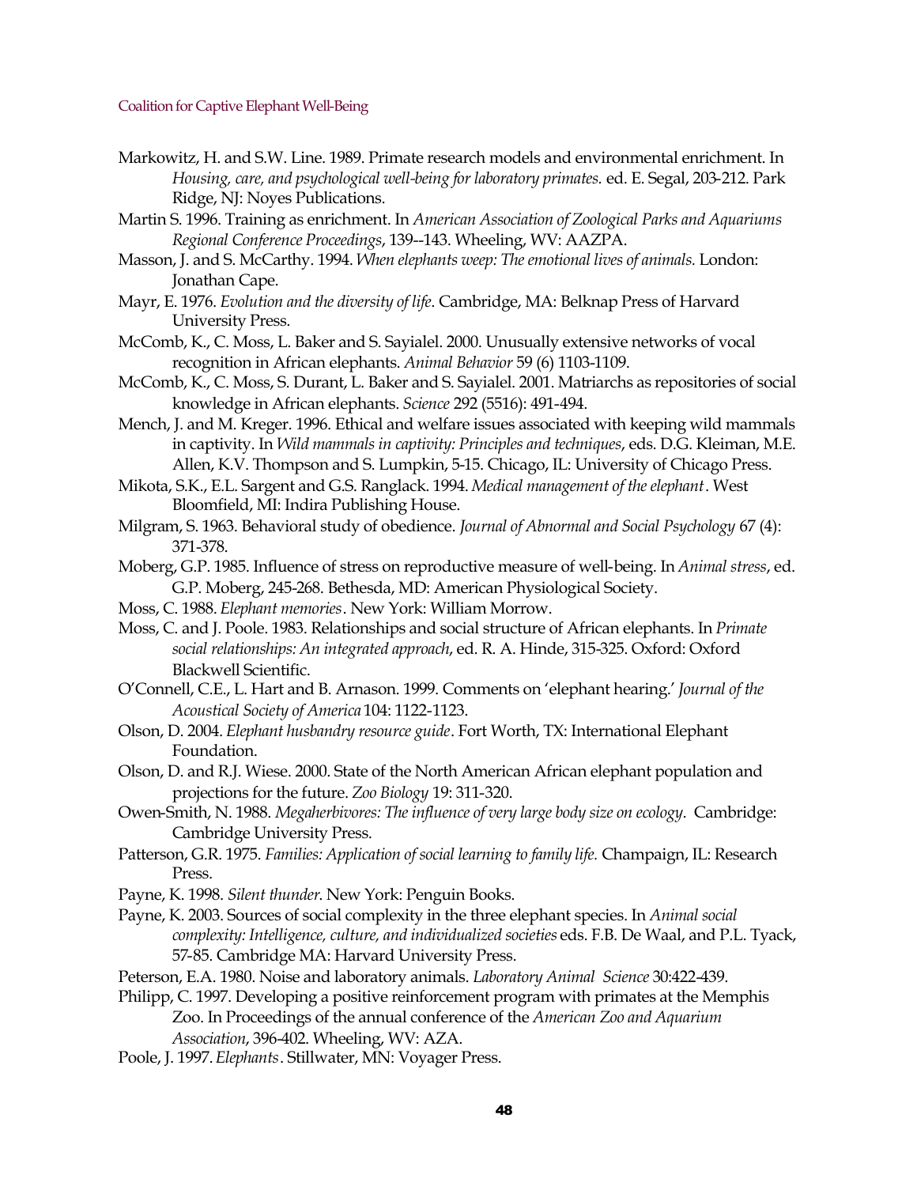Markowitz, H. and S.W. Line. 1989. Primate research models and environmental enrichment. In *Housing, care, and psychological well-being for laboratory primates.* ed. E. Segal, 203-212. Park Ridge, NJ: Noyes Publications.

Martin S. 1996. Training as enrichment. In *American Association of Zoological Parks and Aquariums Regional Conference Proceedings*, 139--143. Wheeling, WV: AAZPA.

Masson, J. and S. McCarthy. 1994. *When elephants weep: The emotional lives of animals.* London: Jonathan Cape.

Mayr, E. 1976. *Evolution and the diversity of life*. Cambridge, MA: Belknap Press of Harvard University Press.

McComb, K., C. Moss, L. Baker and S. Sayialel. 2000. Unusually extensive networks of vocal recognition in African elephants. *Animal Behavior* 59 (6) 1103-1109.

McComb, K., C. Moss, S. Durant, L. Baker and S. Sayialel. 2001. Matriarchs as repositories of social knowledge in African elephants. *Science* 292 (5516): 491-494.

Mench, J. and M. Kreger. 1996. Ethical and welfare issues associated with keeping wild mammals in captivity. In *Wild mammals in captivity: Principles and techniques*, eds. D.G. Kleiman, M.E. Allen, K.V. Thompson and S. Lumpkin, 5-15. Chicago, IL: University of Chicago Press.

Mikota, S.K., E.L. Sargent and G.S. Ranglack. 1994. *Medical management of the elephant*. West Bloomfield, MI: Indira Publishing House.

Milgram, S. 1963. Behavioral study of obedience. *Journal of Abnormal and Social Psychology* 67 (4): 371-378.

Moberg, G.P. 1985. Influence of stress on reproductive measure of well-being. In *Animal stress*, ed. G.P. Moberg, 245-268. Bethesda, MD: American Physiological Society.

Moss, C. 1988. *Elephant memories*. New York: William Morrow.

Moss, C. and J. Poole. 1983. Relationships and social structure of African elephants. In *Primate social relationships: An integrated approach*, ed. R. A. Hinde, 315-325. Oxford: Oxford Blackwell Scientific.

O'Connell, C.E., L. Hart and B. Arnason. 1999. Comments on 'elephant hearing.' *Journal of the Acoustical Society of America* 104: 1122-1123.

Olson, D. 2004. *Elephant husbandry resource guide*. Fort Worth, TX: International Elephant Foundation.

Olson, D. and R.J. Wiese. 2000. State of the North American African elephant population and projections for the future. *Zoo Biology* 19: 311-320.

Owen-Smith, N. 1988. *Megaherbivores: The influence of very large body size on ecology*. Cambridge: Cambridge University Press.

Patterson, G.R. 1975. *Families: Application of social learning to family life.* Champaign, IL: Research Press.

Payne, K. 1998. *Silent thunder.* New York: Penguin Books.

Payne, K. 2003. Sources of social complexity in the three elephant species. In *Animal social complexity: Intelligence, culture, and individualized societies* eds. F.B. De Waal, and P.L. Tyack, 57-85. Cambridge MA: Harvard University Press.

Peterson, E.A. 1980. Noise and laboratory animals. *Laboratory Animal Science* 30:422-439.

Philipp, C. 1997. Developing a positive reinforcement program with primates at the Memphis Zoo. In Proceedings of the annual conference of the *American Zoo and Aquarium Association*, 396-402. Wheeling, WV: AZA.

Poole, J. 1997. *Elephants*. Stillwater, MN: Voyager Press.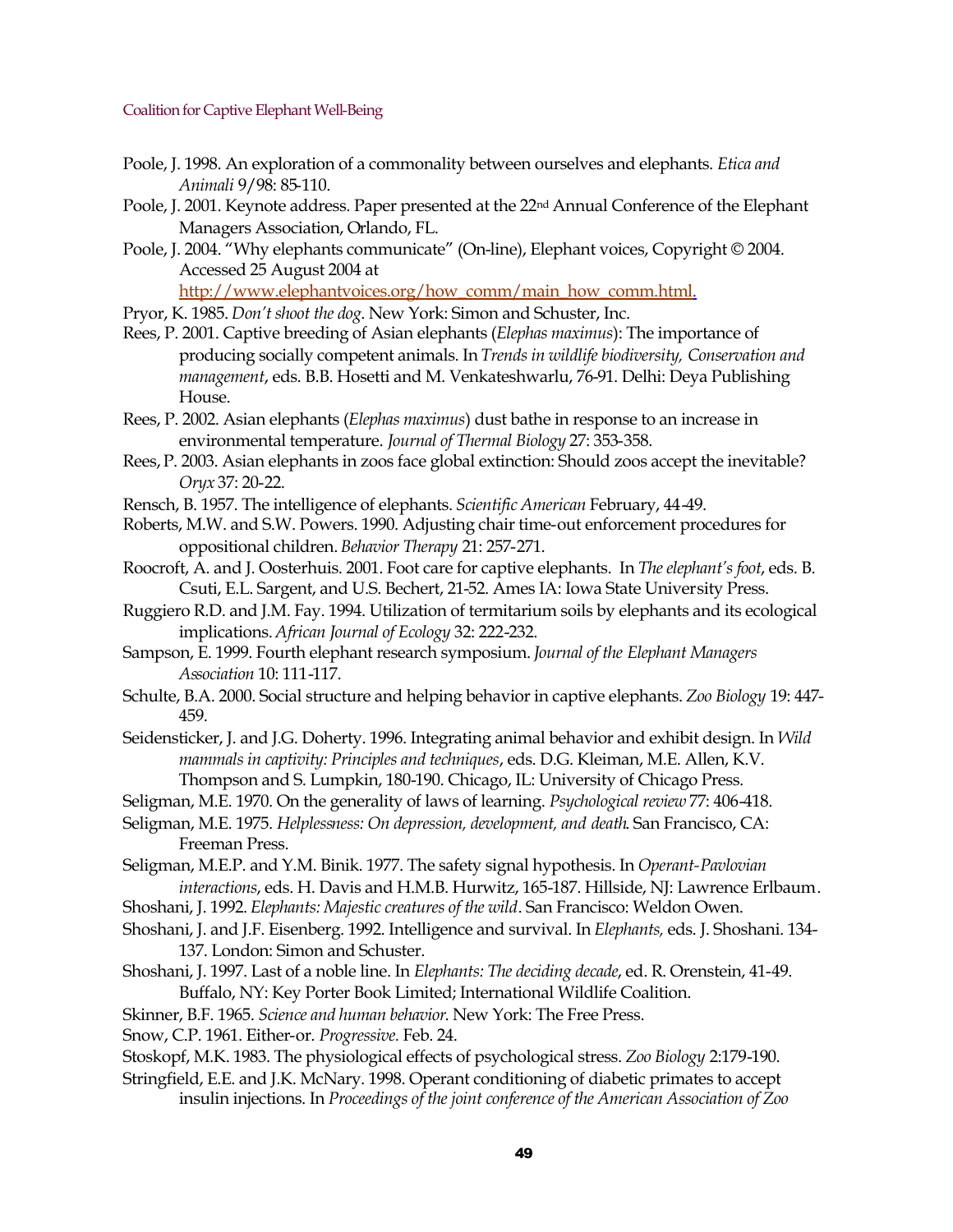Poole, J. 1998. An exploration of a commonality between ourselves and elephants. *Etica and Animali* 9/98: 85-110.

Poole, J. 2001. Keynote address. Paper presented at the 22nd Annual Conference of the Elephant Managers Association, Orlando, FL.

Poole, J. 2004. "Why elephants communicate" (On-line), Elephant voices, Copyright © 2004. Accessed 25 August 2004 at http://www.elephantvoices.org/how_comm/main_how_comm.html.

Pryor, K. 1985. *Don't shoot the dog*. New York: Simon and Schuster, Inc.

Rees, P. 2001. Captive breeding of Asian elephants (*Elephas maximus*): The importance of producing socially competent animals. In *Trends in wildlife biodiversity, Conservation and management*, eds. B.B. Hosetti and M. Venkateshwarlu, 76-91. Delhi: Deya Publishing House.

Rees, P. 2002. Asian elephants (*Elephas maximus*) dust bathe in response to an increase in environmental temperature. *Journal of Thermal Biology* 27: 353-358.

Rees, P. 2003. Asian elephants in zoos face global extinction: Should zoos accept the inevitable? *Oryx* 37: 20-22.

Rensch, B. 1957. The intelligence of elephants. *Scientific American* February, 44-49.

Roberts, M.W. and S.W. Powers. 1990. Adjusting chair time-out enforcement procedures for oppositional children. *Behavior Therapy* 21: 257-271.

Roocroft, A. and J. Oosterhuis. 2001. Foot care for captive elephants. In *The elephant's foot*, eds. B. Csuti, E.L. Sargent, and U.S. Bechert, 21-52. Ames IA: Iowa State University Press.

Ruggiero R.D. and J.M. Fay. 1994. Utilization of termitarium soils by elephants and its ecological implications. *African Journal of Ecology* 32: 222-232.

Sampson, E. 1999. Fourth elephant research symposium. *Journal of the Elephant Managers Association* 10: 111-117.

Schulte, B.A. 2000. Social structure and helping behavior in captive elephants. *Zoo Biology* 19: 447-459.

Seidensticker, J. and J.G. Doherty. 1996. Integrating animal behavior and exhibit design. In *Wild mammals in captivity: Principles and techniques*, eds. D.G. Kleiman, M.E. Allen, K.V. Thompson and S. Lumpkin, 180-190. Chicago, IL: University of Chicago Press.

Seligman, M.E. 1970. On the generality of laws of learning. *Psychological review* 77: 406-418.

Seligman, M.E. 1975. *Helplessness: On depression, development, and death*. San Francisco, CA: Freeman Press.

Seligman, M.E.P. and Y.M. Binik. 1977. The safety signal hypothesis. In *Operant-Pavlovian interactions*, eds. H. Davis and H.M.B. Hurwitz, 165-187. Hillside, NJ: Lawrence Erlbaum.

Shoshani, J. 1992. *Elephants: Majestic creatures of the wild*. San Francisco: Weldon Owen.

Shoshani, J. and J.F. Eisenberg. 1992. Intelligence and survival. In *Elephants,* eds. J. Shoshani. 134-137. London: Simon and Schuster.

Shoshani, J. 1997. Last of a noble line. In *Elephants: The deciding decade*, ed. R. Orenstein, 41-49. Buffalo, NY: Key Porter Book Limited; International Wildlife Coalition.

Skinner, B.F. 1965. *Science and human behavior*. New York: The Free Press.

Snow, C.P. 1961. Either-or. *Progressive*. Feb. 24.

Stoskopf, M.K. 1983. The physiological effects of psychological stress. *Zoo Biology* 2:179-190.

Stringfield, E.E. and J.K. McNary. 1998. Operant conditioning of diabetic primates to accept insulin injections. In *Proceedings of the joint conference of the American Association of Zoo*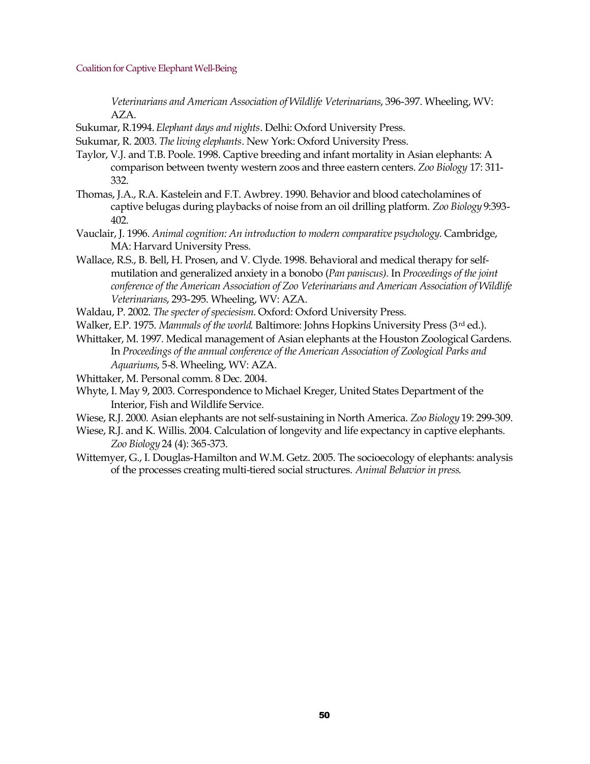*Veterinarians and American Association of Wildlife Veterinarians*, 396-397. Wheeling, WV: AZA.

Sukumar, R.1994. *Elephant days and nights*. Delhi: Oxford University Press.

Sukumar, R. 2003. *The living elephants*. New York: Oxford University Press.

Taylor, V.J. and T.B. Poole. 1998. Captive breeding and infant mortality in Asian elephants: A comparison between twenty western zoos and three eastern centers. *Zoo Biology* 17: 311-332.

Thomas, J.A., R.A. Kastelein and F.T. Awbrey. 1990. Behavior and blood catecholamines of captive belugas during playbacks of noise from an oil drilling platform. *Zoo Biology* 9:393-402.

Vauclair, J. 1996. *Animal cognition: An introduction to modern comparative psychology*. Cambridge, MA: Harvard University Press.

Wallace, R.S., B. Bell, H. Prosen, and V. Clyde. 1998. Behavioral and medical therapy for self-mutilation and generalized anxiety in a bonobo (*Pan paniscus).* In *Proceedings of the joint conference of the American Association of Zoo Veterinarians and American Association of Wildlife Veterinarians*, 293-295. Wheeling, WV: AZA.

Waldau, P. 2002. *The specter of speciesism*. Oxford: Oxford University Press.

Walker, E.P. 1975. *Mammals of the world*. Baltimore: Johns Hopkins University Press (3rd ed.).

Whittaker, M. 1997. Medical management of Asian elephants at the Houston Zoological Gardens. In *Proceedings of the annual conference of the American Association of Zoological Parks and Aquariums*, 5-8. Wheeling, WV: AZA.

Whittaker, M. Personal comm. 8 Dec. 2004.

Whyte, I. May 9, 2003. Correspondence to Michael Kreger, United States Department of the Interior, Fish and Wildlife Service.

Wiese, R.J. 2000. Asian elephants are not self-sustaining in North America. *Zoo Biology* 19: 299-309.

Wiese, R.J. and K. Willis. 2004. Calculation of longevity and life expectancy in captive elephants. *Zoo Biology* 24 (4): 365-373.

Wittemyer, G., I. Douglas-Hamilton and W.M. Getz. 2005. The socioecology of elephants: analysis of the processes creating multi-tiered social structures. *Animal Behavior in press*.